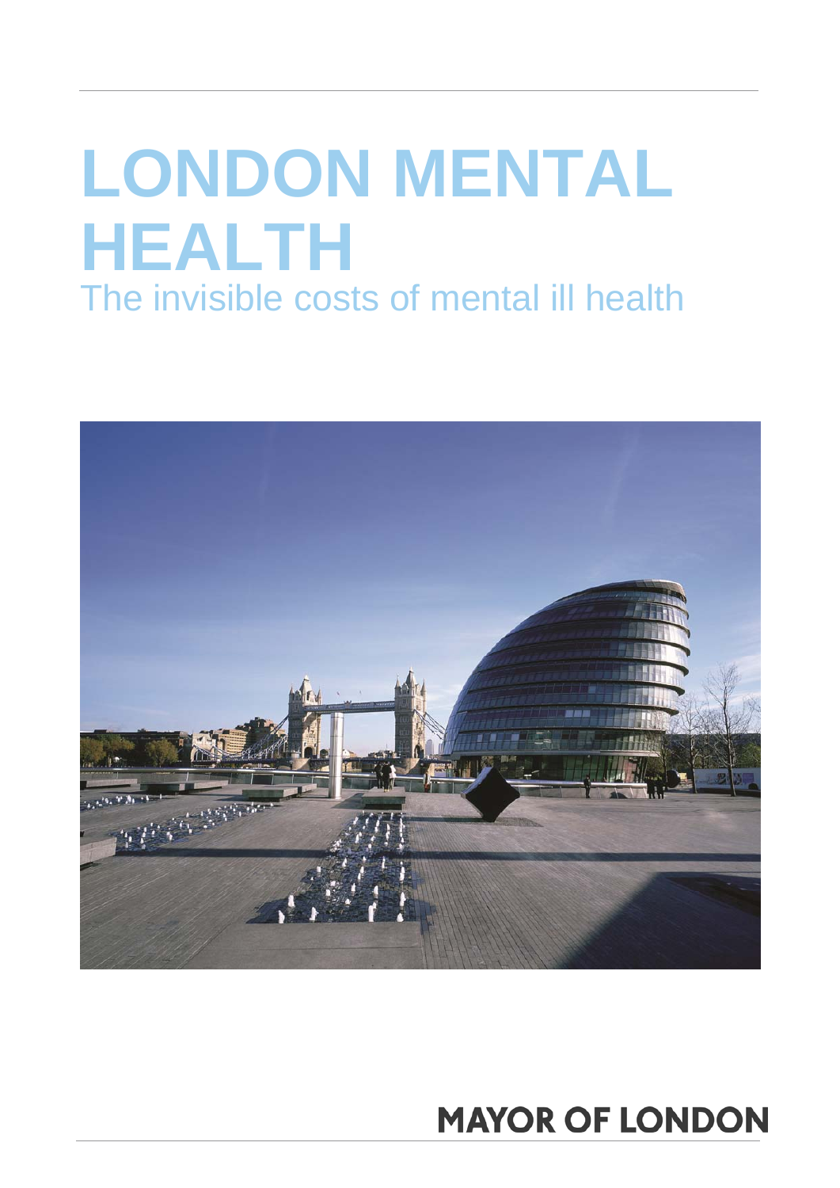# LONDON MENTAL HEALTH

## The invisible costs of mental ill health

MAYOR OF LONDON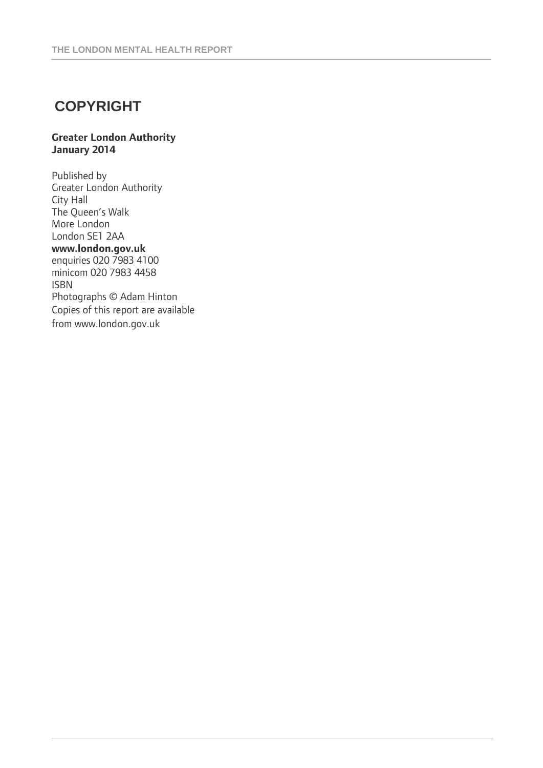# COPYRIGHT

**Greater London Authority**
**January 2014**

Published by
Greater London Authority
City Hall
The Queen's Walk
More London
London SE1 2AA
**www.london.gov.uk**
enquiries 020 7983 4100
minicom 020 7983 4458
ISBN
Photographs © Adam Hinton
Copies of this report are available from www.london.gov.uk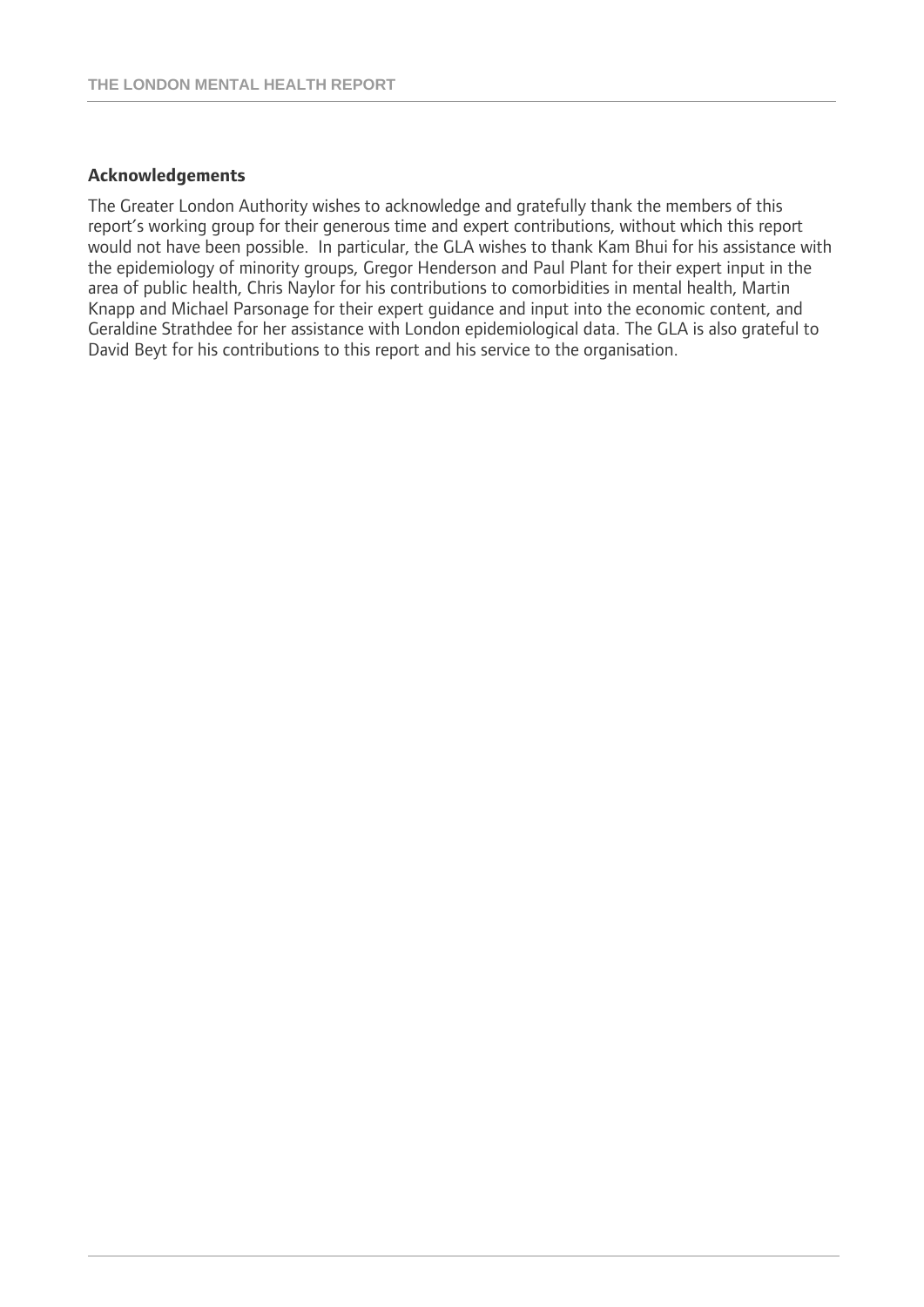## Acknowledgements

The Greater London Authority wishes to acknowledge and gratefully thank the members of this report's working group for their generous time and expert contributions, without which this report would not have been possible. In particular, the GLA wishes to thank Kam Bhui for his assistance with the epidemiology of minority groups, Gregor Henderson and Paul Plant for their expert input in the area of public health, Chris Naylor for his contributions to comorbidities in mental health, Martin Knapp and Michael Parsonage for their expert guidance and input into the economic content, and Geraldine Strathdee for her assistance with London epidemiological data. The GLA is also grateful to David Beyt for his contributions to this report and his service to the organisation.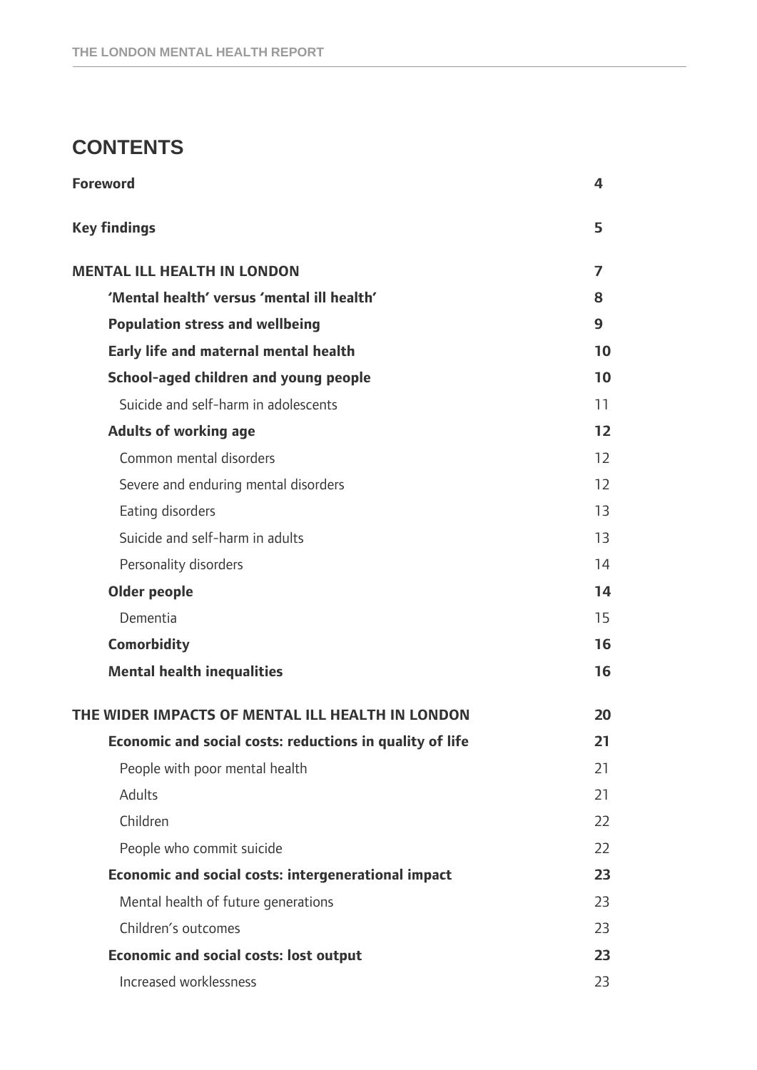# CONTENTS

| | |
|---|---|
| **Foreword** | **4** |
| **Key findings** | **5** |
| **MENTAL ILL HEALTH IN LONDON** | **7** |
| **'Mental health' versus 'mental ill health'** | **8** |
| **Population stress and wellbeing** | **9** |
| **Early life and maternal mental health** | **10** |
| **School-aged children and young people** | **10** |
| Suicide and self-harm in adolescents | 11 |
| **Adults of working age** | **12** |
| Common mental disorders | 12 |
| Severe and enduring mental disorders | 12 |
| Eating disorders | 13 |
| Suicide and self-harm in adults | 13 |
| Personality disorders | 14 |
| **Older people** | **14** |
| Dementia | 15 |
| **Comorbidity** | **16** |
| **Mental health inequalities** | **16** |
| **THE WIDER IMPACTS OF MENTAL ILL HEALTH IN LONDON** | **20** |
| **Economic and social costs: reductions in quality of life** | **21** |
| People with poor mental health | 21 |
| Adults | 21 |
| Children | 22 |
| People who commit suicide | 22 |
| **Economic and social costs: intergenerational impact** | **23** |
| Mental health of future generations | 23 |
| Children's outcomes | 23 |
| **Economic and social costs: lost output** | **23** |
| Increased worklessness | 23 |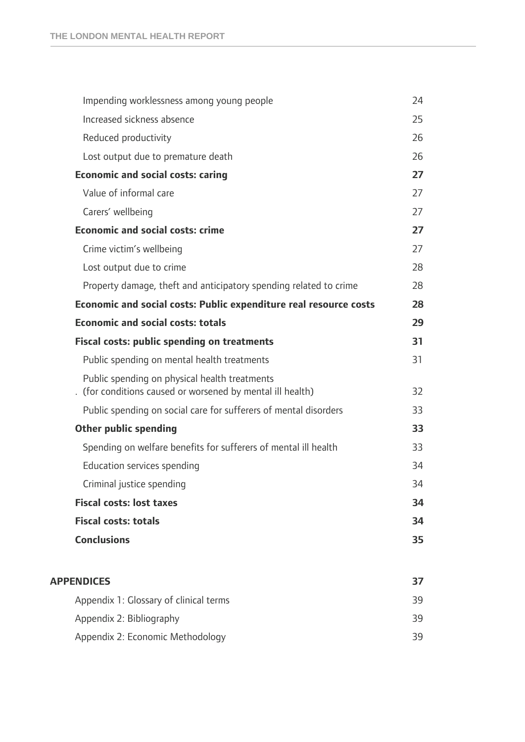| | |
|---|---|
| Impending worklessness among young people | 24 |
| Increased sickness absence | 25 |
| Reduced productivity | 26 |
| Lost output due to premature death | 26 |
| **Economic and social costs: caring** | **27** |
| Value of informal care | 27 |
| Carers' wellbeing | 27 |
| **Economic and social costs: crime** | **27** |
| Crime victim's wellbeing | 27 |
| Lost output due to crime | 28 |
| Property damage, theft and anticipatory spending related to crime | 28 |
| **Economic and social costs: Public expenditure real resource costs** | **28** |
| **Economic and social costs: totals** | **29** |
| **Fiscal costs: public spending on treatments** | **31** |
| Public spending on mental health treatments | 31 |
| Public spending on physical health treatments (for conditions caused or worsened by mental ill health) | 32 |
| Public spending on social care for sufferers of mental disorders | 33 |
| **Other public spending** | **33** |
| Spending on welfare benefits for sufferers of mental ill health | 33 |
| Education services spending | 34 |
| Criminal justice spending | 34 |
| **Fiscal costs: lost taxes** | **34** |
| **Fiscal costs: totals** | **34** |
| **Conclusions** | **35** |
| **APPENDICES** | **37** |
| Appendix 1: Glossary of clinical terms | 39 |
| Appendix 2: Bibliography | 39 |
| Appendix 2: Economic Methodology | 39 |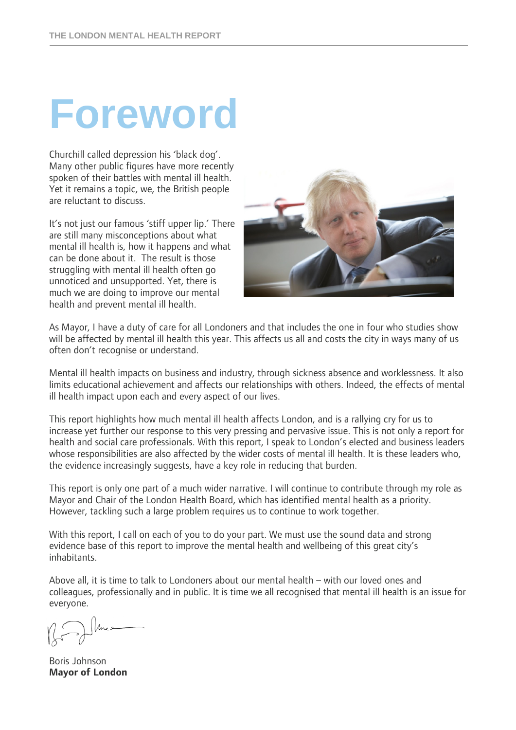# Foreword

Churchill called depression his 'black dog'. Many other public figures have more recently spoken of their battles with mental ill health. Yet it remains a topic, we, the British people are reluctant to discuss.

It's not just our famous 'stiff upper lip.' There are still many misconceptions about what mental ill health is, how it happens and what can be done about it. The result is those struggling with mental ill health often go unnoticed and unsupported. Yet, there is much we are doing to improve our mental health and prevent mental ill health.

As Mayor, I have a duty of care for all Londoners and that includes the one in four who studies show will be affected by mental ill health this year. This affects us all and costs the city in ways many of us often don't recognise or understand.

Mental ill health impacts on business and industry, through sickness absence and worklessness. It also limits educational achievement and affects our relationships with others. Indeed, the effects of mental ill health impact upon each and every aspect of our lives.

This report highlights how much mental ill health affects London, and is a rallying cry for us to increase yet further our response to this very pressing and pervasive issue. This is not only a report for health and social care professionals. With this report, I speak to London's elected and business leaders whose responsibilities are also affected by the wider costs of mental ill health. It is these leaders who, the evidence increasingly suggests, have a key role in reducing that burden.

This report is only one part of a much wider narrative. I will continue to contribute through my role as Mayor and Chair of the London Health Board, which has identified mental health as a priority. However, tackling such a large problem requires us to continue to work together.

With this report, I call on each of you to do your part. We must use the sound data and strong evidence base of this report to improve the mental health and wellbeing of this great city's inhabitants.

Above all, it is time to talk to Londoners about our mental health – with our loved ones and colleagues, professionally and in public. It is time we all recognised that mental ill health is an issue for everyone.

Boris Johnson
**Mayor of London**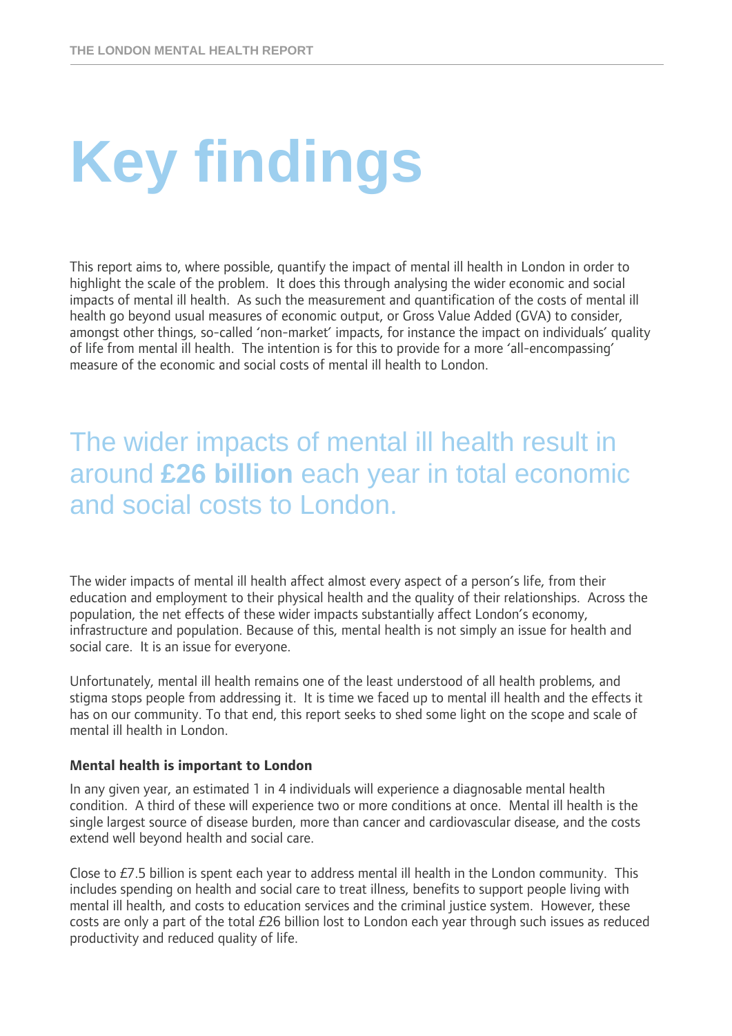# Key findings

This report aims to, where possible, quantify the impact of mental ill health in London in order to highlight the scale of the problem. It does this through analysing the wider economic and social impacts of mental ill health. As such the measurement and quantification of the costs of mental ill health go beyond usual measures of economic output, or Gross Value Added (GVA) to consider, amongst other things, so-called 'non-market' impacts, for instance the impact on individuals' quality of life from mental ill health. The intention is for this to provide for a more 'all-encompassing' measure of the economic and social costs of mental ill health to London.

## The wider impacts of mental ill health result in around **£26 billion** each year in total economic and social costs to London.

The wider impacts of mental ill health affect almost every aspect of a person's life, from their education and employment to their physical health and the quality of their relationships. Across the population, the net effects of these wider impacts substantially affect London's economy, infrastructure and population. Because of this, mental health is not simply an issue for health and social care. It is an issue for everyone.

Unfortunately, mental ill health remains one of the least understood of all health problems, and stigma stops people from addressing it. It is time we faced up to mental ill health and the effects it has on our community. To that end, this report seeks to shed some light on the scope and scale of mental ill health in London.

**Mental health is important to London**

In any given year, an estimated 1 in 4 individuals will experience a diagnosable mental health condition. A third of these will experience two or more conditions at once. Mental ill health is the single largest source of disease burden, more than cancer and cardiovascular disease, and the costs extend well beyond health and social care.

Close to £7.5 billion is spent each year to address mental ill health in the London community. This includes spending on health and social care to treat illness, benefits to support people living with mental ill health, and costs to education services and the criminal justice system. However, these costs are only a part of the total £26 billion lost to London each year through such issues as reduced productivity and reduced quality of life.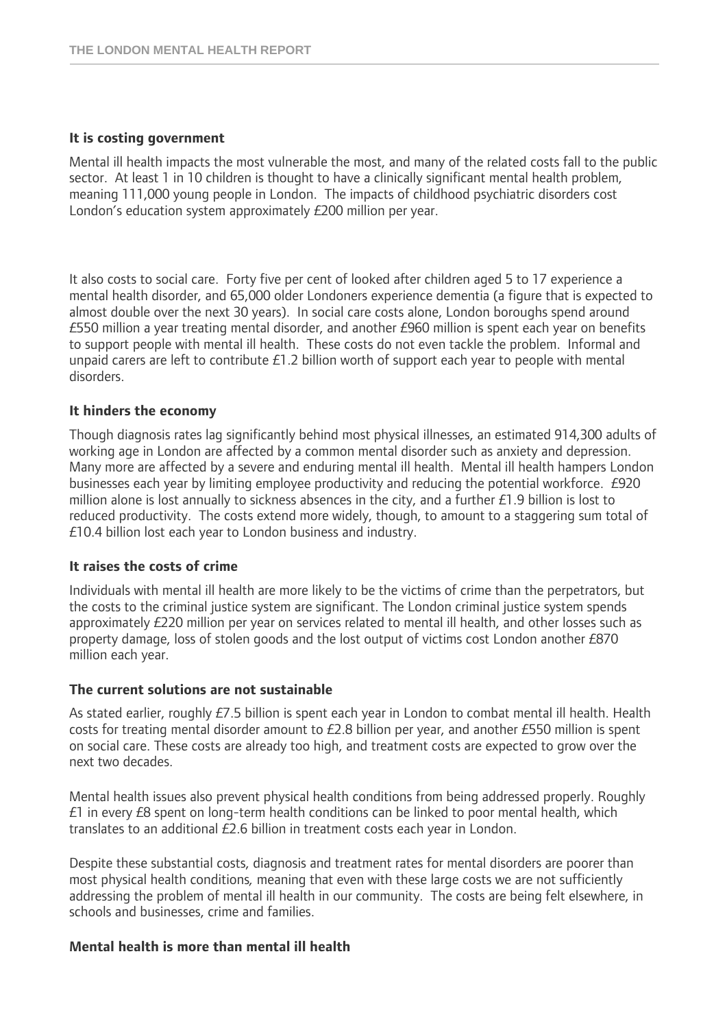**It is costing government**

Mental ill health impacts the most vulnerable the most, and many of the related costs fall to the public sector. At least 1 in 10 children is thought to have a clinically significant mental health problem, meaning 111,000 young people in London. The impacts of childhood psychiatric disorders cost London's education system approximately £200 million per year.

It also costs to social care. Forty five per cent of looked after children aged 5 to 17 experience a mental health disorder, and 65,000 older Londoners experience dementia (a figure that is expected to almost double over the next 30 years). In social care costs alone, London boroughs spend around £550 million a year treating mental disorder, and another £960 million is spent each year on benefits to support people with mental ill health. These costs do not even tackle the problem. Informal and unpaid carers are left to contribute £1.2 billion worth of support each year to people with mental disorders.

**It hinders the economy**

Though diagnosis rates lag significantly behind most physical illnesses, an estimated 914,300 adults of working age in London are affected by a common mental disorder such as anxiety and depression. Many more are affected by a severe and enduring mental ill health. Mental ill health hampers London businesses each year by limiting employee productivity and reducing the potential workforce. £920 million alone is lost annually to sickness absences in the city, and a further £1.9 billion is lost to reduced productivity. The costs extend more widely, though, to amount to a staggering sum total of £10.4 billion lost each year to London business and industry.

**It raises the costs of crime**

Individuals with mental ill health are more likely to be the victims of crime than the perpetrators, but the costs to the criminal justice system are significant. The London criminal justice system spends approximately £220 million per year on services related to mental ill health, and other losses such as property damage, loss of stolen goods and the lost output of victims cost London another £870 million each year.

**The current solutions are not sustainable**

As stated earlier, roughly £7.5 billion is spent each year in London to combat mental ill health. Health costs for treating mental disorder amount to £2.8 billion per year, and another £550 million is spent on social care. These costs are already too high, and treatment costs are expected to grow over the next two decades.

Mental health issues also prevent physical health conditions from being addressed properly. Roughly £1 in every £8 spent on long-term health conditions can be linked to poor mental health, which translates to an additional £2.6 billion in treatment costs each year in London.

Despite these substantial costs, diagnosis and treatment rates for mental disorders are poorer than most physical health conditions, meaning that even with these large costs we are not sufficiently addressing the problem of mental ill health in our community. The costs are being felt elsewhere, in schools and businesses, crime and families.

**Mental health is more than mental ill health**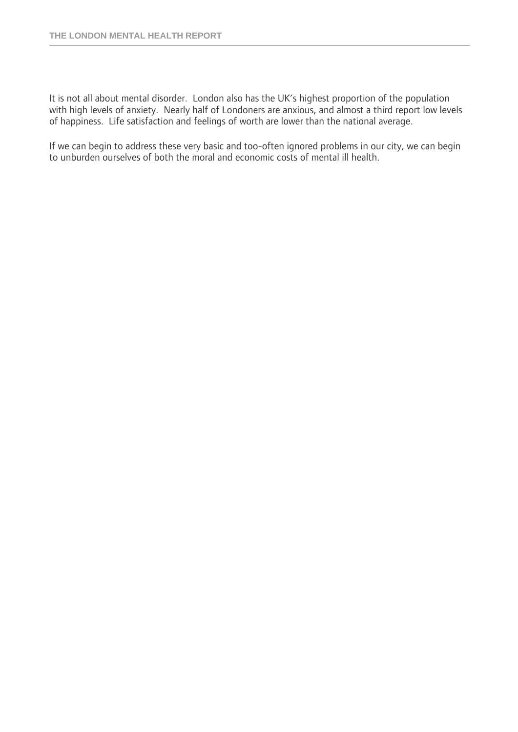It is not all about mental disorder. London also has the UK's highest proportion of the population with high levels of anxiety. Nearly half of Londoners are anxious, and almost a third report low levels of happiness. Life satisfaction and feelings of worth are lower than the national average.

If we can begin to address these very basic and too-often ignored problems in our city, we can begin to unburden ourselves of both the moral and economic costs of mental ill health.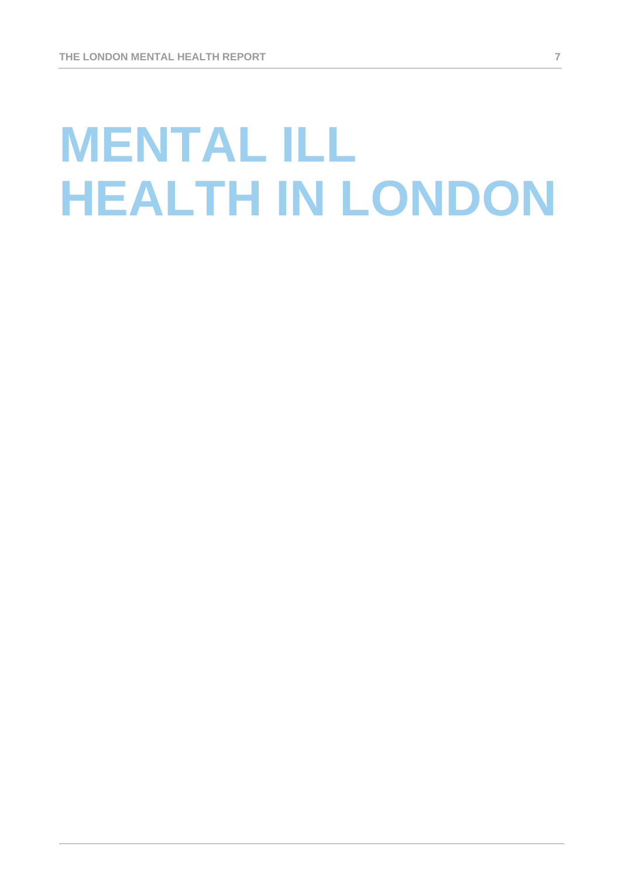# MENTAL ILL HEALTH IN LONDON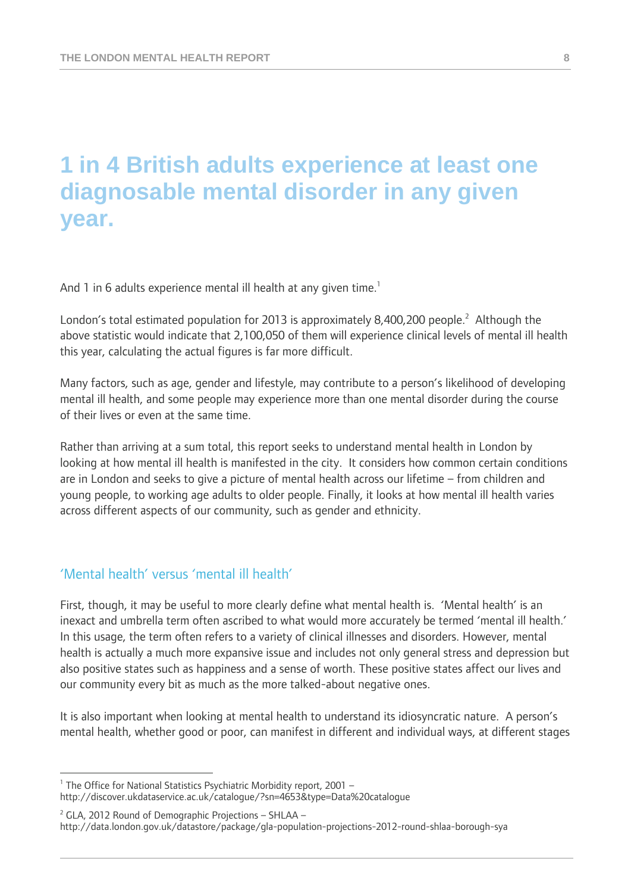# 1 in 4 British adults experience at least one diagnosable mental disorder in any given year.

And 1 in 6 adults experience mental ill health at any given time.[1]

London's total estimated population for 2013 is approximately 8,400,200 people.[2] Although the above statistic would indicate that 2,100,050 of them will experience clinical levels of mental ill health this year, calculating the actual figures is far more difficult.

Many factors, such as age, gender and lifestyle, may contribute to a person's likelihood of developing mental ill health, and some people may experience more than one mental disorder during the course of their lives or even at the same time.

Rather than arriving at a sum total, this report seeks to understand mental health in London by looking at how mental ill health is manifested in the city. It considers how common certain conditions are in London and seeks to give a picture of mental health across our lifetime – from children and young people, to working age adults to older people. Finally, it looks at how mental ill health varies across different aspects of our community, such as gender and ethnicity.

## 'Mental health' versus 'mental ill health'

First, though, it may be useful to more clearly define what mental health is. 'Mental health' is an inexact and umbrella term often ascribed to what would more accurately be termed 'mental ill health.' In this usage, the term often refers to a variety of clinical illnesses and disorders. However, mental health is actually a much more expansive issue and includes not only general stress and depression but also positive states such as happiness and a sense of worth. These positive states affect our lives and our community every bit as much as the more talked-about negative ones.

It is also important when looking at mental health to understand its idiosyncratic nature. A person's mental health, whether good or poor, can manifest in different and individual ways, at different stages

---

[1] The Office for National Statistics Psychiatric Morbidity report, 2001 – http://discover.ukdataservice.ac.uk/catalogue/?sn=4653&type=Data%20catalogue

[2] GLA, 2012 Round of Demographic Projections – SHLAA – http://data.london.gov.uk/datastore/package/gla-population-projections-2012-round-shlaa-borough-sya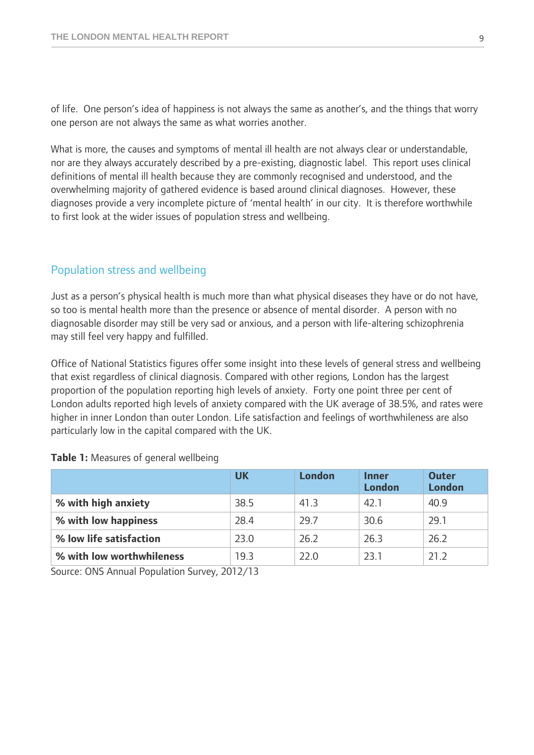of life. One person's idea of happiness is not always the same as another's, and the things that worry one person are not always the same as what worries another.

What is more, the causes and symptoms of mental ill health are not always clear or understandable, nor are they always accurately described by a pre-existing, diagnostic label. This report uses clinical definitions of mental ill health because they are commonly recognised and understood, and the overwhelming majority of gathered evidence is based around clinical diagnoses. However, these diagnoses provide a very incomplete picture of 'mental health' in our city. It is therefore worthwhile to first look at the wider issues of population stress and wellbeing.

## Population stress and wellbeing

Just as a person's physical health is much more than what physical diseases they have or do not have, so too is mental health more than the presence or absence of mental disorder. A person with no diagnosable disorder may still be very sad or anxious, and a person with life-altering schizophrenia may still feel very happy and fulfilled.

Office of National Statistics figures offer some insight into these levels of general stress and wellbeing that exist regardless of clinical diagnosis. Compared with other regions, London has the largest proportion of the population reporting high levels of anxiety. Forty one point three per cent of London adults reported high levels of anxiety compared with the UK average of 38.5%, and rates were higher in inner London than outer London. Life satisfaction and feelings of worthwhileness are also particularly low in the capital compared with the UK.

**Table 1:** Measures of general wellbeing

| | UK | London | Inner London | Outer London |
|---|---|---|---|---|
| **% with high anxiety** | 38.5 | 41.3 | 42.1 | 40.9 |
| **% with low happiness** | 28.4 | 29.7 | 30.6 | 29.1 |
| **% low life satisfaction** | 23.0 | 26.2 | 26.3 | 26.2 |
| **% with low worthwhileness** | 19.3 | 22.0 | 23.1 | 21.2 |

Source: ONS Annual Population Survey, 2012/13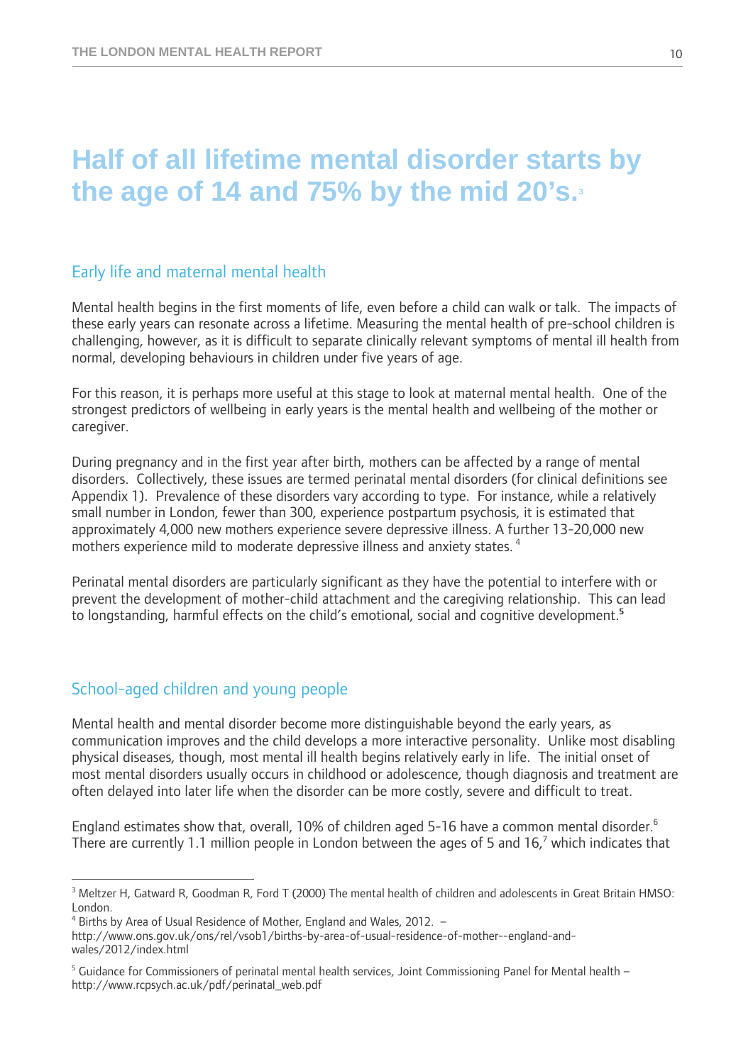# Half of all lifetime mental disorder starts by the age of 14 and 75% by the mid 20's.[3]

## Early life and maternal mental health

Mental health begins in the first moments of life, even before a child can walk or talk. The impacts of these early years can resonate across a lifetime. Measuring the mental health of pre-school children is challenging, however, as it is difficult to separate clinically relevant symptoms of mental ill health from normal, developing behaviours in children under five years of age.

For this reason, it is perhaps more useful at this stage to look at maternal mental health. One of the strongest predictors of wellbeing in early years is the mental health and wellbeing of the mother or caregiver.

During pregnancy and in the first year after birth, mothers can be affected by a range of mental disorders. Collectively, these issues are termed perinatal mental disorders (for clinical definitions see Appendix 1). Prevalence of these disorders vary according to type. For instance, while a relatively small number in London, fewer than 300, experience postpartum psychosis, it is estimated that approximately 4,000 new mothers experience severe depressive illness. A further 13-20,000 new mothers experience mild to moderate depressive illness and anxiety states. [4]

Perinatal mental disorders are particularly significant as they have the potential to interfere with or prevent the development of mother-child attachment and the caregiving relationship. This can lead to longstanding, harmful effects on the child's emotional, social and cognitive development.[5]

## School-aged children and young people

Mental health and mental disorder become more distinguishable beyond the early years, as communication improves and the child develops a more interactive personality. Unlike most disabling physical diseases, though, most mental ill health begins relatively early in life. The initial onset of most mental disorders usually occurs in childhood or adolescence, though diagnosis and treatment are often delayed into later life when the disorder can be more costly, severe and difficult to treat.

England estimates show that, overall, 10% of children aged 5-16 have a common mental disorder.[6] There are currently 1.1 million people in London between the ages of 5 and 16,[7] which indicates that

---

[3] Meltzer H, Gatward R, Goodman R, Ford T (2000) The mental health of children and adolescents in Great Britain HMSO: London.

[4] Births by Area of Usual Residence of Mother, England and Wales, 2012. – http://www.ons.gov.uk/ons/rel/vsob1/births-by-area-of-usual-residence-of-mother--england-and-wales/2012/index.html

[5] Guidance for Commissioners of perinatal mental health services, Joint Commissioning Panel for Mental health – http://www.rcpsych.ac.uk/pdf/perinatal_web.pdf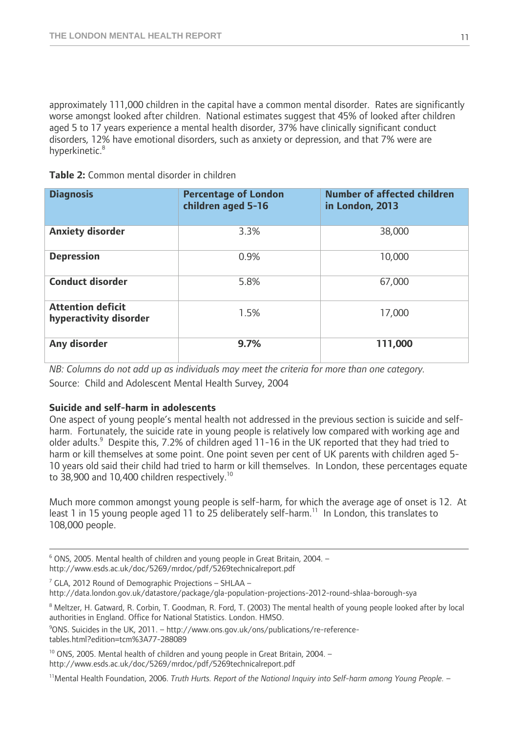approximately 111,000 children in the capital have a common mental disorder. Rates are significantly worse amongst looked after children. National estimates suggest that 45% of looked after children aged 5 to 17 years experience a mental health disorder, 37% have clinically significant conduct disorders, 12% have emotional disorders, such as anxiety or depression, and that 7% were are hyperkinetic.[8]

**Table 2:** Common mental disorder in children

| Diagnosis | Percentage of London children aged 5-16 | Number of affected children in London, 2013 |
|---|---|---|
| **Anxiety disorder** | 3.3% | 38,000 |
| **Depression** | 0.9% | 10,000 |
| **Conduct disorder** | 5.8% | 67,000 |
| **Attention deficit hyperactivity disorder** | 1.5% | 17,000 |
| **Any disorder** | **9.7%** | **111,000** |

*NB: Columns do not add up as individuals may meet the criteria for more than one category.*

Source: Child and Adolescent Mental Health Survey, 2004

**Suicide and self-harm in adolescents**

One aspect of young people's mental health not addressed in the previous section is suicide and self-harm. Fortunately, the suicide rate in young people is relatively low compared with working age and older adults.[9] Despite this, 7.2% of children aged 11-16 in the UK reported that they had tried to harm or kill themselves at some point. One point seven per cent of UK parents with children aged 5-10 years old said their child had tried to harm or kill themselves. In London, these percentages equate to 38,900 and 10,400 children respectively.[10]

Much more common amongst young people is self-harm, for which the average age of onset is 12. At least 1 in 15 young people aged 11 to 25 deliberately self-harm.[11] In London, this translates to 108,000 people.

---

[6] ONS, 2005. Mental health of children and young people in Great Britain, 2004. – http://www.esds.ac.uk/doc/5269/mrdoc/pdf/5269technicalreport.pdf

[7] GLA, 2012 Round of Demographic Projections – SHLAA – http://data.london.gov.uk/datastore/package/gla-population-projections-2012-round-shlaa-borough-sya

[8] Meltzer, H. Gatward, R. Corbin, T. Goodman, R. Ford, T. (2003) The mental health of young people looked after by local authorities in England. Office for National Statistics. London. HMSO.

[9] ONS. Suicides in the UK, 2011. – http://www.ons.gov.uk/ons/publications/re-reference-tables.html?edition=tcm%3A77-288089

[10] ONS, 2005. Mental health of children and young people in Great Britain, 2004. – http://www.esds.ac.uk/doc/5269/mrdoc/pdf/5269technicalreport.pdf

[11] Mental Health Foundation, 2006. *Truth Hurts. Report of the National Inquiry into Self-harm among Young People.* –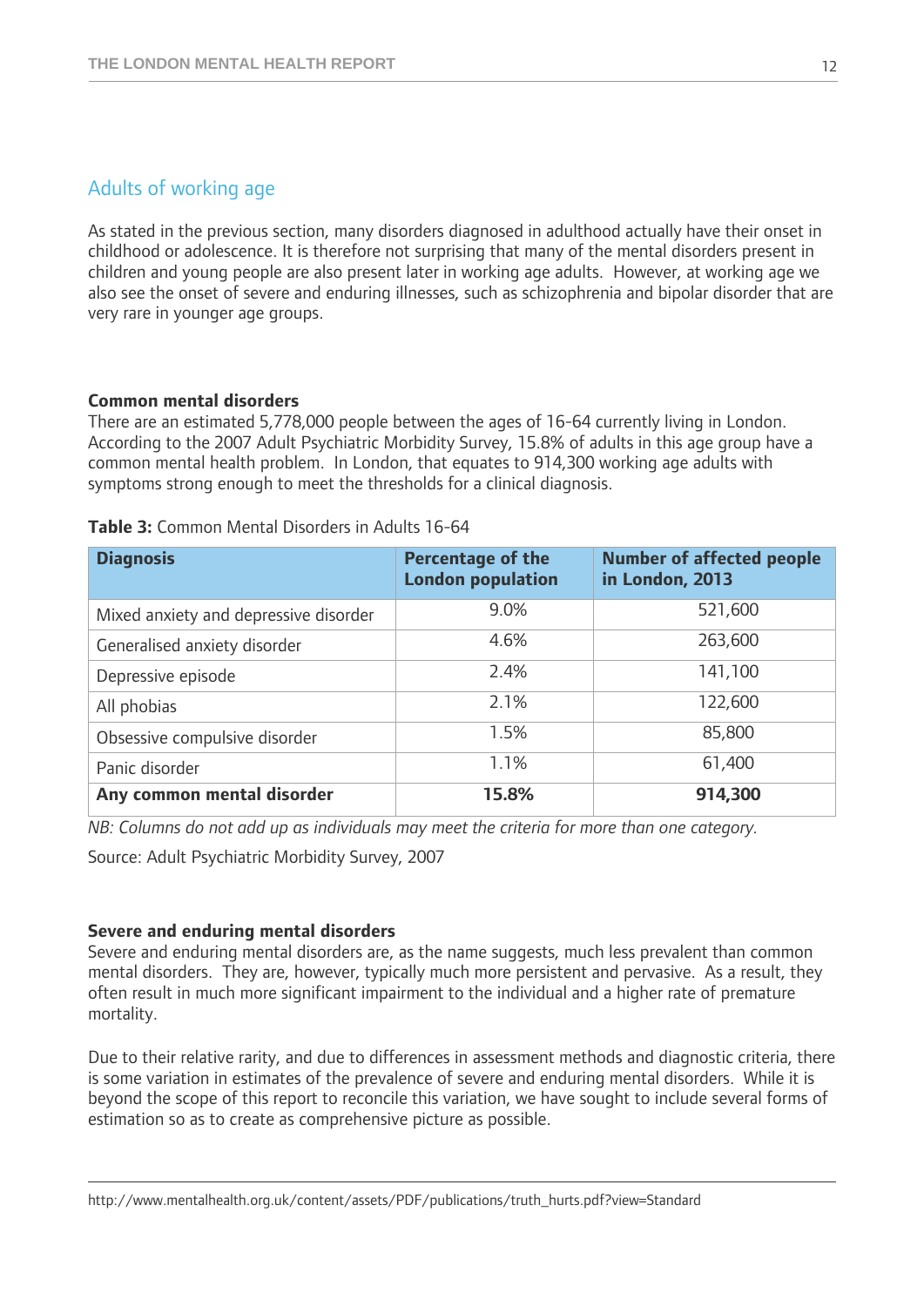## Adults of working age

As stated in the previous section, many disorders diagnosed in adulthood actually have their onset in childhood or adolescence. It is therefore not surprising that many of the mental disorders present in children and young people are also present later in working age adults. However, at working age we also see the onset of severe and enduring illnesses, such as schizophrenia and bipolar disorder that are very rare in younger age groups.

### Common mental disorders

There are an estimated 5,778,000 people between the ages of 16-64 currently living in London. According to the 2007 Adult Psychiatric Morbidity Survey, 15.8% of adults in this age group have a common mental health problem. In London, that equates to 914,300 working age adults with symptoms strong enough to meet the thresholds for a clinical diagnosis.

**Table 3:** Common Mental Disorders in Adults 16-64

| Diagnosis | Percentage of the London population | Number of affected people in London, 2013 |
|---|---|---|
| Mixed anxiety and depressive disorder | 9.0% | 521,600 |
| Generalised anxiety disorder | 4.6% | 263,600 |
| Depressive episode | 2.4% | 141,100 |
| All phobias | 2.1% | 122,600 |
| Obsessive compulsive disorder | 1.5% | 85,800 |
| Panic disorder | 1.1% | 61,400 |
| **Any common mental disorder** | **15.8%** | **914,300** |

*NB: Columns do not add up as individuals may meet the criteria for more than one category.*

Source: Adult Psychiatric Morbidity Survey, 2007

### Severe and enduring mental disorders

Severe and enduring mental disorders are, as the name suggests, much less prevalent than common mental disorders. They are, however, typically much more persistent and pervasive. As a result, they often result in much more significant impairment to the individual and a higher rate of premature mortality.

Due to their relative rarity, and due to differences in assessment methods and diagnostic criteria, there is some variation in estimates of the prevalence of severe and enduring mental disorders. While it is beyond the scope of this report to reconcile this variation, we have sought to include several forms of estimation so as to create as comprehensive picture as possible.

http://www.mentalhealth.org.uk/content/assets/PDF/publications/truth_hurts.pdf?view=Standard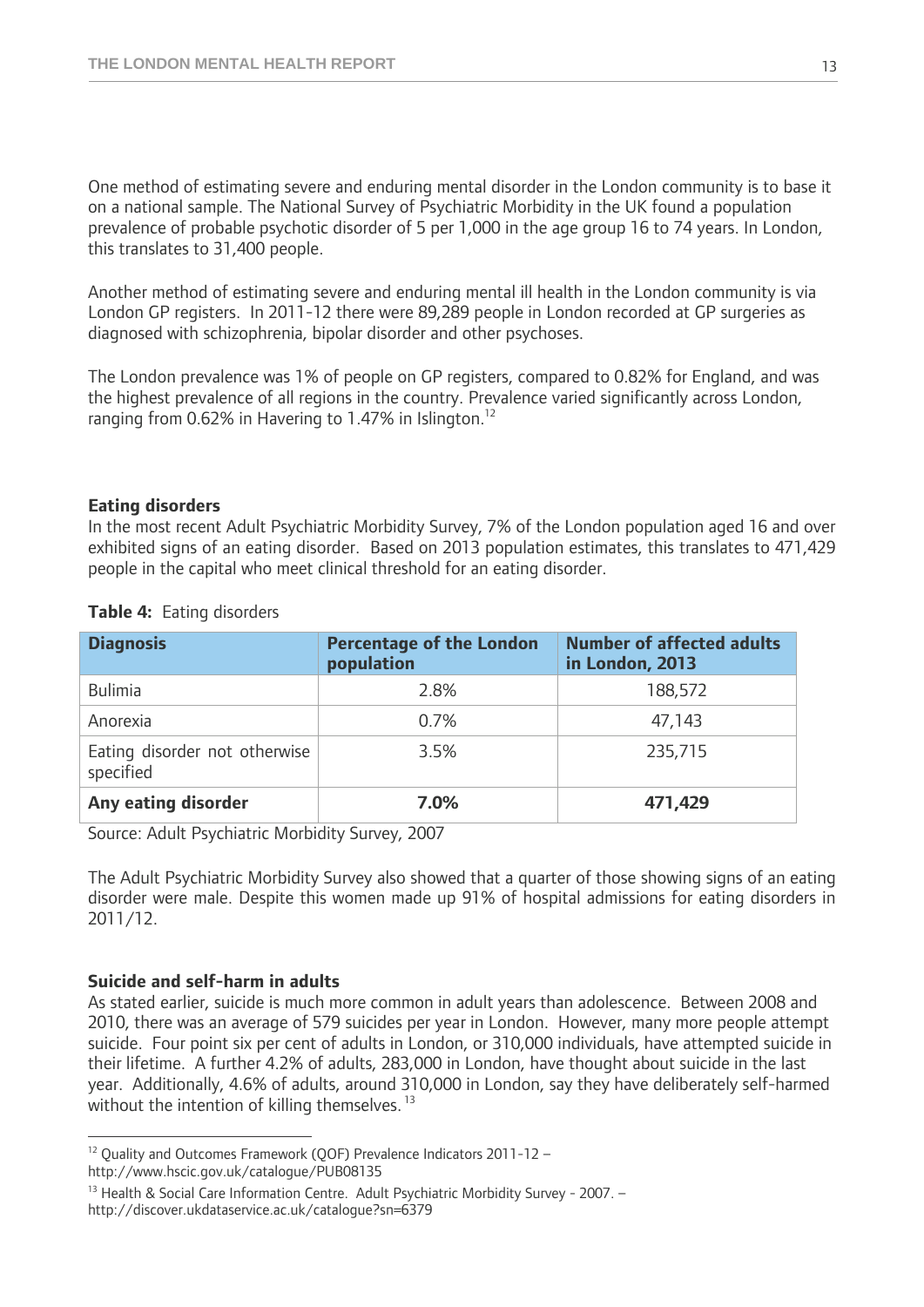One method of estimating severe and enduring mental disorder in the London community is to base it on a national sample. The National Survey of Psychiatric Morbidity in the UK found a population prevalence of probable psychotic disorder of 5 per 1,000 in the age group 16 to 74 years. In London, this translates to 31,400 people.

Another method of estimating severe and enduring mental ill health in the London community is via London GP registers. In 2011-12 there were 89,289 people in London recorded at GP surgeries as diagnosed with schizophrenia, bipolar disorder and other psychoses.

The London prevalence was 1% of people on GP registers, compared to 0.82% for England, and was the highest prevalence of all regions in the country. Prevalence varied significantly across London, ranging from 0.62% in Havering to 1.47% in Islington.[12]

### Eating disorders

In the most recent Adult Psychiatric Morbidity Survey, 7% of the London population aged 16 and over exhibited signs of an eating disorder. Based on 2013 population estimates, this translates to 471,429 people in the capital who meet clinical threshold for an eating disorder.

**Table 4:** Eating disorders

| Diagnosis | Percentage of the London population | Number of affected adults in London, 2013 |
|---|---|---|
| Bulimia | 2.8% | 188,572 |
| Anorexia | 0.7% | 47,143 |
| Eating disorder not otherwise specified | 3.5% | 235,715 |
| **Any eating disorder** | **7.0%** | **471,429** |

Source: Adult Psychiatric Morbidity Survey, 2007

The Adult Psychiatric Morbidity Survey also showed that a quarter of those showing signs of an eating disorder were male. Despite this women made up 91% of hospital admissions for eating disorders in 2011/12.

### Suicide and self-harm in adults

As stated earlier, suicide is much more common in adult years than adolescence. Between 2008 and 2010, there was an average of 579 suicides per year in London. However, many more people attempt suicide. Four point six per cent of adults in London, or 310,000 individuals, have attempted suicide in their lifetime. A further 4.2% of adults, 283,000 in London, have thought about suicide in the last year. Additionally, 4.6% of adults, around 310,000 in London, say they have deliberately self-harmed without the intention of killing themselves.[13]

---

[12] Quality and Outcomes Framework (QOF) Prevalence Indicators 2011-12 – http://www.hscic.gov.uk/catalogue/PUB08135

[13] Health & Social Care Information Centre. Adult Psychiatric Morbidity Survey - 2007. – http://discover.ukdataservice.ac.uk/catalogue?sn=6379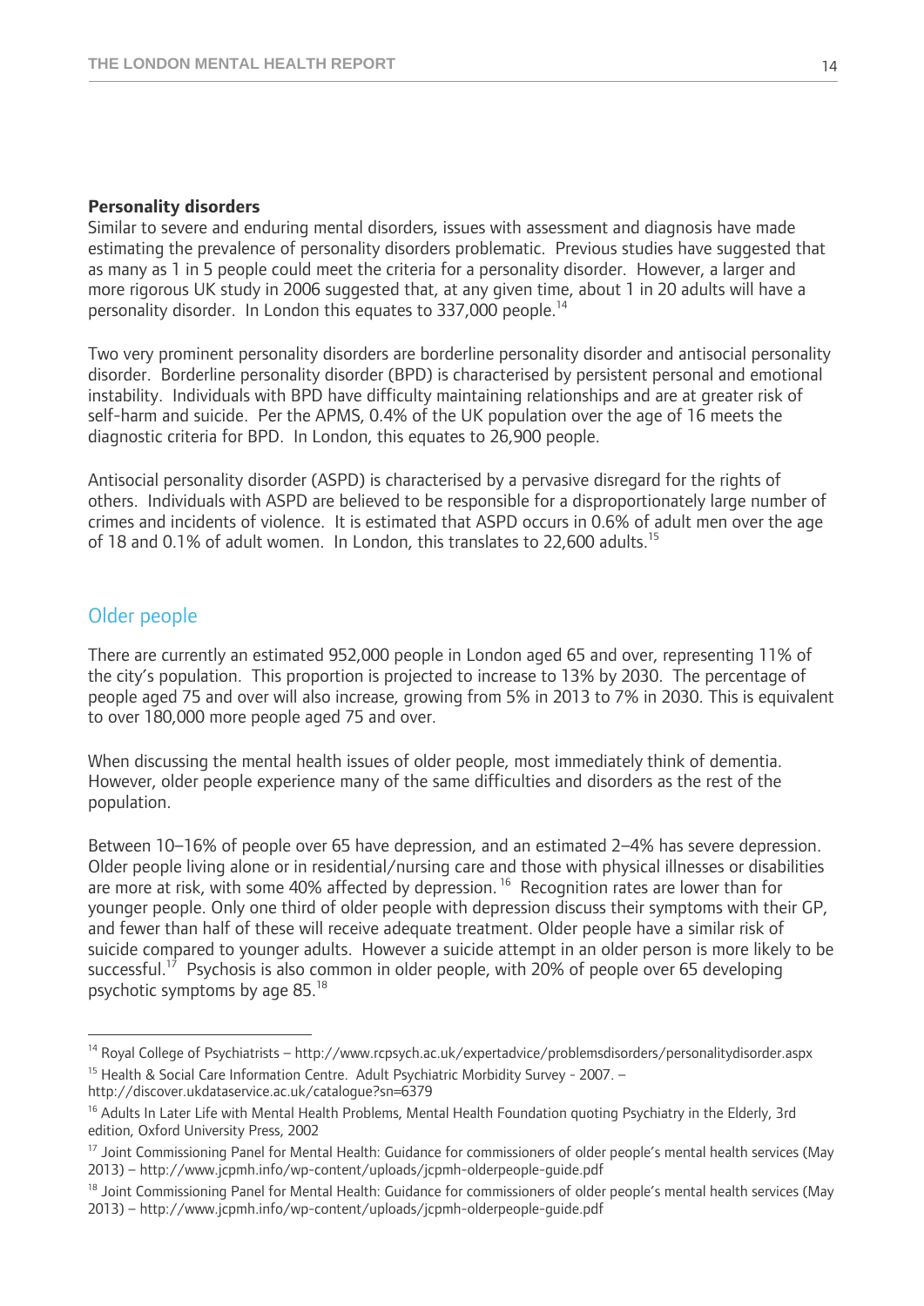**Personality disorders**

Similar to severe and enduring mental disorders, issues with assessment and diagnosis have made estimating the prevalence of personality disorders problematic. Previous studies have suggested that as many as 1 in 5 people could meet the criteria for a personality disorder. However, a larger and more rigorous UK study in 2006 suggested that, at any given time, about 1 in 20 adults will have a personality disorder. In London this equates to 337,000 people.[14]

Two very prominent personality disorders are borderline personality disorder and antisocial personality disorder. Borderline personality disorder (BPD) is characterised by persistent personal and emotional instability. Individuals with BPD have difficulty maintaining relationships and are at greater risk of self-harm and suicide. Per the APMS, 0.4% of the UK population over the age of 16 meets the diagnostic criteria for BPD. In London, this equates to 26,900 people.

Antisocial personality disorder (ASPD) is characterised by a pervasive disregard for the rights of others. Individuals with ASPD are believed to be responsible for a disproportionately large number of crimes and incidents of violence. It is estimated that ASPD occurs in 0.6% of adult men over the age of 18 and 0.1% of adult women. In London, this translates to 22,600 adults.[15]

## Older people

There are currently an estimated 952,000 people in London aged 65 and over, representing 11% of the city's population. This proportion is projected to increase to 13% by 2030. The percentage of people aged 75 and over will also increase, growing from 5% in 2013 to 7% in 2030. This is equivalent to over 180,000 more people aged 75 and over.

When discussing the mental health issues of older people, most immediately think of dementia. However, older people experience many of the same difficulties and disorders as the rest of the population.

Between 10–16% of people over 65 have depression, and an estimated 2–4% has severe depression. Older people living alone or in residential/nursing care and those with physical illnesses or disabilities are more at risk, with some 40% affected by depression.[16] Recognition rates are lower than for younger people. Only one third of older people with depression discuss their symptoms with their GP, and fewer than half of these will receive adequate treatment. Older people have a similar risk of suicide compared to younger adults. However a suicide attempt in an older person is more likely to be successful.[17] Psychosis is also common in older people, with 20% of people over 65 developing psychotic symptoms by age 85.[18]

---

[14] Royal College of Psychiatrists – http://www.rcpsych.ac.uk/expertadvice/problemsdisorders/personalitydisorder.aspx

[15] Health & Social Care Information Centre. Adult Psychiatric Morbidity Survey - 2007. – http://discover.ukdataservice.ac.uk/catalogue?sn=6379

[16] Adults In Later Life with Mental Health Problems, Mental Health Foundation quoting Psychiatry in the Elderly, 3rd edition, Oxford University Press, 2002

[17] Joint Commissioning Panel for Mental Health: Guidance for commissioners of older people's mental health services (May 2013) – http://www.jcpmh.info/wp-content/uploads/jcpmh-olderpeople-guide.pdf

[18] Joint Commissioning Panel for Mental Health: Guidance for commissioners of older people's mental health services (May 2013) – http://www.jcpmh.info/wp-content/uploads/jcpmh-olderpeople-guide.pdf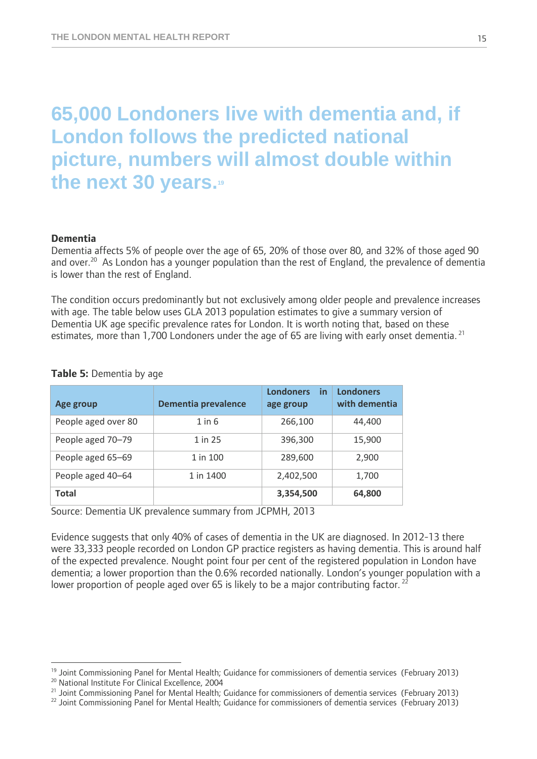# 65,000 Londoners live with dementia and, if London follows the predicted national picture, numbers will almost double within the next 30 years.[19]

### Dementia

Dementia affects 5% of people over the age of 65, 20% of those over 80, and 32% of those aged 90 and over.[20] As London has a younger population than the rest of England, the prevalence of dementia is lower than the rest of England.

The condition occurs predominantly but not exclusively among older people and prevalence increases with age. The table below uses GLA 2013 population estimates to give a summary version of Dementia UK age specific prevalence rates for London. It is worth noting that, based on these estimates, more than 1,700 Londoners under the age of 65 are living with early onset dementia.[21]

**Table 5:** Dementia by age

| Age group | Dementia prevalence | Londoners in age group | Londoners with dementia |
|---|---|---|---|
| People aged over 80 | 1 in 6 | 266,100 | 44,400 |
| People aged 70–79 | 1 in 25 | 396,300 | 15,900 |
| People aged 65–69 | 1 in 100 | 289,600 | 2,900 |
| People aged 40–64 | 1 in 1400 | 2,402,500 | 1,700 |
| **Total** | | **3,354,500** | **64,800** |

Source: Dementia UK prevalence summary from JCPMH, 2013

Evidence suggests that only 40% of cases of dementia in the UK are diagnosed. In 2012-13 there were 33,333 people recorded on London GP practice registers as having dementia. This is around half of the expected prevalence. Nought point four per cent of the registered population in London have dementia; a lower proportion than the 0.6% recorded nationally. London's younger population with a lower proportion of people aged over 65 is likely to be a major contributing factor.[22]

---

[19] Joint Commissioning Panel for Mental Health; Guidance for commissioners of dementia services (February 2013)
[20] National Institute For Clinical Excellence, 2004
[21] Joint Commissioning Panel for Mental Health; Guidance for commissioners of dementia services (February 2013)
[22] Joint Commissioning Panel for Mental Health; Guidance for commissioners of dementia services (February 2013)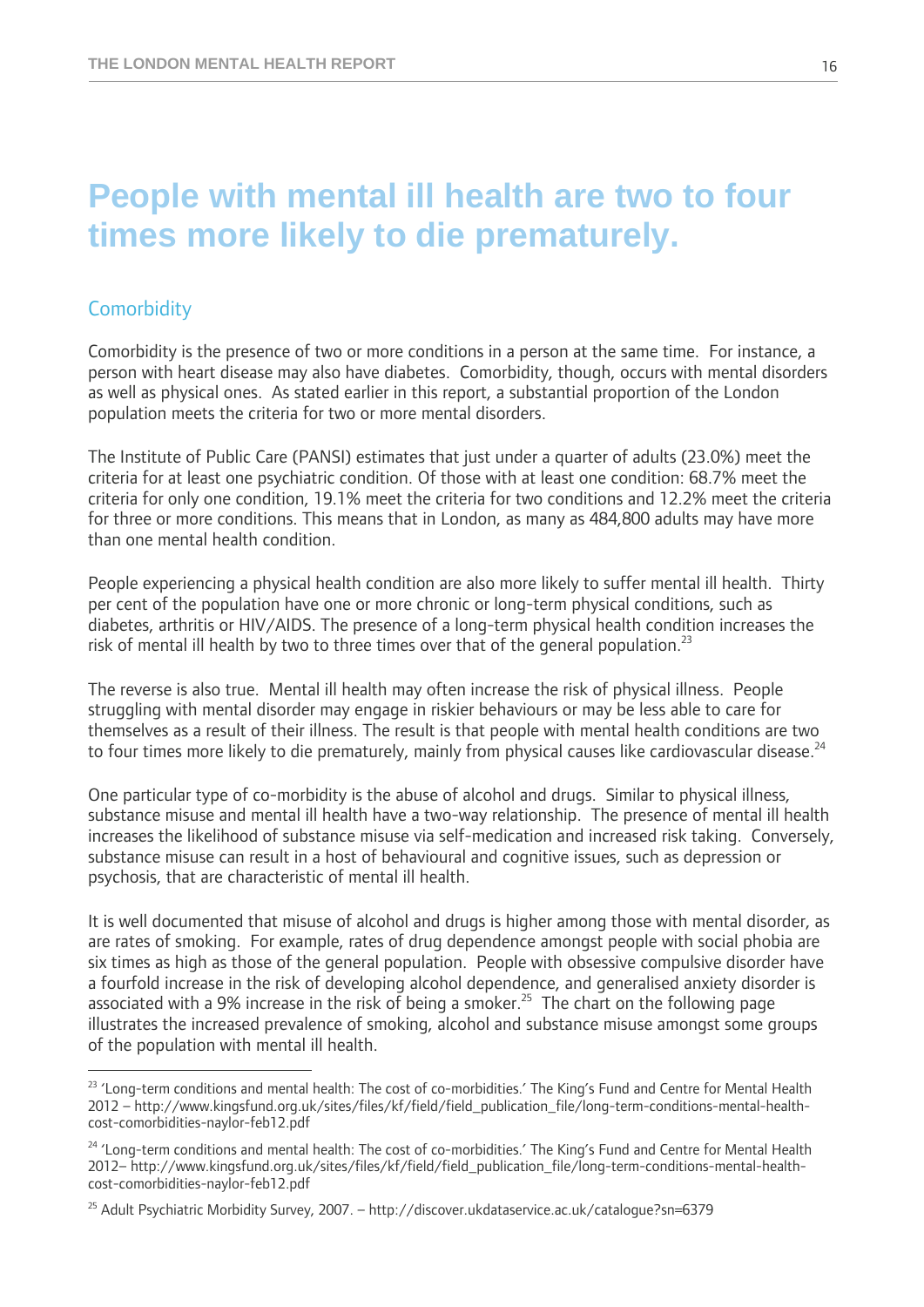# People with mental ill health are two to four times more likely to die prematurely.

## Comorbidity

Comorbidity is the presence of two or more conditions in a person at the same time. For instance, a person with heart disease may also have diabetes. Comorbidity, though, occurs with mental disorders as well as physical ones. As stated earlier in this report, a substantial proportion of the London population meets the criteria for two or more mental disorders.

The Institute of Public Care (PANSI) estimates that just under a quarter of adults (23.0%) meet the criteria for at least one psychiatric condition. Of those with at least one condition: 68.7% meet the criteria for only one condition, 19.1% meet the criteria for two conditions and 12.2% meet the criteria for three or more conditions. This means that in London, as many as 484,800 adults may have more than one mental health condition.

People experiencing a physical health condition are also more likely to suffer mental ill health. Thirty per cent of the population have one or more chronic or long-term physical conditions, such as diabetes, arthritis or HIV/AIDS. The presence of a long-term physical health condition increases the risk of mental ill health by two to three times over that of the general population.[23]

The reverse is also true. Mental ill health may often increase the risk of physical illness. People struggling with mental disorder may engage in riskier behaviours or may be less able to care for themselves as a result of their illness. The result is that people with mental health conditions are two to four times more likely to die prematurely, mainly from physical causes like cardiovascular disease.[24]

One particular type of co-morbidity is the abuse of alcohol and drugs. Similar to physical illness, substance misuse and mental ill health have a two-way relationship. The presence of mental ill health increases the likelihood of substance misuse via self-medication and increased risk taking. Conversely, substance misuse can result in a host of behavioural and cognitive issues, such as depression or psychosis, that are characteristic of mental ill health.

It is well documented that misuse of alcohol and drugs is higher among those with mental disorder, as are rates of smoking. For example, rates of drug dependence amongst people with social phobia are six times as high as those of the general population. People with obsessive compulsive disorder have a fourfold increase in the risk of developing alcohol dependence, and generalised anxiety disorder is associated with a 9% increase in the risk of being a smoker.[25] The chart on the following page illustrates the increased prevalence of smoking, alcohol and substance misuse amongst some groups of the population with mental ill health.

---

[23] 'Long-term conditions and mental health: The cost of co-morbidities.' The King's Fund and Centre for Mental Health 2012 – http://www.kingsfund.org.uk/sites/files/kf/field/field_publication_file/long-term-conditions-mental-health-cost-comorbidities-naylor-feb12.pdf

[24] 'Long-term conditions and mental health: The cost of co-morbidities.' The King's Fund and Centre for Mental Health 2012– http://www.kingsfund.org.uk/sites/files/kf/field/field_publication_file/long-term-conditions-mental-health-cost-comorbidities-naylor-feb12.pdf

[25] Adult Psychiatric Morbidity Survey, 2007. – http://discover.ukdataservice.ac.uk/catalogue?sn=6379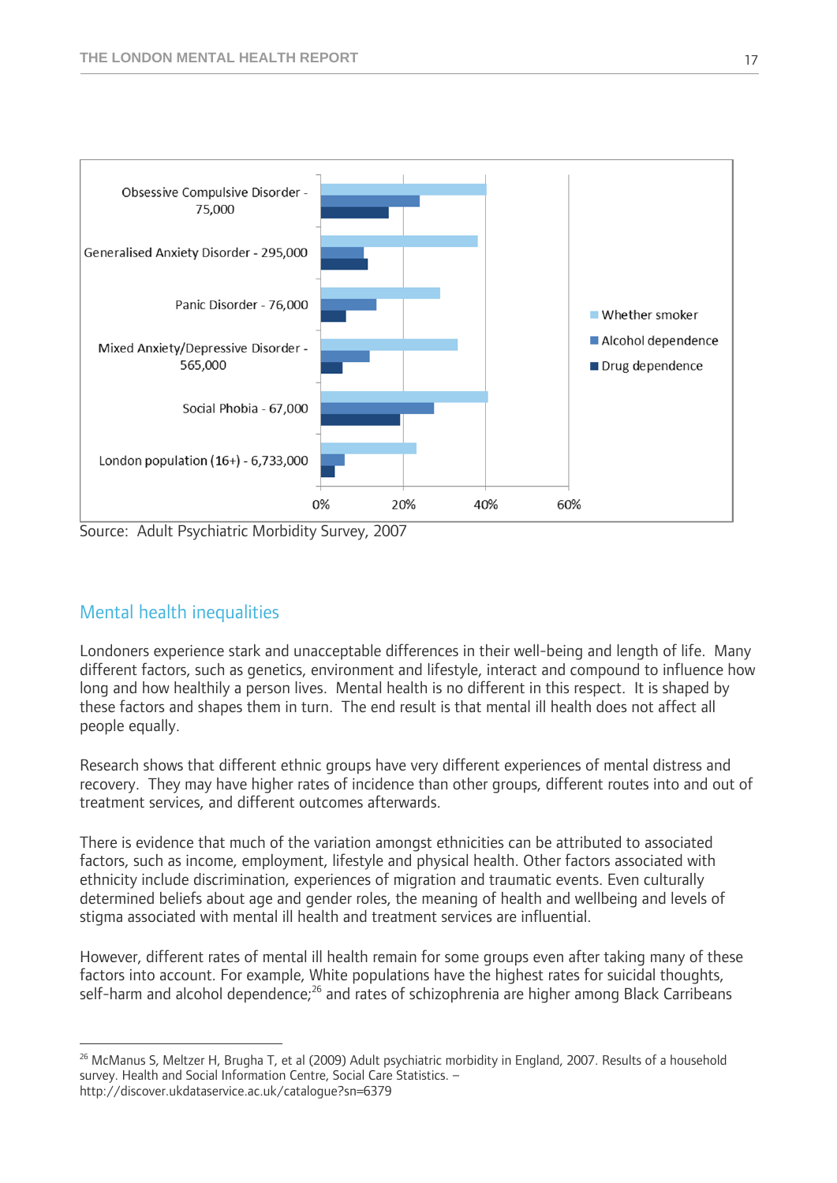Source: Adult Psychiatric Morbidity Survey, 2007

## Mental health inequalities

Londoners experience stark and unacceptable differences in their well-being and length of life. Many different factors, such as genetics, environment and lifestyle, interact and compound to influence how long and how healthily a person lives. Mental health is no different in this respect. It is shaped by these factors and shapes them in turn. The end result is that mental ill health does not affect all people equally.

Research shows that different ethnic groups have very different experiences of mental distress and recovery. They may have higher rates of incidence than other groups, different routes into and out of treatment services, and different outcomes afterwards.

There is evidence that much of the variation amongst ethnicities can be attributed to associated factors, such as income, employment, lifestyle and physical health. Other factors associated with ethnicity include discrimination, experiences of migration and traumatic events. Even culturally determined beliefs about age and gender roles, the meaning of health and wellbeing and levels of stigma associated with mental ill health and treatment services are influential.

However, different rates of mental ill health remain for some groups even after taking many of these factors into account. For example, White populations have the highest rates for suicidal thoughts, self-harm and alcohol dependence;[26] and rates of schizophrenia are higher among Black Carribeans

---

[26] McManus S, Meltzer H, Brugha T, et al (2009) Adult psychiatric morbidity in England, 2007. Results of a household survey. Health and Social Information Centre, Social Care Statistics. – http://discover.ukdataservice.ac.uk/catalogue?sn=6379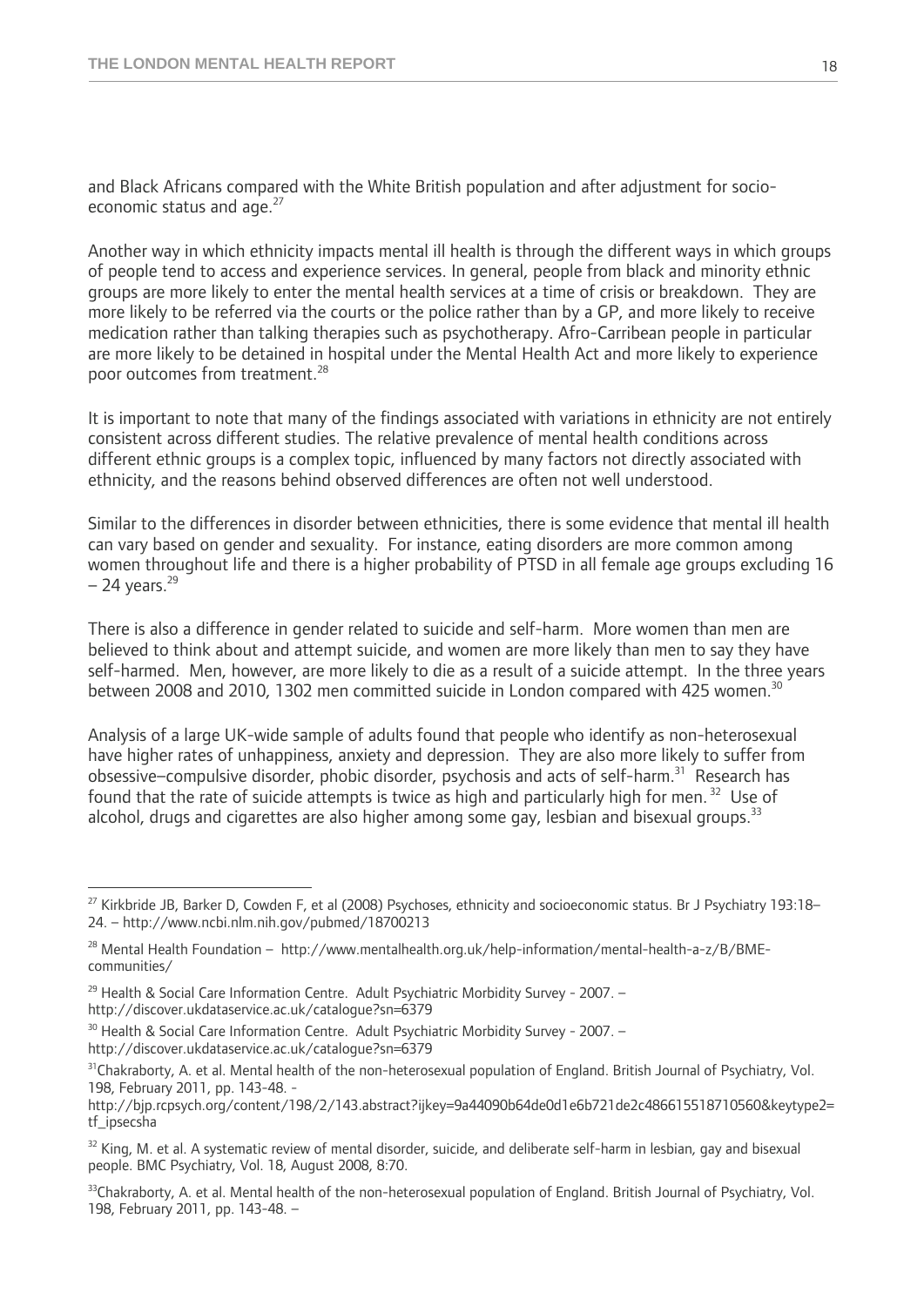and Black Africans compared with the White British population and after adjustment for socio-economic status and age.[27]

Another way in which ethnicity impacts mental ill health is through the different ways in which groups of people tend to access and experience services. In general, people from black and minority ethnic groups are more likely to enter the mental health services at a time of crisis or breakdown. They are more likely to be referred via the courts or the police rather than by a GP, and more likely to receive medication rather than talking therapies such as psychotherapy. Afro-Carribean people in particular are more likely to be detained in hospital under the Mental Health Act and more likely to experience poor outcomes from treatment.[28]

It is important to note that many of the findings associated with variations in ethnicity are not entirely consistent across different studies. The relative prevalence of mental health conditions across different ethnic groups is a complex topic, influenced by many factors not directly associated with ethnicity, and the reasons behind observed differences are often not well understood.

Similar to the differences in disorder between ethnicities, there is some evidence that mental ill health can vary based on gender and sexuality. For instance, eating disorders are more common among women throughout life and there is a higher probability of PTSD in all female age groups excluding 16 – 24 years.[29]

There is also a difference in gender related to suicide and self-harm. More women than men are believed to think about and attempt suicide, and women are more likely than men to say they have self-harmed. Men, however, are more likely to die as a result of a suicide attempt. In the three years between 2008 and 2010, 1302 men committed suicide in London compared with 425 women.[30]

Analysis of a large UK-wide sample of adults found that people who identify as non-heterosexual have higher rates of unhappiness, anxiety and depression. They are also more likely to suffer from obsessive–compulsive disorder, phobic disorder, psychosis and acts of self-harm.[31] Research has found that the rate of suicide attempts is twice as high and particularly high for men.[32] Use of alcohol, drugs and cigarettes are also higher among some gay, lesbian and bisexual groups.[33]

---

[27] Kirkbride JB, Barker D, Cowden F, et al (2008) Psychoses, ethnicity and socioeconomic status. Br J Psychiatry 193:18–24. – http://www.ncbi.nlm.nih.gov/pubmed/18700213

[28] Mental Health Foundation – http://www.mentalhealth.org.uk/help-information/mental-health-a-z/B/BME-communities/

[29] Health & Social Care Information Centre. Adult Psychiatric Morbidity Survey - 2007. – http://discover.ukdataservice.ac.uk/catalogue?sn=6379

[30] Health & Social Care Information Centre. Adult Psychiatric Morbidity Survey - 2007. – http://discover.ukdataservice.ac.uk/catalogue?sn=6379

[31] Chakraborty, A. et al. Mental health of the non-heterosexual population of England. British Journal of Psychiatry, Vol. 198, February 2011, pp. 143-48. - http://bjp.rcpsych.org/content/198/2/143.abstract?ijkey=9a44090b64de0d1e6b721de2c486615518710560&keytype2=tf_ipsecsha

[32] King, M. et al. A systematic review of mental disorder, suicide, and deliberate self-harm in lesbian, gay and bisexual people. BMC Psychiatry, Vol. 18, August 2008, 8:70.

[33] Chakraborty, A. et al. Mental health of the non-heterosexual population of England. British Journal of Psychiatry, Vol. 198, February 2011, pp. 143-48. –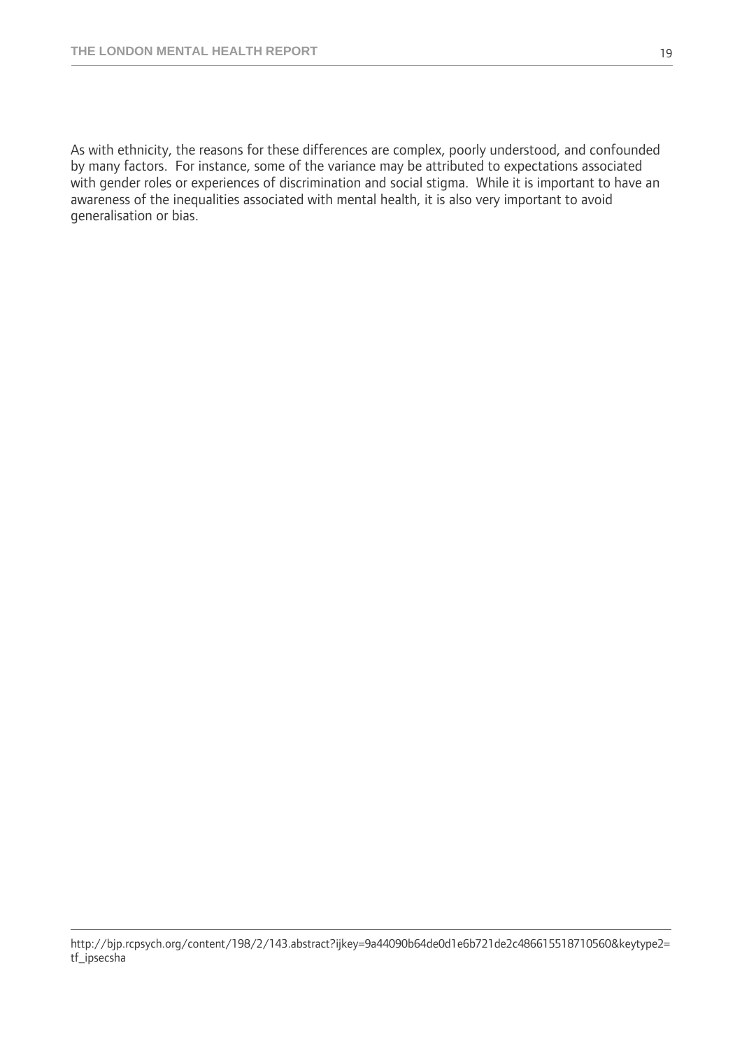As with ethnicity, the reasons for these differences are complex, poorly understood, and confounded by many factors. For instance, some of the variance may be attributed to expectations associated with gender roles or experiences of discrimination and social stigma. While it is important to have an awareness of the inequalities associated with mental health, it is also very important to avoid generalisation or bias.

---

http://bjp.rcpsych.org/content/198/2/143.abstract?ijkey=9a44090b64de0d1e6b721de2c486615518710560&keytype2=tf_ipsecsha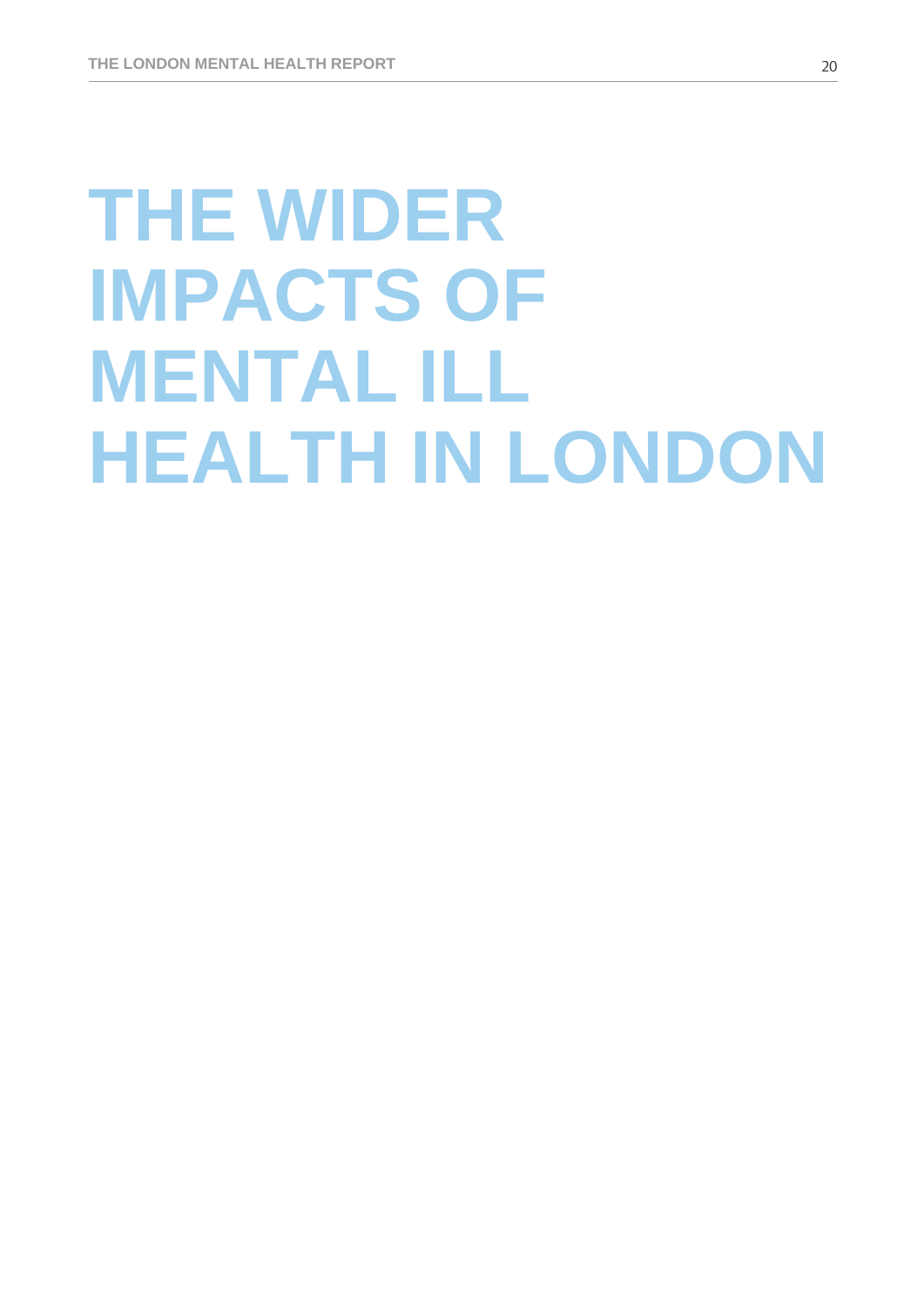# THE WIDER IMPACTS OF MENTAL ILL HEALTH IN LONDON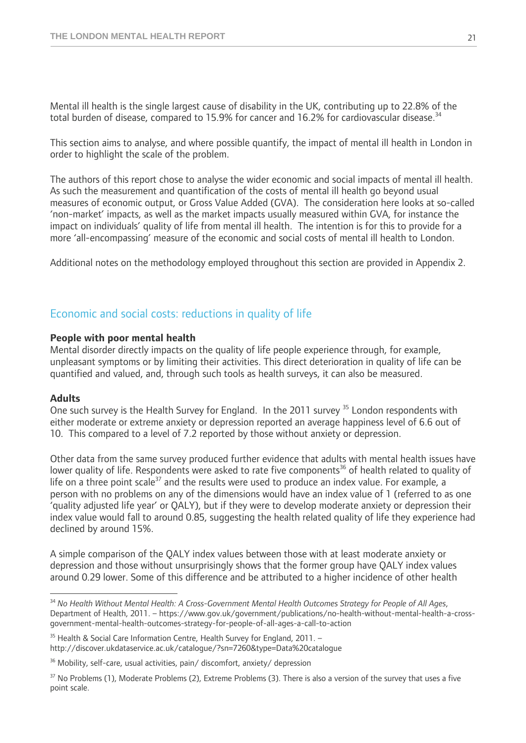Mental ill health is the single largest cause of disability in the UK, contributing up to 22.8% of the total burden of disease, compared to 15.9% for cancer and 16.2% for cardiovascular disease.[34]

This section aims to analyse, and where possible quantify, the impact of mental ill health in London in order to highlight the scale of the problem.

The authors of this report chose to analyse the wider economic and social impacts of mental ill health. As such the measurement and quantification of the costs of mental ill health go beyond usual measures of economic output, or Gross Value Added (GVA). The consideration here looks at so-called 'non-market' impacts, as well as the market impacts usually measured within GVA, for instance the impact on individuals' quality of life from mental ill health. The intention is for this to provide for a more 'all-encompassing' measure of the economic and social costs of mental ill health to London.

Additional notes on the methodology employed throughout this section are provided in Appendix 2.

## Economic and social costs: reductions in quality of life

**People with poor mental health**

Mental disorder directly impacts on the quality of life people experience through, for example, unpleasant symptoms or by limiting their activities. This direct deterioration in quality of life can be quantified and valued, and, through such tools as health surveys, it can also be measured.

**Adults**

One such survey is the Health Survey for England. In the 2011 survey [35] London respondents with either moderate or extreme anxiety or depression reported an average happiness level of 6.6 out of 10. This compared to a level of 7.2 reported by those without anxiety or depression.

Other data from the same survey produced further evidence that adults with mental health issues have lower quality of life. Respondents were asked to rate five components[36] of health related to quality of life on a three point scale[37] and the results were used to produce an index value. For example, a person with no problems on any of the dimensions would have an index value of 1 (referred to as one 'quality adjusted life year' or QALY), but if they were to develop moderate anxiety or depression their index value would fall to around 0.85, suggesting the health related quality of life they experience had declined by around 15%.

A simple comparison of the QALY index values between those with at least moderate anxiety or depression and those without unsurprisingly shows that the former group have QALY index values around 0.29 lower. Some of this difference and be attributed to a higher incidence of other health

---

[34] *No Health Without Mental Health: A Cross-Government Mental Health Outcomes Strategy for People of All Ages*, Department of Health, 2011. – https://www.gov.uk/government/publications/no-health-without-mental-health-a-cross-government-mental-health-outcomes-strategy-for-people-of-all-ages-a-call-to-action

[35] Health & Social Care Information Centre, Health Survey for England, 2011. – http://discover.ukdataservice.ac.uk/catalogue/?sn=7260&type=Data%20catalogue

[36] Mobility, self-care, usual activities, pain/ discomfort, anxiety/ depression

[37] No Problems (1), Moderate Problems (2), Extreme Problems (3). There is also a version of the survey that uses a five point scale.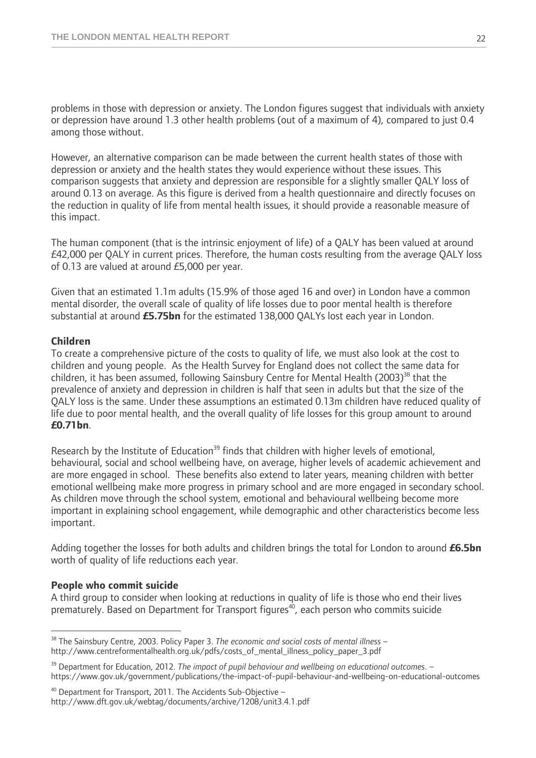problems in those with depression or anxiety. The London figures suggest that individuals with anxiety or depression have around 1.3 other health problems (out of a maximum of 4), compared to just 0.4 among those without.

However, an alternative comparison can be made between the current health states of those with depression or anxiety and the health states they would experience without these issues. This comparison suggests that anxiety and depression are responsible for a slightly smaller QALY loss of around 0.13 on average. As this figure is derived from a health questionnaire and directly focuses on the reduction in quality of life from mental health issues, it should provide a reasonable measure of this impact.

The human component (that is the intrinsic enjoyment of life) of a QALY has been valued at around £42,000 per QALY in current prices. Therefore, the human costs resulting from the average QALY loss of 0.13 are valued at around £5,000 per year.

Given that an estimated 1.1m adults (15.9% of those aged 16 and over) in London have a common mental disorder, the overall scale of quality of life losses due to poor mental health is therefore substantial at around **£5.75bn** for the estimated 138,000 QALYs lost each year in London.

**Children**

To create a comprehensive picture of the costs to quality of life, we must also look at the cost to children and young people. As the Health Survey for England does not collect the same data for children, it has been assumed, following Sainsbury Centre for Mental Health (2003)[38] that the prevalence of anxiety and depression in children is half that seen in adults but that the size of the QALY loss is the same. Under these assumptions an estimated 0.13m children have reduced quality of life due to poor mental health, and the overall quality of life losses for this group amount to around **£0.71bn**.

Research by the Institute of Education[39] finds that children with higher levels of emotional, behavioural, social and school wellbeing have, on average, higher levels of academic achievement and are more engaged in school. These benefits also extend to later years, meaning children with better emotional wellbeing make more progress in primary school and are more engaged in secondary school. As children move through the school system, emotional and behavioural wellbeing become more important in explaining school engagement, while demographic and other characteristics become less important.

Adding together the losses for both adults and children brings the total for London to around **£6.5bn** worth of quality of life reductions each year.

**People who commit suicide**

A third group to consider when looking at reductions in quality of life is those who end their lives prematurely. Based on Department for Transport figures[40], each person who commits suicide

---

[38] The Sainsbury Centre, 2003. Policy Paper 3. *The economic and social costs of mental illness* – http://www.centreformentalhealth.org.uk/pdfs/costs_of_mental_illness_policy_paper_3.pdf

[39] Department for Education, 2012. *The impact of pupil behaviour and wellbeing on educational outcomes*. – https://www.gov.uk/government/publications/the-impact-of-pupil-behaviour-and-wellbeing-on-educational-outcomes

[40] Department for Transport, 2011. The Accidents Sub-Objective – http://www.dft.gov.uk/webtag/documents/archive/1208/unit3.4.1.pdf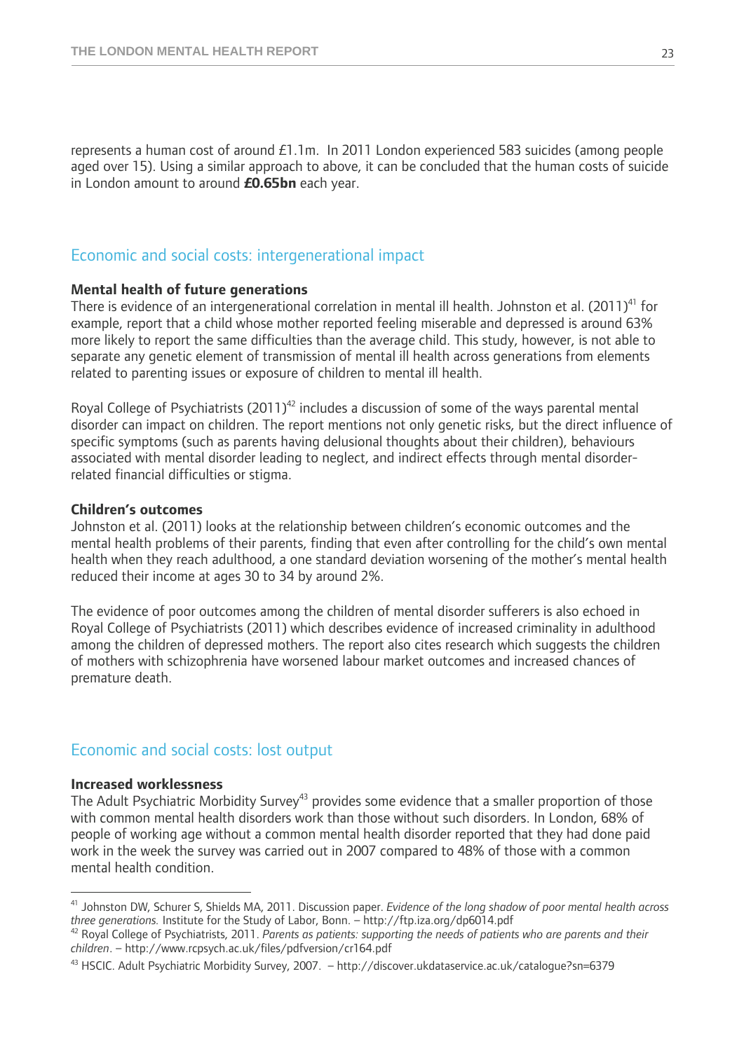represents a human cost of around £1.1m. In 2011 London experienced 583 suicides (among people aged over 15). Using a similar approach to above, it can be concluded that the human costs of suicide in London amount to around **£0.65bn** each year.

## Economic and social costs: intergenerational impact

**Mental health of future generations**

There is evidence of an intergenerational correlation in mental ill health. Johnston et al. (2011)[41] for example, report that a child whose mother reported feeling miserable and depressed is around 63% more likely to report the same difficulties than the average child. This study, however, is not able to separate any genetic element of transmission of mental ill health across generations from elements related to parenting issues or exposure of children to mental ill health.

Royal College of Psychiatrists (2011)[42] includes a discussion of some of the ways parental mental disorder can impact on children. The report mentions not only genetic risks, but the direct influence of specific symptoms (such as parents having delusional thoughts about their children), behaviours associated with mental disorder leading to neglect, and indirect effects through mental disorder-related financial difficulties or stigma.

**Children's outcomes**

Johnston et al. (2011) looks at the relationship between children's economic outcomes and the mental health problems of their parents, finding that even after controlling for the child's own mental health when they reach adulthood, a one standard deviation worsening of the mother's mental health reduced their income at ages 30 to 34 by around 2%.

The evidence of poor outcomes among the children of mental disorder sufferers is also echoed in Royal College of Psychiatrists (2011) which describes evidence of increased criminality in adulthood among the children of depressed mothers. The report also cites research which suggests the children of mothers with schizophrenia have worsened labour market outcomes and increased chances of premature death.

## Economic and social costs: lost output

**Increased worklessness**

The Adult Psychiatric Morbidity Survey[43] provides some evidence that a smaller proportion of those with common mental health disorders work than those without such disorders. In London, 68% of people of working age without a common mental health disorder reported that they had done paid work in the week the survey was carried out in 2007 compared to 48% of those with a common mental health condition.

---

[41] Johnston DW, Schurer S, Shields MA, 2011. Discussion paper. *Evidence of the long shadow of poor mental health across three generations.* Institute for the Study of Labor, Bonn. – http://ftp.iza.org/dp6014.pdf

[42] Royal College of Psychiatrists, 2011. *Parents as patients: supporting the needs of patients who are parents and their children*. – http://www.rcpsych.ac.uk/files/pdfversion/cr164.pdf

[43] HSCIC. Adult Psychiatric Morbidity Survey, 2007. – http://discover.ukdataservice.ac.uk/catalogue?sn=6379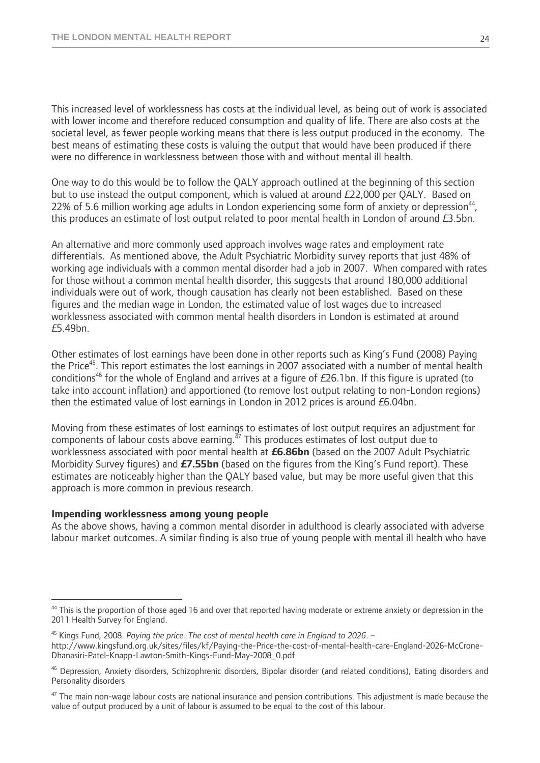This increased level of worklessness has costs at the individual level, as being out of work is associated with lower income and therefore reduced consumption and quality of life. There are also costs at the societal level, as fewer people working means that there is less output produced in the economy. The best means of estimating these costs is valuing the output that would have been produced if there were no difference in worklessness between those with and without mental ill health.

One way to do this would be to follow the QALY approach outlined at the beginning of this section but to use instead the output component, which is valued at around £22,000 per QALY. Based on 22% of 5.6 million working age adults in London experiencing some form of anxiety or depression[44], this produces an estimate of lost output related to poor mental health in London of around £3.5bn.

An alternative and more commonly used approach involves wage rates and employment rate differentials. As mentioned above, the Adult Psychiatric Morbidity survey reports that just 48% of working age individuals with a common mental disorder had a job in 2007. When compared with rates for those without a common mental health disorder, this suggests that around 180,000 additional individuals were out of work, though causation has clearly not been established. Based on these figures and the median wage in London, the estimated value of lost wages due to increased worklessness associated with common mental health disorders in London is estimated at around £5.49bn.

Other estimates of lost earnings have been done in other reports such as King's Fund (2008) Paying the Price[45]. This report estimates the lost earnings in 2007 associated with a number of mental health conditions[46] for the whole of England and arrives at a figure of £26.1bn. If this figure is uprated (to take into account inflation) and apportioned (to remove lost output relating to non-London regions) then the estimated value of lost earnings in London in 2012 prices is around £6.04bn.

Moving from these estimates of lost earnings to estimates of lost output requires an adjustment for components of labour costs above earning.[47] This produces estimates of lost output due to worklessness associated with poor mental health at **£6.86bn** (based on the 2007 Adult Psychiatric Morbidity Survey figures) and **£7.55bn** (based on the figures from the King's Fund report). These estimates are noticeably higher than the QALY based value, but may be more useful given that this approach is more common in previous research.

**Impending worklessness among young people**

As the above shows, having a common mental disorder in adulthood is clearly associated with adverse labour market outcomes. A similar finding is also true of young people with mental ill health who have

---

[44] This is the proportion of those aged 16 and over that reported having moderate or extreme anxiety or depression in the 2011 Health Survey for England.

[45] Kings Fund, 2008. *Paying the price. The cost of mental health care in England to 2026*. – http://www.kingsfund.org.uk/sites/files/kf/Paying-the-Price-the-cost-of-mental-health-care-England-2026-McCrone-Dhanasiri-Patel-Knapp-Lawton-Smith-Kings-Fund-May-2008_0.pdf

[46] Depression, Anxiety disorders, Schizophrenic disorders, Bipolar disorder (and related conditions), Eating disorders and Personality disorders

[47] The main non-wage labour costs are national insurance and pension contributions. This adjustment is made because the value of output produced by a unit of labour is assumed to be equal to the cost of this labour.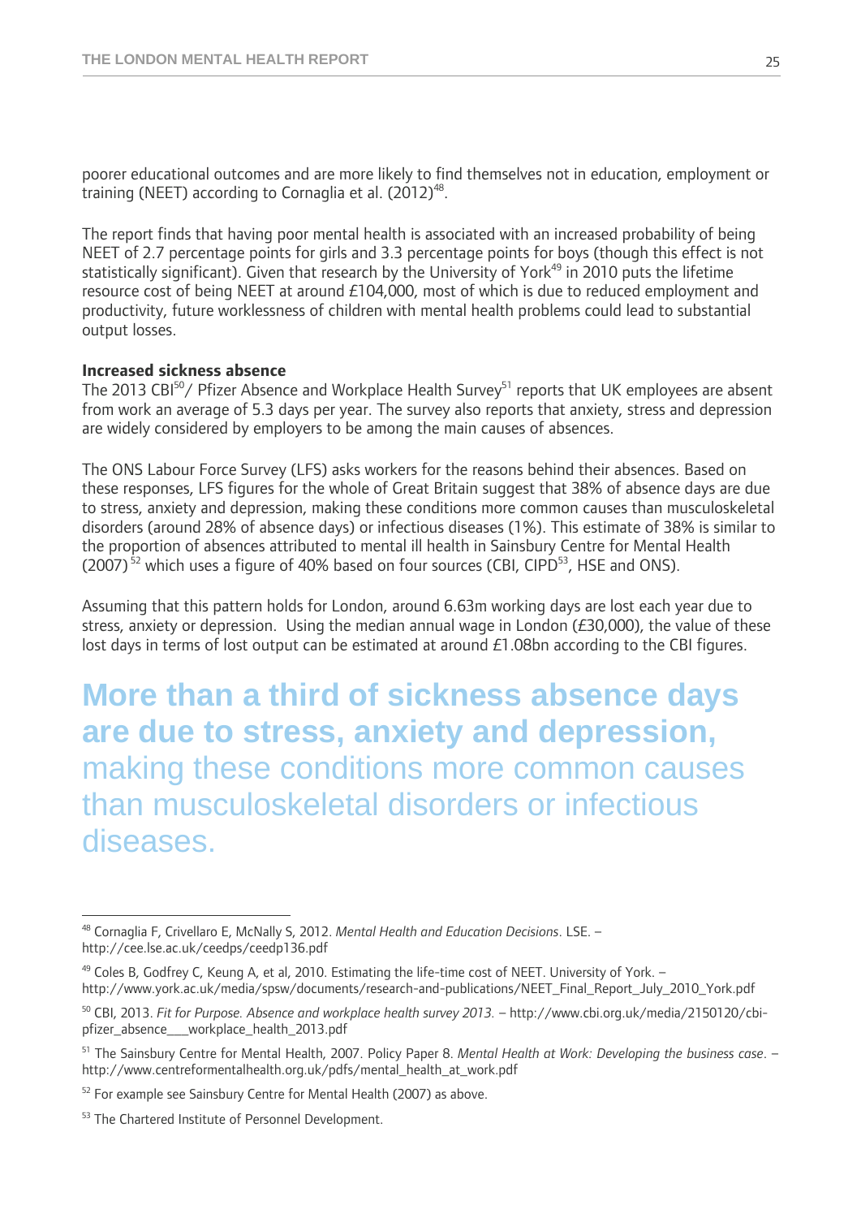poorer educational outcomes and are more likely to find themselves not in education, employment or training (NEET) according to Cornaglia et al. (2012)[48].

The report finds that having poor mental health is associated with an increased probability of being NEET of 2.7 percentage points for girls and 3.3 percentage points for boys (though this effect is not statistically significant). Given that research by the University of York[49] in 2010 puts the lifetime resource cost of being NEET at around £104,000, most of which is due to reduced employment and productivity, future worklessness of children with mental health problems could lead to substantial output losses.

**Increased sickness absence**

The 2013 CBI[50]/ Pfizer Absence and Workplace Health Survey[51] reports that UK employees are absent from work an average of 5.3 days per year. The survey also reports that anxiety, stress and depression are widely considered by employers to be among the main causes of absences.

The ONS Labour Force Survey (LFS) asks workers for the reasons behind their absences. Based on these responses, LFS figures for the whole of Great Britain suggest that 38% of absence days are due to stress, anxiety and depression, making these conditions more common causes than musculoskeletal disorders (around 28% of absence days) or infectious diseases (1%). This estimate of 38% is similar to the proportion of absences attributed to mental ill health in Sainsbury Centre for Mental Health (2007)[52] which uses a figure of 40% based on four sources (CBI, CIPD[53], HSE and ONS).

Assuming that this pattern holds for London, around 6.63m working days are lost each year due to stress, anxiety or depression. Using the median annual wage in London (£30,000), the value of these lost days in terms of lost output can be estimated at around £1.08bn according to the CBI figures.

**More than a third of sickness absence days are due to stress, anxiety and depression,** making these conditions more common causes than musculoskeletal disorders or infectious diseases.

---

[48] Cornaglia F, Crivellaro E, McNally S, 2012. *Mental Health and Education Decisions*. LSE. – http://cee.lse.ac.uk/ceedps/ceedp136.pdf

[49] Coles B, Godfrey C, Keung A, et al, 2010. Estimating the life-time cost of NEET. University of York. – http://www.york.ac.uk/media/spsw/documents/research-and-publications/NEET_Final_Report_July_2010_York.pdf

[50] CBI, 2013. *Fit for Purpose. Absence and workplace health survey 2013.* – http://www.cbi.org.uk/media/2150120/cbi-pfizer_absence___workplace_health_2013.pdf

[51] The Sainsbury Centre for Mental Health, 2007. Policy Paper 8. *Mental Health at Work: Developing the business case*. – http://www.centreformentalhealth.org.uk/pdfs/mental_health_at_work.pdf

[52] For example see Sainsbury Centre for Mental Health (2007) as above.

[53] The Chartered Institute of Personnel Development.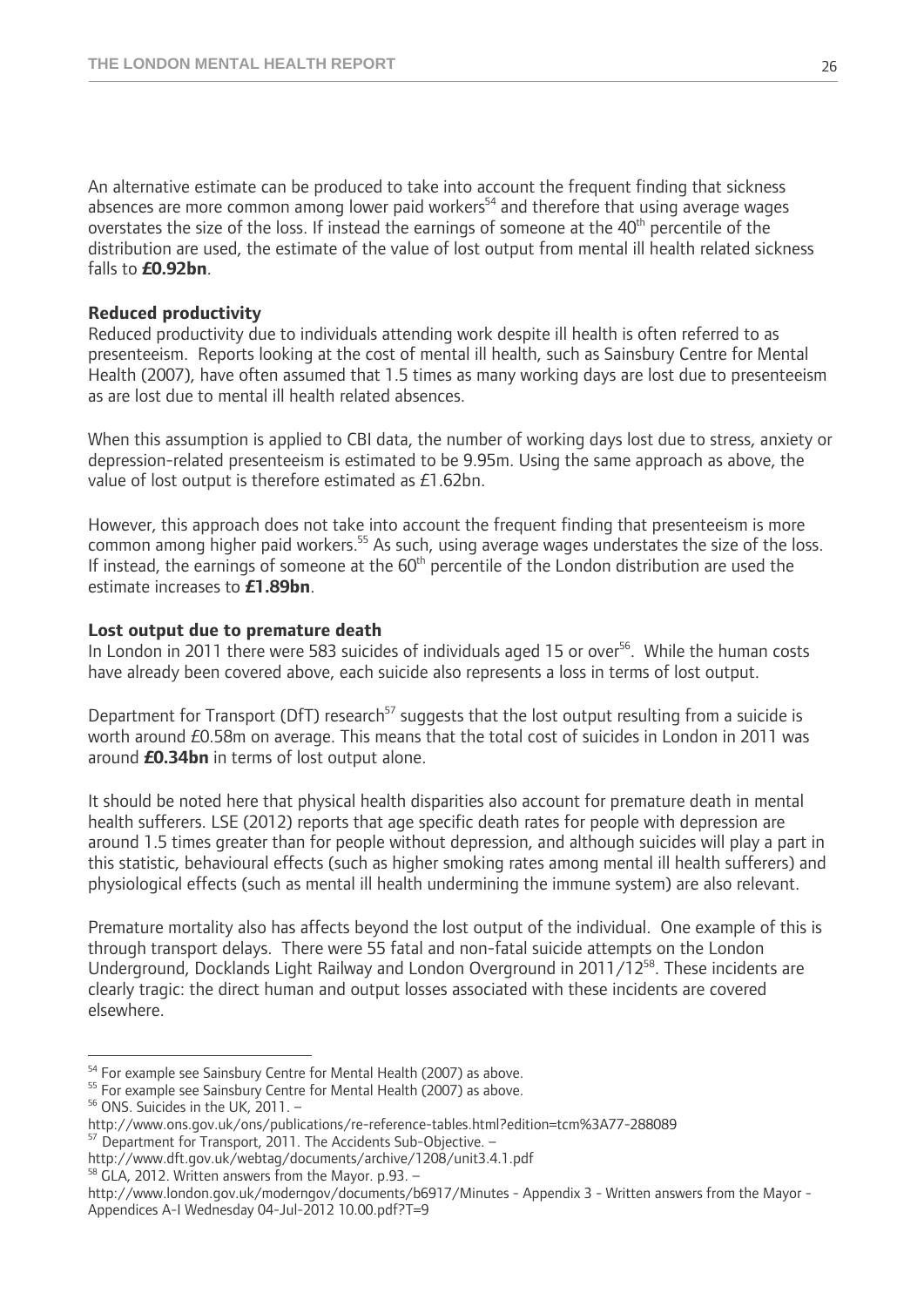An alternative estimate can be produced to take into account the frequent finding that sickness absences are more common among lower paid workers[54] and therefore that using average wages overstates the size of the loss. If instead the earnings of someone at the 40th percentile of the distribution are used, the estimate of the value of lost output from mental ill health related sickness falls to **£0.92bn**.

**Reduced productivity**

Reduced productivity due to individuals attending work despite ill health is often referred to as presenteeism. Reports looking at the cost of mental ill health, such as Sainsbury Centre for Mental Health (2007), have often assumed that 1.5 times as many working days are lost due to presenteeism as are lost due to mental ill health related absences.

When this assumption is applied to CBI data, the number of working days lost due to stress, anxiety or depression-related presenteeism is estimated to be 9.95m. Using the same approach as above, the value of lost output is therefore estimated as £1.62bn.

However, this approach does not take into account the frequent finding that presenteeism is more common among higher paid workers.[55] As such, using average wages understates the size of the loss. If instead, the earnings of someone at the 60th percentile of the London distribution are used the estimate increases to **£1.89bn**.

**Lost output due to premature death**

In London in 2011 there were 583 suicides of individuals aged 15 or over[56]. While the human costs have already been covered above, each suicide also represents a loss in terms of lost output.

Department for Transport (DfT) research[57] suggests that the lost output resulting from a suicide is worth around £0.58m on average. This means that the total cost of suicides in London in 2011 was around **£0.34bn** in terms of lost output alone.

It should be noted here that physical health disparities also account for premature death in mental health sufferers. LSE (2012) reports that age specific death rates for people with depression are around 1.5 times greater than for people without depression, and although suicides will play a part in this statistic, behavioural effects (such as higher smoking rates among mental ill health sufferers) and physiological effects (such as mental ill health undermining the immune system) are also relevant.

Premature mortality also has affects beyond the lost output of the individual. One example of this is through transport delays. There were 55 fatal and non-fatal suicide attempts on the London Underground, Docklands Light Railway and London Overground in 2011/12[58]. These incidents are clearly tragic: the direct human and output losses associated with these incidents are covered elsewhere.

---

[54] For example see Sainsbury Centre for Mental Health (2007) as above.

[55] For example see Sainsbury Centre for Mental Health (2007) as above.

[56] ONS. Suicides in the UK, 2011. – http://www.ons.gov.uk/ons/publications/re-reference-tables.html?edition=tcm%3A77-288089

[57] Department for Transport, 2011. The Accidents Sub-Objective. – http://www.dft.gov.uk/webtag/documents/archive/1208/unit3.4.1.pdf

[58] GLA, 2012. Written answers from the Mayor. p.93. – http://www.london.gov.uk/moderngov/documents/b6917/Minutes - Appendix 3 - Written answers from the Mayor - Appendices A-I Wednesday 04-Jul-2012 10.00.pdf?T=9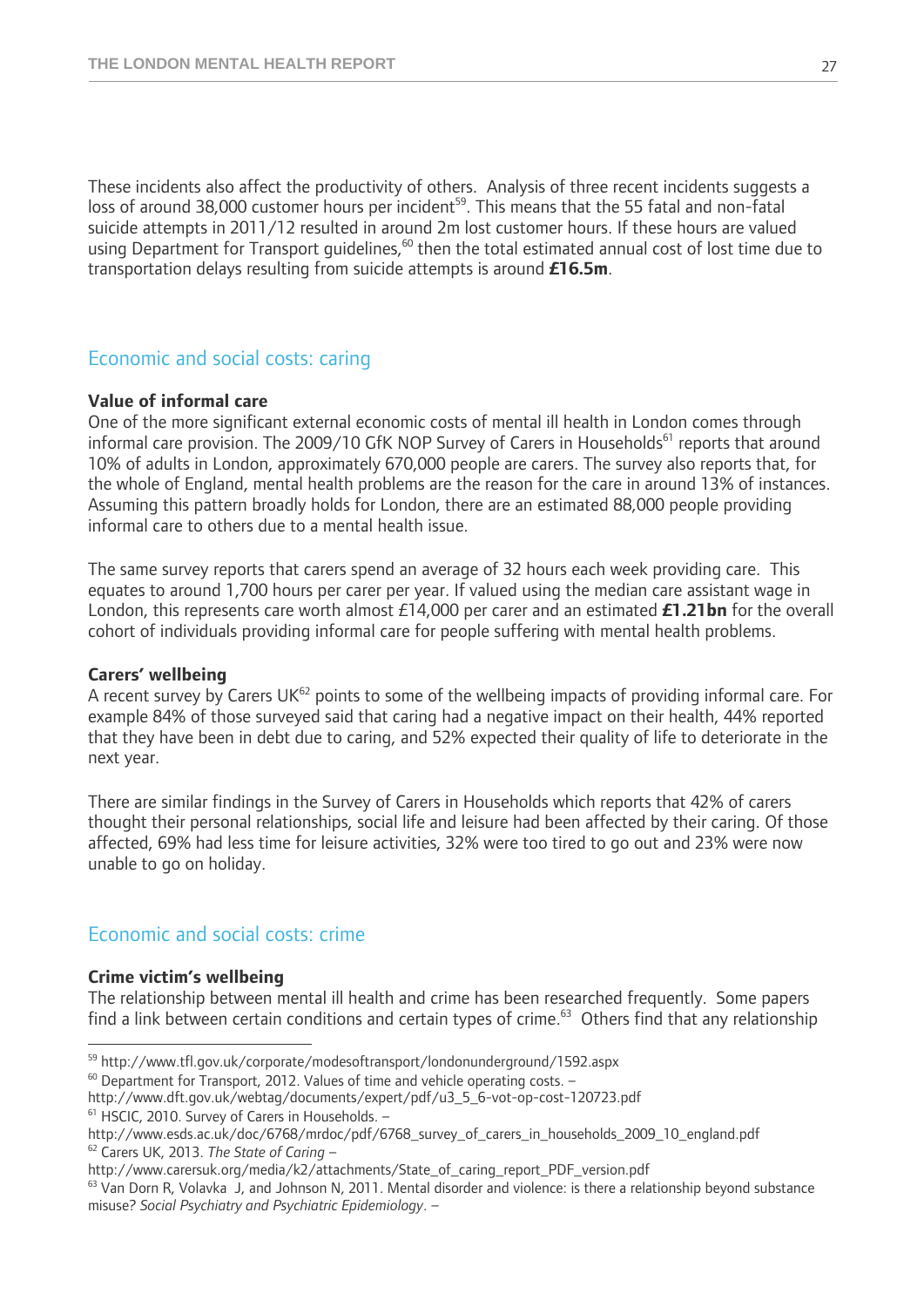These incidents also affect the productivity of others. Analysis of three recent incidents suggests a loss of around 38,000 customer hours per incident[59]. This means that the 55 fatal and non-fatal suicide attempts in 2011/12 resulted in around 2m lost customer hours. If these hours are valued using Department for Transport guidelines,[60] then the total estimated annual cost of lost time due to transportation delays resulting from suicide attempts is around **£16.5m**.

## Economic and social costs: caring

### Value of informal care

One of the more significant external economic costs of mental ill health in London comes through informal care provision. The 2009/10 GfK NOP Survey of Carers in Households[61] reports that around 10% of adults in London, approximately 670,000 people are carers. The survey also reports that, for the whole of England, mental health problems are the reason for the care in around 13% of instances. Assuming this pattern broadly holds for London, there are an estimated 88,000 people providing informal care to others due to a mental health issue.

The same survey reports that carers spend an average of 32 hours each week providing care. This equates to around 1,700 hours per carer per year. If valued using the median care assistant wage in London, this represents care worth almost £14,000 per carer and an estimated **£1.21bn** for the overall cohort of individuals providing informal care for people suffering with mental health problems.

### Carers' wellbeing

A recent survey by Carers UK[62] points to some of the wellbeing impacts of providing informal care. For example 84% of those surveyed said that caring had a negative impact on their health, 44% reported that they have been in debt due to caring, and 52% expected their quality of life to deteriorate in the next year.

There are similar findings in the Survey of Carers in Households which reports that 42% of carers thought their personal relationships, social life and leisure had been affected by their caring. Of those affected, 69% had less time for leisure activities, 32% were too tired to go out and 23% were now unable to go on holiday.

## Economic and social costs: crime

### Crime victim's wellbeing

The relationship between mental ill health and crime has been researched frequently. Some papers find a link between certain conditions and certain types of crime.[63] Others find that any relationship

---

[59] http://www.tfl.gov.uk/corporate/modesoftransport/londonunderground/1592.aspx

[60] Department for Transport, 2012. Values of time and vehicle operating costs. – http://www.dft.gov.uk/webtag/documents/expert/pdf/u3_5_6-vot-op-cost-120723.pdf

[61] HSCIC, 2010. Survey of Carers in Households. – http://www.esds.ac.uk/doc/6768/mrdoc/pdf/6768_survey_of_carers_in_households_2009_10_england.pdf

[62] Carers UK, 2013. *The State of Caring* – http://www.carersuk.org/media/k2/attachments/State_of_caring_report_PDF_version.pdf

[63] Van Dorn R, Volavka J, and Johnson N, 2011. Mental disorder and violence: is there a relationship beyond substance misuse? *Social Psychiatry and Psychiatric Epidemiology*. –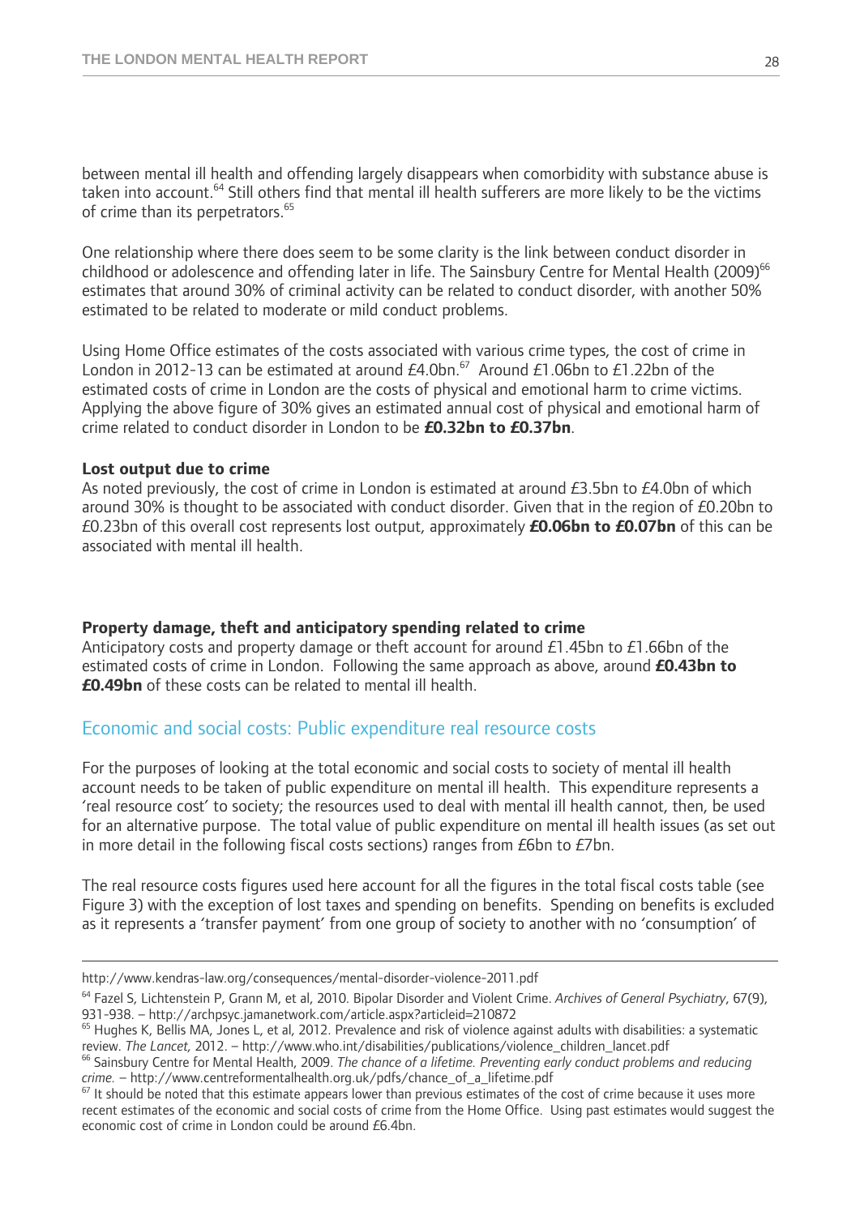between mental ill health and offending largely disappears when comorbidity with substance abuse is taken into account.[64] Still others find that mental ill health sufferers are more likely to be the victims of crime than its perpetrators.[65]

One relationship where there does seem to be some clarity is the link between conduct disorder in childhood or adolescence and offending later in life. The Sainsbury Centre for Mental Health (2009)[66] estimates that around 30% of criminal activity can be related to conduct disorder, with another 50% estimated to be related to moderate or mild conduct problems.

Using Home Office estimates of the costs associated with various crime types, the cost of crime in London in 2012-13 can be estimated at around £4.0bn.[67] Around £1.06bn to £1.22bn of the estimated costs of crime in London are the costs of physical and emotional harm to crime victims. Applying the above figure of 30% gives an estimated annual cost of physical and emotional harm of crime related to conduct disorder in London to be **£0.32bn to £0.37bn**.

**Lost output due to crime**

As noted previously, the cost of crime in London is estimated at around £3.5bn to £4.0bn of which around 30% is thought to be associated with conduct disorder. Given that in the region of £0.20bn to £0.23bn of this overall cost represents lost output, approximately **£0.06bn to £0.07bn** of this can be associated with mental ill health.

**Property damage, theft and anticipatory spending related to crime**

Anticipatory costs and property damage or theft account for around £1.45bn to £1.66bn of the estimated costs of crime in London. Following the same approach as above, around **£0.43bn to £0.49bn** of these costs can be related to mental ill health.

## Economic and social costs: Public expenditure real resource costs

For the purposes of looking at the total economic and social costs to society of mental ill health account needs to be taken of public expenditure on mental ill health. This expenditure represents a 'real resource cost' to society; the resources used to deal with mental ill health cannot, then, be used for an alternative purpose. The total value of public expenditure on mental ill health issues (as set out in more detail in the following fiscal costs sections) ranges from £6bn to £7bn.

The real resource costs figures used here account for all the figures in the total fiscal costs table (see Figure 3) with the exception of lost taxes and spending on benefits. Spending on benefits is excluded as it represents a 'transfer payment' from one group of society to another with no 'consumption' of

---

http://www.kendras-law.org/consequences/mental-disorder-violence-2011.pdf

[64] Fazel S, Lichtenstein P, Grann M, et al, 2010. Bipolar Disorder and Violent Crime. *Archives of General Psychiatry*, 67(9), 931-938. – http://archpsyc.jamanetwork.com/article.aspx?articleid=210872

[65] Hughes K, Bellis MA, Jones L, et al, 2012. Prevalence and risk of violence against adults with disabilities: a systematic review. *The Lancet,* 2012. – http://www.who.int/disabilities/publications/violence_children_lancet.pdf

[66] Sainsbury Centre for Mental Health, 2009. *The chance of a lifetime. Preventing early conduct problems and reducing crime.* – http://www.centreformentalhealth.org.uk/pdfs/chance_of_a_lifetime.pdf

[67] It should be noted that this estimate appears lower than previous estimates of the cost of crime because it uses more recent estimates of the economic and social costs of crime from the Home Office. Using past estimates would suggest the economic cost of crime in London could be around £6.4bn.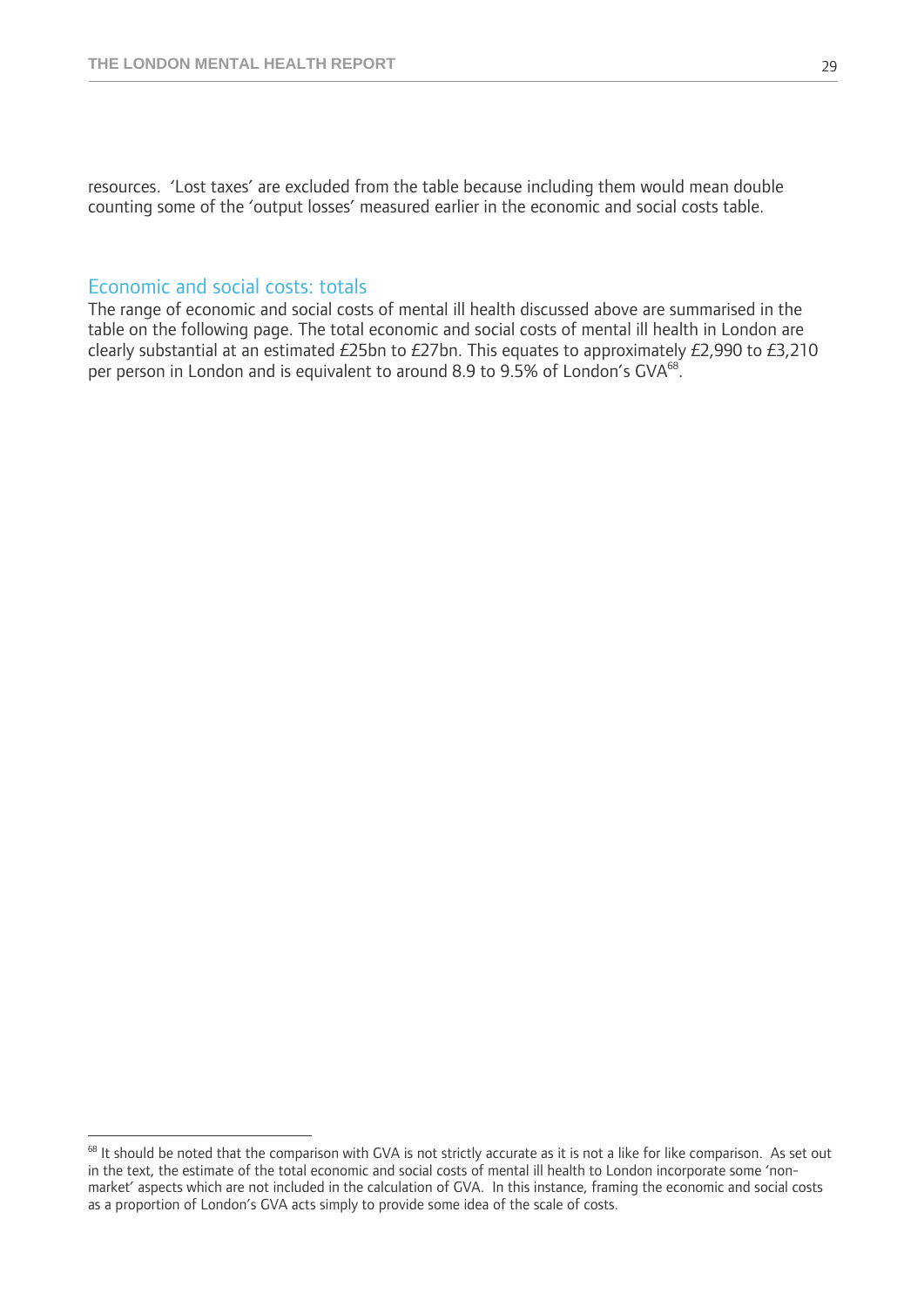resources. ‘Lost taxes’ are excluded from the table because including them would mean double counting some of the ‘output losses’ measured earlier in the economic and social costs table.

## Economic and social costs: totals

The range of economic and social costs of mental ill health discussed above are summarised in the table on the following page. The total economic and social costs of mental ill health in London are clearly substantial at an estimated £25bn to £27bn. This equates to approximately £2,990 to £3,210 per person in London and is equivalent to around 8.9 to 9.5% of London’s GVA[68].

[68] It should be noted that the comparison with GVA is not strictly accurate as it is not a like for like comparison. As set out in the text, the estimate of the total economic and social costs of mental ill health to London incorporate some ‘non-market’ aspects which are not included in the calculation of GVA. In this instance, framing the economic and social costs as a proportion of London’s GVA acts simply to provide some idea of the scale of costs.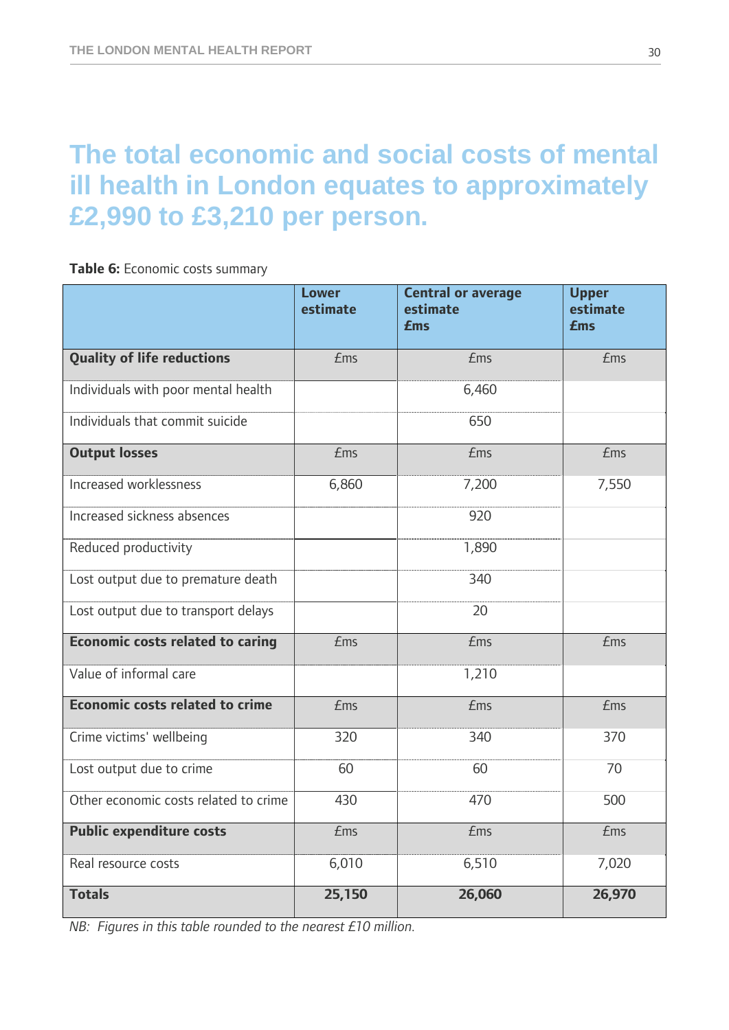# The total economic and social costs of mental ill health in London equates to approximately £2,990 to £3,210 per person.

**Table 6:** Economic costs summary

| | Lower estimate | Central or average estimate £ms | Upper estimate £ms |
|---|---|---|---|
| **Quality of life reductions** | £ms | £ms | £ms |
| Individuals with poor mental health | | 6,460 | |
| Individuals that commit suicide | | 650 | |
| **Output losses** | £ms | £ms | £ms |
| Increased worklessness | 6,860 | 7,200 | 7,550 |
| Increased sickness absences | | 920 | |
| Reduced productivity | | 1,890 | |
| Lost output due to premature death | | 340 | |
| Lost output due to transport delays | | 20 | |
| **Economic costs related to caring** | £ms | £ms | £ms |
| Value of informal care | | 1,210 | |
| **Economic costs related to crime** | £ms | £ms | £ms |
| Crime victims' wellbeing | 320 | 340 | 370 |
| Lost output due to crime | 60 | 60 | 70 |
| Other economic costs related to crime | 430 | 470 | 500 |
| **Public expenditure costs** | £ms | £ms | £ms |
| Real resource costs | 6,010 | 6,510 | 7,020 |
| **Totals** | **25,150** | **26,060** | **26,970** |

*NB: Figures in this table rounded to the nearest £10 million.*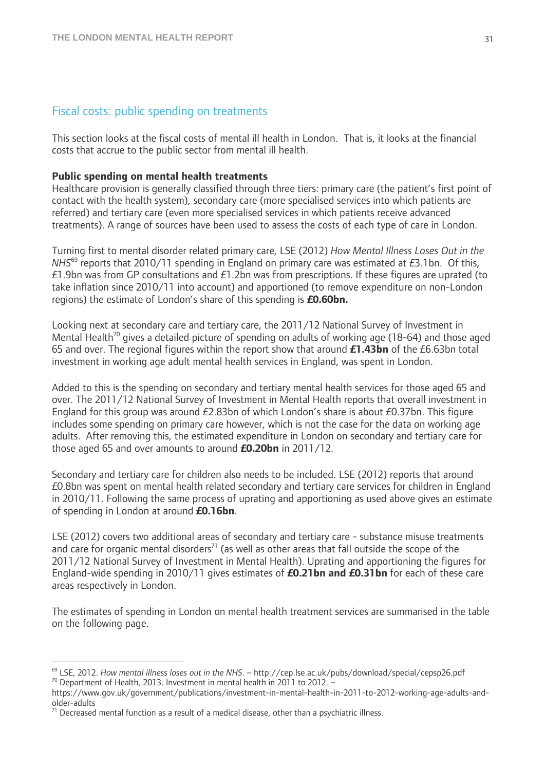## Fiscal costs: public spending on treatments

This section looks at the fiscal costs of mental ill health in London. That is, it looks at the financial costs that accrue to the public sector from mental ill health.

**Public spending on mental health treatments**

Healthcare provision is generally classified through three tiers: primary care (the patient's first point of contact with the health system), secondary care (more specialised services into which patients are referred) and tertiary care (even more specialised services in which patients receive advanced treatments). A range of sources have been used to assess the costs of each type of care in London.

Turning first to mental disorder related primary care, LSE (2012) *How Mental Illness Loses Out in the NHS*[69] reports that 2010/11 spending in England on primary care was estimated at £3.1bn. Of this, £1.9bn was from GP consultations and £1.2bn was from prescriptions. If these figures are uprated (to take inflation since 2010/11 into account) and apportioned (to remove expenditure on non-London regions) the estimate of London's share of this spending is **£0.60bn.**

Looking next at secondary care and tertiary care, the 2011/12 National Survey of Investment in Mental Health[70] gives a detailed picture of spending on adults of working age (18-64) and those aged 65 and over. The regional figures within the report show that around **£1.43bn** of the £6.63bn total investment in working age adult mental health services in England, was spent in London.

Added to this is the spending on secondary and tertiary mental health services for those aged 65 and over. The 2011/12 National Survey of Investment in Mental Health reports that overall investment in England for this group was around £2.83bn of which London's share is about £0.37bn. This figure includes some spending on primary care however, which is not the case for the data on working age adults. After removing this, the estimated expenditure in London on secondary and tertiary care for those aged 65 and over amounts to around **£0.20bn** in 2011/12.

Secondary and tertiary care for children also needs to be included. LSE (2012) reports that around £0.8bn was spent on mental health related secondary and tertiary care services for children in England in 2010/11. Following the same process of uprating and apportioning as used above gives an estimate of spending in London at around **£0.16bn**.

LSE (2012) covers two additional areas of secondary and tertiary care - substance misuse treatments and care for organic mental disorders[71] (as well as other areas that fall outside the scope of the 2011/12 National Survey of Investment in Mental Health). Uprating and apportioning the figures for England-wide spending in 2010/11 gives estimates of **£0.21bn and £0.31bn** for each of these care areas respectively in London.

The estimates of spending in London on mental health treatment services are summarised in the table on the following page.

---

[69] LSE, 2012. *How mental illness loses out in the NHS*. – http://cep.lse.ac.uk/pubs/download/special/cepsp26.pdf

[70] Department of Health, 2013. Investment in mental health in 2011 to 2012. – https://www.gov.uk/government/publications/investment-in-mental-health-in-2011-to-2012-working-age-adults-and-older-adults

[71] Decreased mental function as a result of a medical disease, other than a psychiatric illness.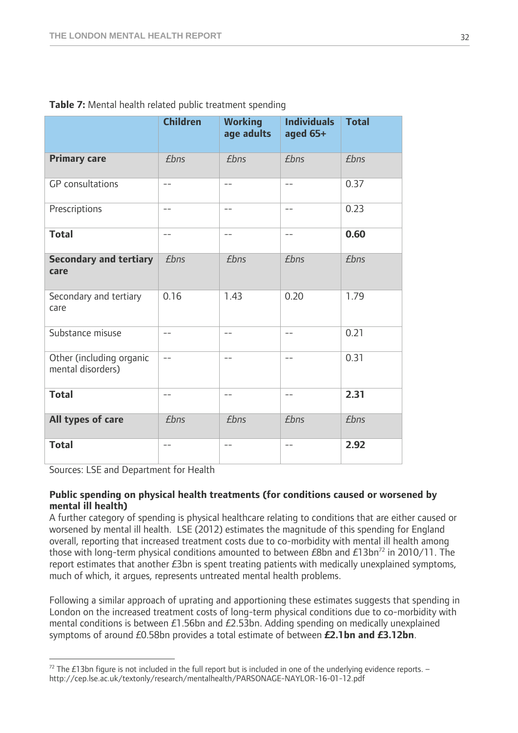**Table 7:** Mental health related public treatment spending

| | Children | Working age adults | Individuals aged 65+ | Total |
|---|---|---|---|---|
| **Primary care** | *£bns* | *£bns* | *£bns* | *£bns* |
| GP consultations | -- | -- | -- | 0.37 |
| Prescriptions | -- | -- | -- | 0.23 |
| **Total** | -- | -- | -- | **0.60** |
| **Secondary and tertiary care** | *£bns* | *£bns* | *£bns* | *£bns* |
| Secondary and tertiary care | 0.16 | 1.43 | 0.20 | 1.79 |
| Substance misuse | -- | -- | -- | 0.21 |
| Other (including organic mental disorders) | -- | -- | -- | 0.31 |
| **Total** | -- | -- | -- | **2.31** |
| **All types of care** | *£bns* | *£bns* | *£bns* | *£bns* |
| **Total** | -- | -- | -- | **2.92** |

Sources: LSE and Department for Health

**Public spending on physical health treatments (for conditions caused or worsened by mental ill health)**

A further category of spending is physical healthcare relating to conditions that are either caused or worsened by mental ill health. LSE (2012) estimates the magnitude of this spending for England overall, reporting that increased treatment costs due to co-morbidity with mental ill health among those with long-term physical conditions amounted to between £8bn and £13bn[72] in 2010/11. The report estimates that another £3bn is spent treating patients with medically unexplained symptoms, much of which, it argues, represents untreated mental health problems.

Following a similar approach of uprating and apportioning these estimates suggests that spending in London on the increased treatment costs of long-term physical conditions due to co-morbidity with mental conditions is between £1.56bn and £2.53bn. Adding spending on medically unexplained symptoms of around £0.58bn provides a total estimate of between **£2.1bn and £3.12bn**.

[72] The £13bn figure is not included in the full report but is included in one of the underlying evidence reports. – http://cep.lse.ac.uk/textonly/research/mentalhealth/PARSONAGE-NAYLOR-16-01-12.pdf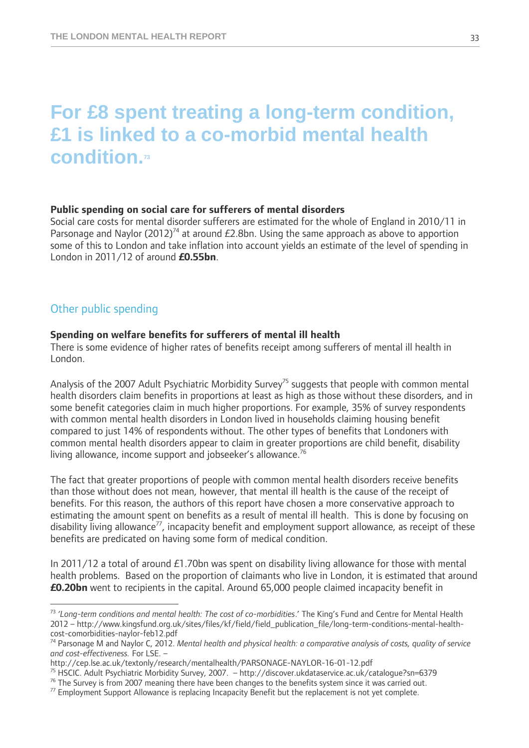# For £8 spent treating a long-term condition, £1 is linked to a co-morbid mental health condition.[73]

**Public spending on social care for sufferers of mental disorders**
Social care costs for mental disorder sufferers are estimated for the whole of England in 2010/11 in Parsonage and Naylor (2012)[74] at around £2.8bn. Using the same approach as above to apportion some of this to London and take inflation into account yields an estimate of the level of spending in London in 2011/12 of around **£0.55bn**.

## Other public spending

**Spending on welfare benefits for sufferers of mental ill health**
There is some evidence of higher rates of benefits receipt among sufferers of mental ill health in London.

Analysis of the 2007 Adult Psychiatric Morbidity Survey[75] suggests that people with common mental health disorders claim benefits in proportions at least as high as those without these disorders, and in some benefit categories claim in much higher proportions. For example, 35% of survey respondents with common mental health disorders in London lived in households claiming housing benefit compared to just 14% of respondents without. The other types of benefits that Londoners with common mental health disorders appear to claim in greater proportions are child benefit, disability living allowance, income support and jobseeker's allowance.[76]

The fact that greater proportions of people with common mental health disorders receive benefits than those without does not mean, however, that mental ill health is the cause of the receipt of benefits. For this reason, the authors of this report have chosen a more conservative approach to estimating the amount spent on benefits as a result of mental ill health. This is done by focusing on disability living allowance[77], incapacity benefit and employment support allowance, as receipt of these benefits are predicated on having some form of medical condition.

In 2011/12 a total of around £1.70bn was spent on disability living allowance for those with mental health problems. Based on the proportion of claimants who live in London, it is estimated that around **£0.20bn** went to recipients in the capital. Around 65,000 people claimed incapacity benefit in

---

[73] *'Long-term conditions and mental health: The cost of co-morbidities.'* The King's Fund and Centre for Mental Health 2012 – http://www.kingsfund.org.uk/sites/files/kf/field/field_publication_file/long-term-conditions-mental-health-cost-comorbidities-naylor-feb12.pdf

[74] Parsonage M and Naylor C, 2012. *Mental health and physical health: a comparative analysis of costs, quality of service and cost-effectiveness.* For LSE. – http://cep.lse.ac.uk/textonly/research/mentalhealth/PARSONAGE-NAYLOR-16-01-12.pdf

[75] HSCIC. Adult Psychiatric Morbidity Survey, 2007. – http://discover.ukdataservice.ac.uk/catalogue?sn=6379

[76] The Survey is from 2007 meaning there have been changes to the benefits system since it was carried out.

[77] Employment Support Allowance is replacing Incapacity Benefit but the replacement is not yet complete.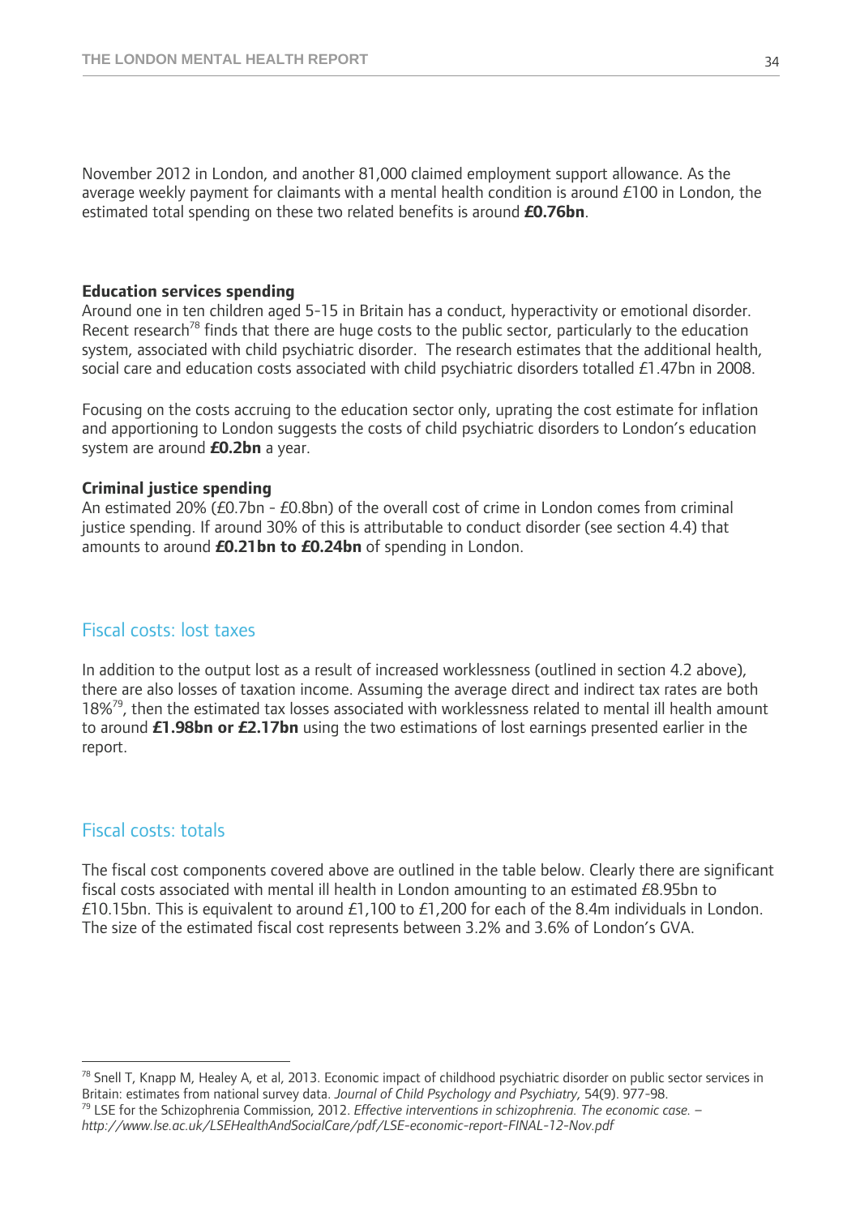November 2012 in London, and another 81,000 claimed employment support allowance. As the average weekly payment for claimants with a mental health condition is around £100 in London, the estimated total spending on these two related benefits is around **£0.76bn**.

**Education services spending**
Around one in ten children aged 5-15 in Britain has a conduct, hyperactivity or emotional disorder. Recent research[78] finds that there are huge costs to the public sector, particularly to the education system, associated with child psychiatric disorder. The research estimates that the additional health, social care and education costs associated with child psychiatric disorders totalled £1.47bn in 2008.

Focusing on the costs accruing to the education sector only, uprating the cost estimate for inflation and apportioning to London suggests the costs of child psychiatric disorders to London's education system are around **£0.2bn** a year.

**Criminal justice spending**
An estimated 20% (£0.7bn - £0.8bn) of the overall cost of crime in London comes from criminal justice spending. If around 30% of this is attributable to conduct disorder (see section 4.4) that amounts to around **£0.21bn to £0.24bn** of spending in London.

## Fiscal costs: lost taxes

In addition to the output lost as a result of increased worklessness (outlined in section 4.2 above), there are also losses of taxation income. Assuming the average direct and indirect tax rates are both 18%[79], then the estimated tax losses associated with worklessness related to mental ill health amount to around **£1.98bn or £2.17bn** using the two estimations of lost earnings presented earlier in the report.

## Fiscal costs: totals

The fiscal cost components covered above are outlined in the table below. Clearly there are significant fiscal costs associated with mental ill health in London amounting to an estimated £8.95bn to £10.15bn. This is equivalent to around £1,100 to £1,200 for each of the 8.4m individuals in London. The size of the estimated fiscal cost represents between 3.2% and 3.6% of London's GVA.

---

[78] Snell T, Knapp M, Healey A, et al, 2013. Economic impact of childhood psychiatric disorder on public sector services in Britain: estimates from national survey data. *Journal of Child Psychology and Psychiatry*, 54(9). 977-98.
[79] LSE for the Schizophrenia Commission, 2012. *Effective interventions in schizophrenia. The economic case.* – *http://www.lse.ac.uk/LSEHealthAndSocialCare/pdf/LSE-economic-report-FINAL-12-Nov.pdf*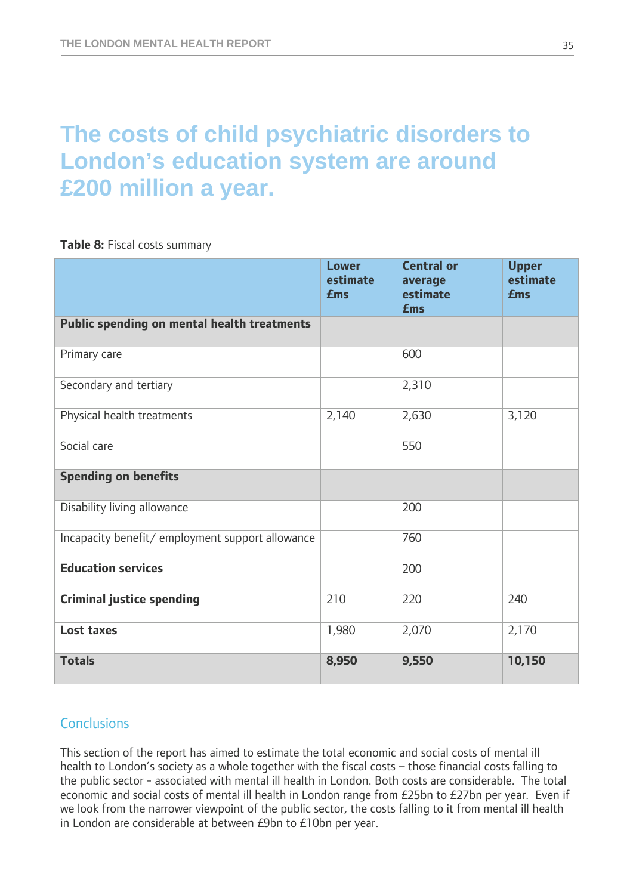# The costs of child psychiatric disorders to London's education system are around £200 million a year.

**Table 8:** Fiscal costs summary

| | Lower estimate £ms | Central or average estimate £ms | Upper estimate £ms |
|---|---|---|---|
| **Public spending on mental health treatments** | | | |
| Primary care | | 600 | |
| Secondary and tertiary | | 2,310 | |
| Physical health treatments | 2,140 | 2,630 | 3,120 |
| Social care | | 550 | |
| **Spending on benefits** | | | |
| Disability living allowance | | 200 | |
| Incapacity benefit/ employment support allowance | | 760 | |
| **Education services** | | 200 | |
| **Criminal justice spending** | 210 | 220 | 240 |
| **Lost taxes** | 1,980 | 2,070 | 2,170 |
| **Totals** | **8,950** | **9,550** | **10,150** |

## Conclusions

This section of the report has aimed to estimate the total economic and social costs of mental ill health to London's society as a whole together with the fiscal costs – those financial costs falling to the public sector - associated with mental ill health in London. Both costs are considerable. The total economic and social costs of mental ill health in London range from £25bn to £27bn per year. Even if we look from the narrower viewpoint of the public sector, the costs falling to it from mental ill health in London are considerable at between £9bn to £10bn per year.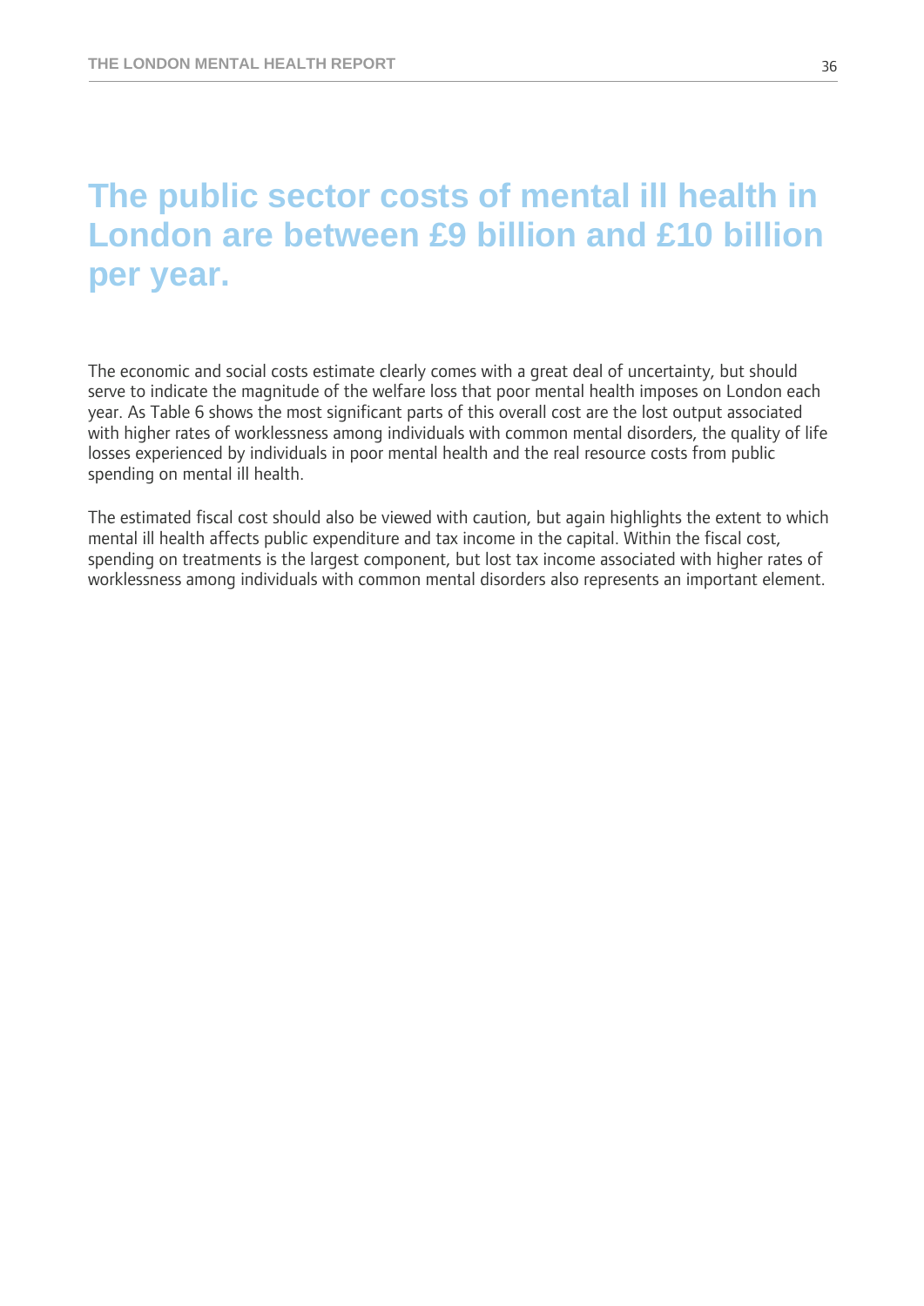# The public sector costs of mental ill health in London are between £9 billion and £10 billion per year.

The economic and social costs estimate clearly comes with a great deal of uncertainty, but should serve to indicate the magnitude of the welfare loss that poor mental health imposes on London each year. As Table 6 shows the most significant parts of this overall cost are the lost output associated with higher rates of worklessness among individuals with common mental disorders, the quality of life losses experienced by individuals in poor mental health and the real resource costs from public spending on mental ill health.

The estimated fiscal cost should also be viewed with caution, but again highlights the extent to which mental ill health affects public expenditure and tax income in the capital. Within the fiscal cost, spending on treatments is the largest component, but lost tax income associated with higher rates of worklessness among individuals with common mental disorders also represents an important element.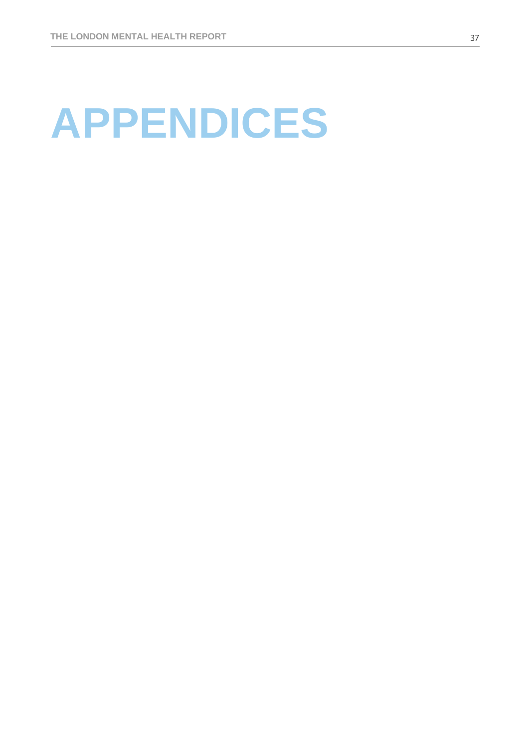# APPENDICES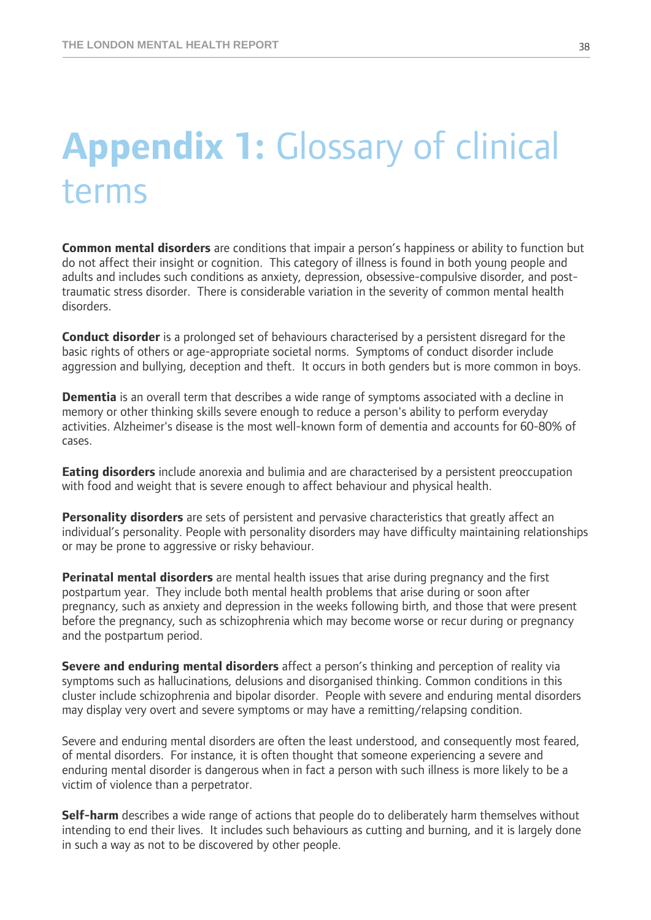# **Appendix 1:** Glossary of clinical terms

**Common mental disorders** are conditions that impair a person's happiness or ability to function but do not affect their insight or cognition. This category of illness is found in both young people and adults and includes such conditions as anxiety, depression, obsessive-compulsive disorder, and post-traumatic stress disorder. There is considerable variation in the severity of common mental health disorders.

**Conduct disorder** is a prolonged set of behaviours characterised by a persistent disregard for the basic rights of others or age-appropriate societal norms. Symptoms of conduct disorder include aggression and bullying, deception and theft. It occurs in both genders but is more common in boys.

**Dementia** is an overall term that describes a wide range of symptoms associated with a decline in memory or other thinking skills severe enough to reduce a person's ability to perform everyday activities. Alzheimer's disease is the most well-known form of dementia and accounts for 60-80% of cases.

**Eating disorders** include anorexia and bulimia and are characterised by a persistent preoccupation with food and weight that is severe enough to affect behaviour and physical health.

**Personality disorders** are sets of persistent and pervasive characteristics that greatly affect an individual's personality. People with personality disorders may have difficulty maintaining relationships or may be prone to aggressive or risky behaviour.

**Perinatal mental disorders** are mental health issues that arise during pregnancy and the first postpartum year. They include both mental health problems that arise during or soon after pregnancy, such as anxiety and depression in the weeks following birth, and those that were present before the pregnancy, such as schizophrenia which may become worse or recur during or pregnancy and the postpartum period.

**Severe and enduring mental disorders** affect a person's thinking and perception of reality via symptoms such as hallucinations, delusions and disorganised thinking. Common conditions in this cluster include schizophrenia and bipolar disorder. People with severe and enduring mental disorders may display very overt and severe symptoms or may have a remitting/relapsing condition.

Severe and enduring mental disorders are often the least understood, and consequently most feared, of mental disorders. For instance, it is often thought that someone experiencing a severe and enduring mental disorder is dangerous when in fact a person with such illness is more likely to be a victim of violence than a perpetrator.

**Self-harm** describes a wide range of actions that people do to deliberately harm themselves without intending to end their lives. It includes such behaviours as cutting and burning, and it is largely done in such a way as not to be discovered by other people.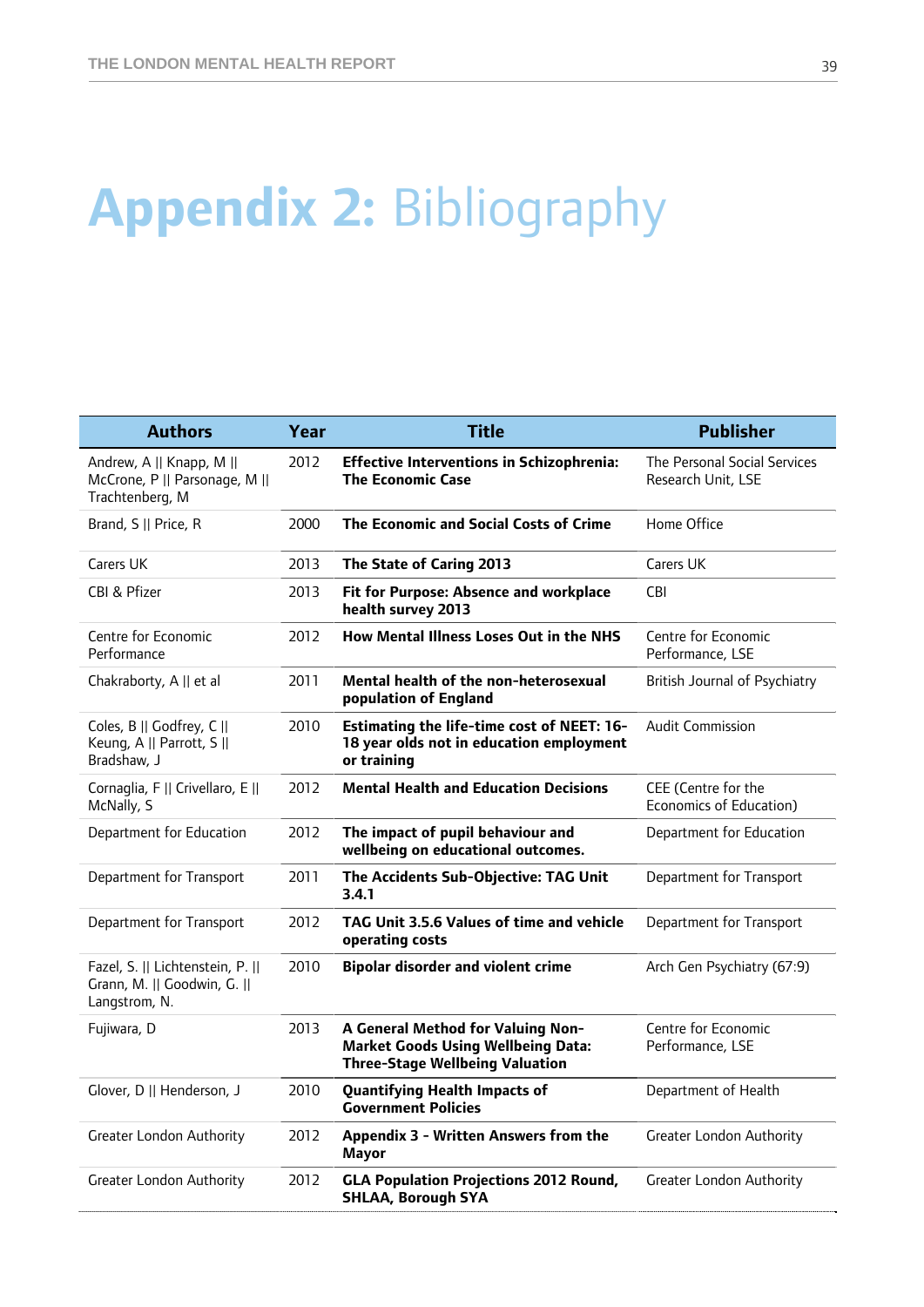# **Appendix 2:** Bibliography

| Authors | Year | Title | Publisher |
|---|---|---|---|
| Andrew, A \|\| Knapp, M \|\| McCrone, P \|\| Parsonage, M \|\| Trachtenberg, M | 2012 | **Effective Interventions in Schizophrenia: The Economic Case** | The Personal Social Services Research Unit, LSE |
| Brand, S \|\| Price, R | 2000 | **The Economic and Social Costs of Crime** | Home Office |
| Carers UK | 2013 | **The State of Caring 2013** | Carers UK |
| CBI & Pfizer | 2013 | **Fit for Purpose: Absence and workplace health survey 2013** | CBI |
| Centre for Economic Performance | 2012 | **How Mental Illness Loses Out in the NHS** | Centre for Economic Performance, LSE |
| Chakraborty, A \|\| et al | 2011 | **Mental health of the non-heterosexual population of England** | British Journal of Psychiatry |
| Coles, B \|\| Godfrey, C \|\| Keung, A \|\| Parrott, S \|\| Bradshaw, J | 2010 | **Estimating the life-time cost of NEET: 16-18 year olds not in education employment or training** | Audit Commission |
| Cornaglia, F \|\| Crivellaro, E \|\| McNally, S | 2012 | **Mental Health and Education Decisions** | CEE (Centre for the Economics of Education) |
| Department for Education | 2012 | **The impact of pupil behaviour and wellbeing on educational outcomes.** | Department for Education |
| Department for Transport | 2011 | **The Accidents Sub-Objective: TAG Unit 3.4.1** | Department for Transport |
| Department for Transport | 2012 | **TAG Unit 3.5.6 Values of time and vehicle operating costs** | Department for Transport |
| Fazel, S. \|\| Lichtenstein, P. \|\| Grann, M. \|\| Goodwin, G. \|\| Langstrom, N. | 2010 | **Bipolar disorder and violent crime** | Arch Gen Psychiatry (67:9) |
| Fujiwara, D | 2013 | **A General Method for Valuing Non-Market Goods Using Wellbeing Data: Three-Stage Wellbeing Valuation** | Centre for Economic Performance, LSE |
| Glover, D \|\| Henderson, J | 2010 | **Quantifying Health Impacts of Government Policies** | Department of Health |
| Greater London Authority | 2012 | **Appendix 3 - Written Answers from the Mayor** | Greater London Authority |
| Greater London Authority | 2012 | **GLA Population Projections 2012 Round, SHLAA, Borough SYA** | Greater London Authority |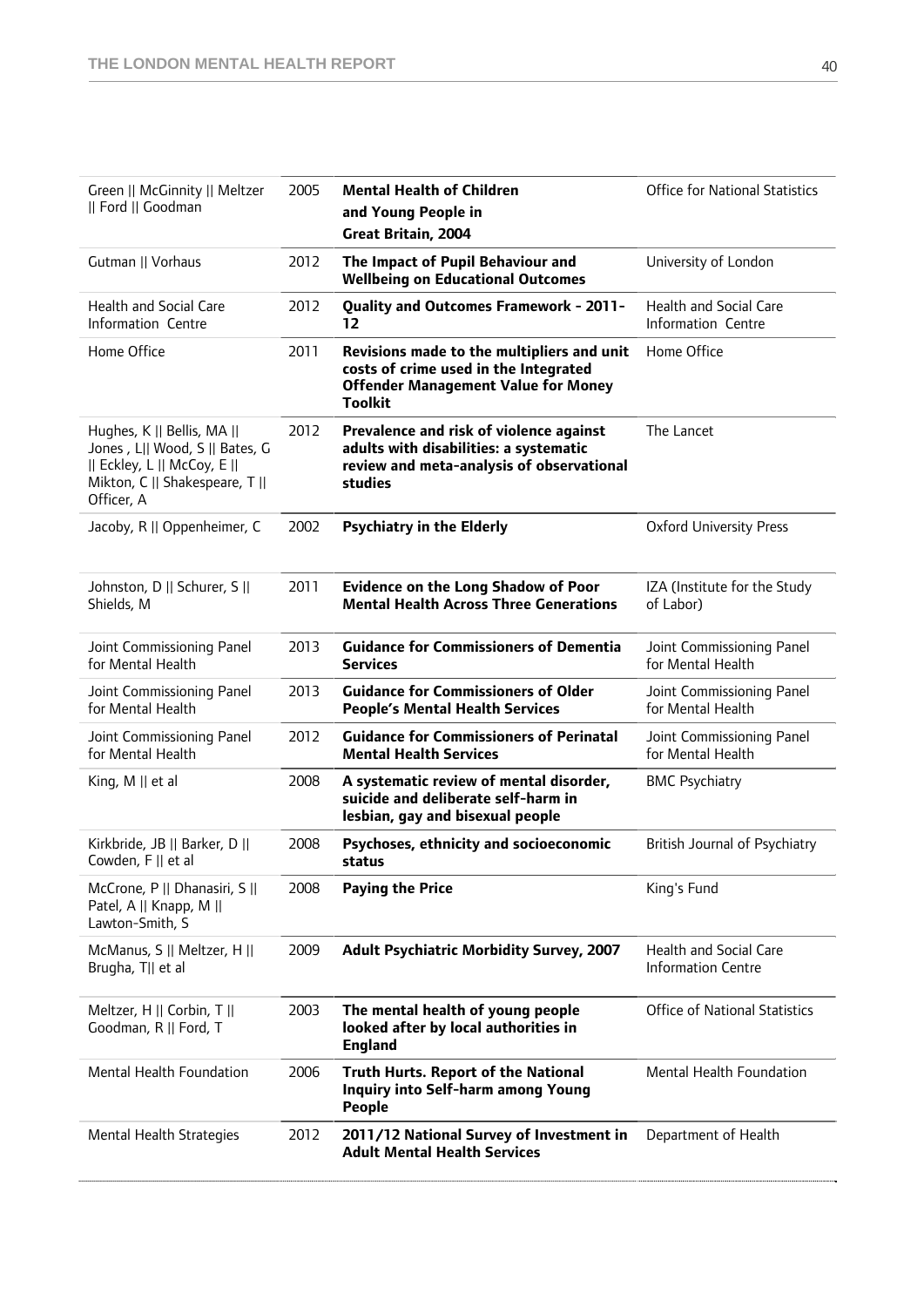| | | | |
|---|---|---|---|
| Green \|\| McGinnity \|\| Meltzer \|\| Ford \|\| Goodman | 2005 | **Mental Health of Children and Young People in Great Britain, 2004** | Office for National Statistics |
| Gutman \|\| Vorhaus | 2012 | **The Impact of Pupil Behaviour and Wellbeing on Educational Outcomes** | University of London |
| Health and Social Care Information Centre | 2012 | **Quality and Outcomes Framework - 2011-12** | Health and Social Care Information Centre |
| Home Office | 2011 | **Revisions made to the multipliers and unit costs of crime used in the Integrated Offender Management Value for Money Toolkit** | Home Office |
| Hughes, K \|\| Bellis, MA \|\| Jones , L\|\| Wood, S \|\| Bates, G \|\| Eckley, L \|\| McCoy, E \|\| Mikton, C \|\| Shakespeare, T \|\| Officer, A | 2012 | **Prevalence and risk of violence against adults with disabilities: a systematic review and meta-analysis of observational studies** | The Lancet |
| Jacoby, R \|\| Oppenheimer, C | 2002 | **Psychiatry in the Elderly** | Oxford University Press |
| Johnston, D \|\| Schurer, S \|\| Shields, M | 2011 | **Evidence on the Long Shadow of Poor Mental Health Across Three Generations** | IZA (Institute for the Study of Labor) |
| Joint Commissioning Panel for Mental Health | 2013 | **Guidance for Commissioners of Dementia Services** | Joint Commissioning Panel for Mental Health |
| Joint Commissioning Panel for Mental Health | 2013 | **Guidance for Commissioners of Older People's Mental Health Services** | Joint Commissioning Panel for Mental Health |
| Joint Commissioning Panel for Mental Health | 2012 | **Guidance for Commissioners of Perinatal Mental Health Services** | Joint Commissioning Panel for Mental Health |
| King, M \|\| et al | 2008 | **A systematic review of mental disorder, suicide and deliberate self-harm in lesbian, gay and bisexual people** | BMC Psychiatry |
| Kirkbride, JB \|\| Barker, D \|\| Cowden, F \|\| et al | 2008 | **Psychoses, ethnicity and socioeconomic status** | British Journal of Psychiatry |
| McCrone, P \|\| Dhanasiri, S \|\| Patel, A \|\| Knapp, M \|\| Lawton-Smith, S | 2008 | **Paying the Price** | King's Fund |
| McManus, S \|\| Meltzer, H \|\| Brugha, T\|\| et al | 2009 | **Adult Psychiatric Morbidity Survey, 2007** | Health and Social Care Information Centre |
| Meltzer, H \|\| Corbin, T \|\| Goodman, R \|\| Ford, T | 2003 | **The mental health of young people looked after by local authorities in England** | Office of National Statistics |
| Mental Health Foundation | 2006 | **Truth Hurts. Report of the National Inquiry into Self-harm among Young People** | Mental Health Foundation |
| Mental Health Strategies | 2012 | **2011/12 National Survey of Investment in Adult Mental Health Services** | Department of Health |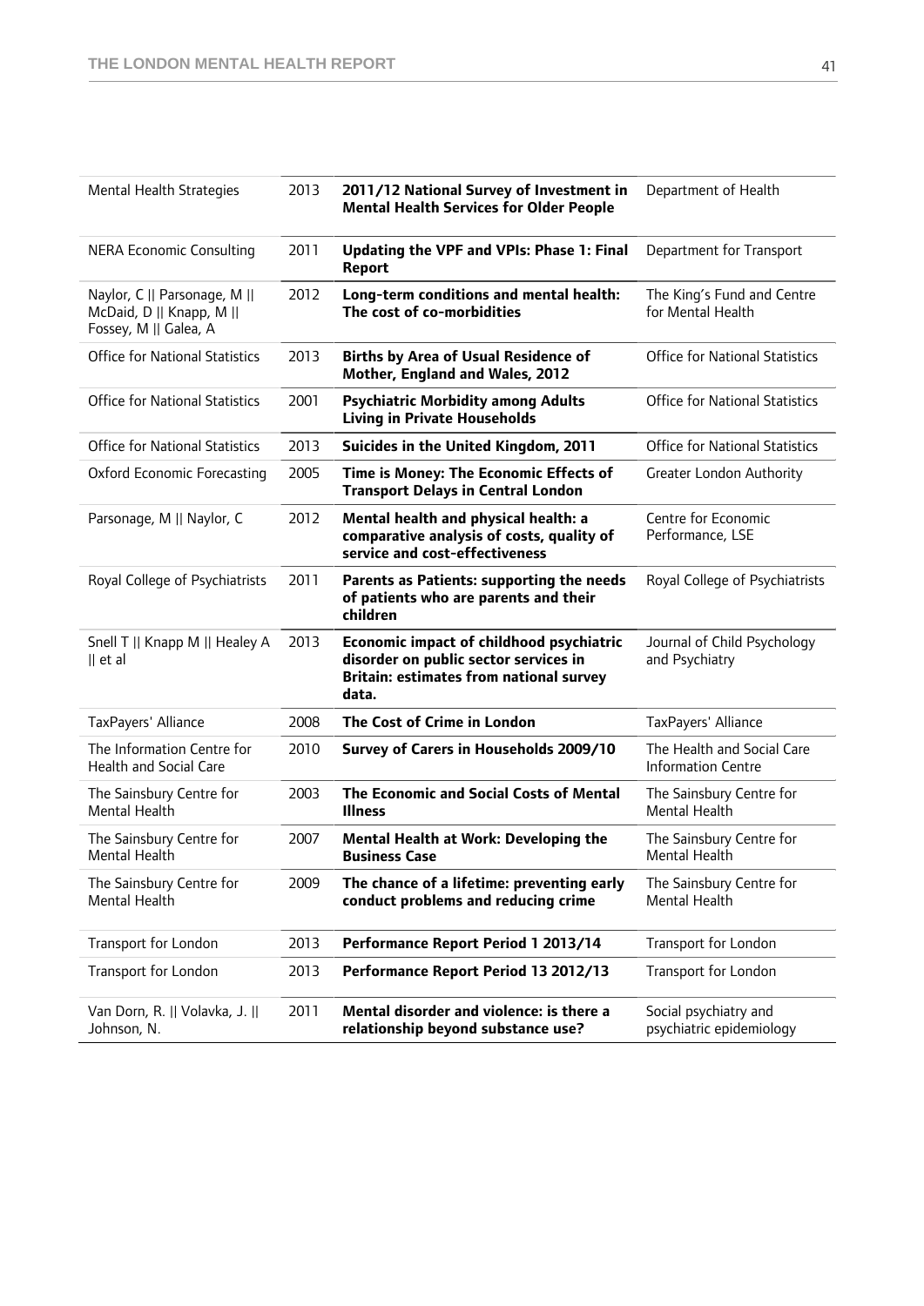| Mental Health Strategies | 2013 | **2011/12 National Survey of Investment in Mental Health Services for Older People** | Department of Health |
|---|---|---|---|
| NERA Economic Consulting | 2011 | **Updating the VPF and VPIs: Phase 1: Final Report** | Department for Transport |
| Naylor, C \|\| Parsonage, M \|\| McDaid, D \|\| Knapp, M \|\| Fossey, M \|\| Galea, A | 2012 | **Long-term conditions and mental health: The cost of co-morbidities** | The King's Fund and Centre for Mental Health |
| Office for National Statistics | 2013 | **Births by Area of Usual Residence of Mother, England and Wales, 2012** | Office for National Statistics |
| Office for National Statistics | 2001 | **Psychiatric Morbidity among Adults Living in Private Households** | Office for National Statistics |
| Office for National Statistics | 2013 | **Suicides in the United Kingdom, 2011** | Office for National Statistics |
| Oxford Economic Forecasting | 2005 | **Time is Money: The Economic Effects of Transport Delays in Central London** | Greater London Authority |
| Parsonage, M \|\| Naylor, C | 2012 | **Mental health and physical health: a comparative analysis of costs, quality of service and cost-effectiveness** | Centre for Economic Performance, LSE |
| Royal College of Psychiatrists | 2011 | **Parents as Patients: supporting the needs of patients who are parents and their children** | Royal College of Psychiatrists |
| Snell T \|\| Knapp M \|\| Healey A \|\| et al | 2013 | **Economic impact of childhood psychiatric disorder on public sector services in Britain: estimates from national survey data.** | Journal of Child Psychology and Psychiatry |
| TaxPayers' Alliance | 2008 | **The Cost of Crime in London** | TaxPayers' Alliance |
| The Information Centre for Health and Social Care | 2010 | **Survey of Carers in Households 2009/10** | The Health and Social Care Information Centre |
| The Sainsbury Centre for Mental Health | 2003 | **The Economic and Social Costs of Mental Illness** | The Sainsbury Centre for Mental Health |
| The Sainsbury Centre for Mental Health | 2007 | **Mental Health at Work: Developing the Business Case** | The Sainsbury Centre for Mental Health |
| The Sainsbury Centre for Mental Health | 2009 | **The chance of a lifetime: preventing early conduct problems and reducing crime** | The Sainsbury Centre for Mental Health |
| Transport for London | 2013 | **Performance Report Period 1 2013/14** | Transport for London |
| Transport for London | 2013 | **Performance Report Period 13 2012/13** | Transport for London |
| Van Dorn, R. \|\| Volavka, J. \|\| Johnson, N. | 2011 | **Mental disorder and violence: is there a relationship beyond substance use?** | Social psychiatry and psychiatric epidemiology |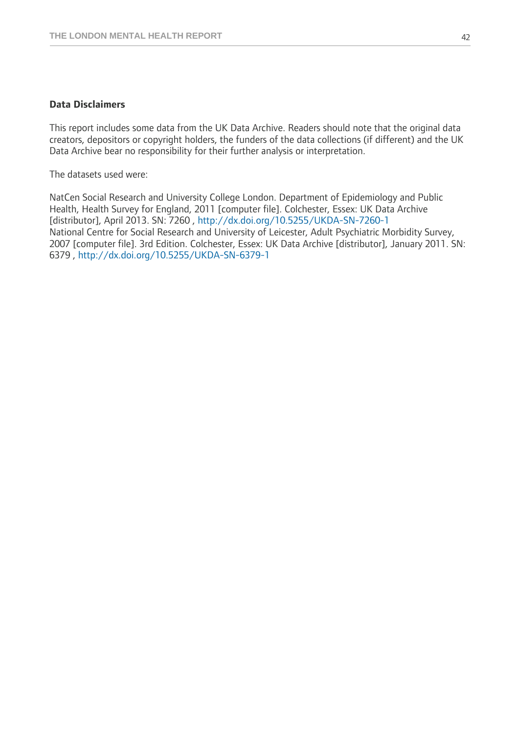**Data Disclaimers**

This report includes some data from the UK Data Archive. Readers should note that the original data creators, depositors or copyright holders, the funders of the data collections (if different) and the UK Data Archive bear no responsibility for their further analysis or interpretation.

The datasets used were:

NatCen Social Research and University College London. Department of Epidemiology and Public Health, Health Survey for England, 2011 [computer file]. Colchester, Essex: UK Data Archive [distributor], April 2013. SN: 7260 , http://dx.doi.org/10.5255/UKDA-SN-7260-1
National Centre for Social Research and University of Leicester, Adult Psychiatric Morbidity Survey, 2007 [computer file]. 3rd Edition. Colchester, Essex: UK Data Archive [distributor], January 2011. SN: 6379 , http://dx.doi.org/10.5255/UKDA-SN-6379-1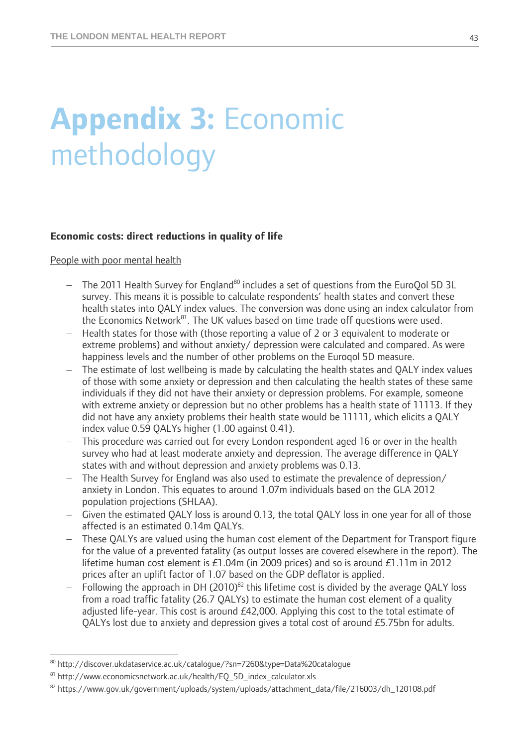# **Appendix 3:** Economic methodology

**Economic costs: direct reductions in quality of life**

People with poor mental health

- The 2011 Health Survey for England[80] includes a set of questions from the EuroQol 5D 3L survey. This means it is possible to calculate respondents' health states and convert these health states into QALY index values. The conversion was done using an index calculator from the Economics Network[81]. The UK values based on time trade off questions were used.
- Health states for those with (those reporting a value of 2 or 3 equivalent to moderate or extreme problems) and without anxiety/ depression were calculated and compared. As were happiness levels and the number of other problems on the Euroqol 5D measure.
- The estimate of lost wellbeing is made by calculating the health states and QALY index values of those with some anxiety or depression and then calculating the health states of these same individuals if they did not have their anxiety or depression problems. For example, someone with extreme anxiety or depression but no other problems has a health state of 11113. If they did not have any anxiety problems their health state would be 11111, which elicits a QALY index value 0.59 QALYs higher (1.00 against 0.41).
- This procedure was carried out for every London respondent aged 16 or over in the health survey who had at least moderate anxiety and depression. The average difference in QALY states with and without depression and anxiety problems was 0.13.
- The Health Survey for England was also used to estimate the prevalence of depression/ anxiety in London. This equates to around 1.07m individuals based on the GLA 2012 population projections (SHLAA).
- Given the estimated QALY loss is around 0.13, the total QALY loss in one year for all of those affected is an estimated 0.14m QALYs.
- These QALYs are valued using the human cost element of the Department for Transport figure for the value of a prevented fatality (as output losses are covered elsewhere in the report). The lifetime human cost element is £1.04m (in 2009 prices) and so is around £1.11m in 2012 prices after an uplift factor of 1.07 based on the GDP deflator is applied.
- Following the approach in DH (2010)[82] this lifetime cost is divided by the average QALY loss from a road traffic fatality (26.7 QALYs) to estimate the human cost element of a quality adjusted life-year. This cost is around £42,000. Applying this cost to the total estimate of QALYs lost due to anxiety and depression gives a total cost of around £5.75bn for adults.

---

[80] http://discover.ukdataservice.ac.uk/catalogue/?sn=7260&type=Data%20catalogue

[81] http://www.economicsnetwork.ac.uk/health/EQ_5D_index_calculator.xls

[82] https://www.gov.uk/government/uploads/system/uploads/attachment_data/file/216003/dh_120108.pdf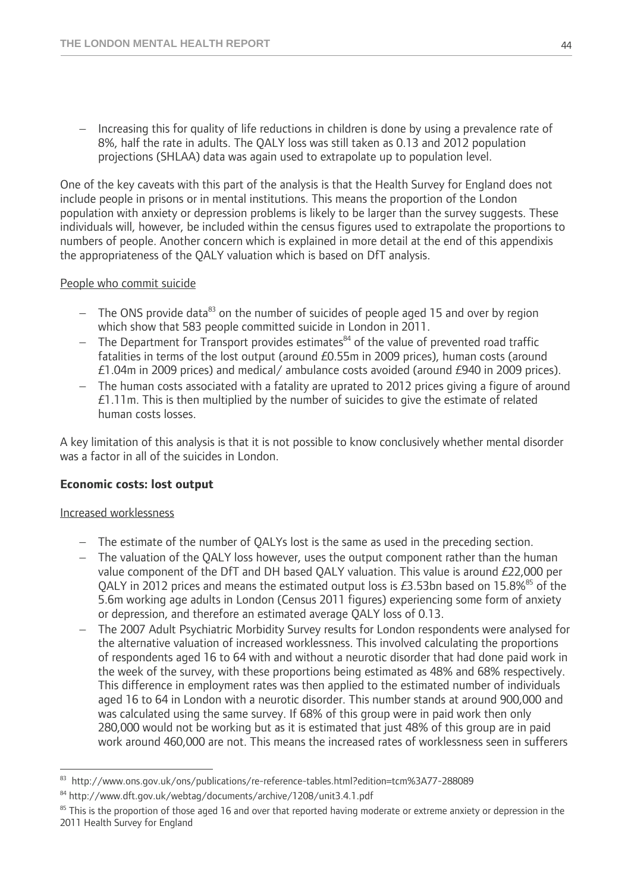- Increasing this for quality of life reductions in children is done by using a prevalence rate of 8%, half the rate in adults. The QALY loss was still taken as 0.13 and 2012 population projections (SHLAA) data was again used to extrapolate up to population level.

One of the key caveats with this part of the analysis is that the Health Survey for England does not include people in prisons or in mental institutions. This means the proportion of the London population with anxiety or depression problems is likely to be larger than the survey suggests. These individuals will, however, be included within the census figures used to extrapolate the proportions to numbers of people. Another concern which is explained in more detail at the end of this appendixis the appropriateness of the QALY valuation which is based on DfT analysis.

People who commit suicide

- The ONS provide data[83] on the number of suicides of people aged 15 and over by region which show that 583 people committed suicide in London in 2011.
- The Department for Transport provides estimates[84] of the value of prevented road traffic fatalities in terms of the lost output (around £0.55m in 2009 prices), human costs (around £1.04m in 2009 prices) and medical/ ambulance costs avoided (around £940 in 2009 prices).
- The human costs associated with a fatality are uprated to 2012 prices giving a figure of around £1.11m. This is then multiplied by the number of suicides to give the estimate of related human costs losses.

A key limitation of this analysis is that it is not possible to know conclusively whether mental disorder was a factor in all of the suicides in London.

**Economic costs: lost output**

Increased worklessness

- The estimate of the number of QALYs lost is the same as used in the preceding section.
- The valuation of the QALY loss however, uses the output component rather than the human value component of the DfT and DH based QALY valuation. This value is around £22,000 per QALY in 2012 prices and means the estimated output loss is £3.53bn based on 15.8%[85] of the 5.6m working age adults in London (Census 2011 figures) experiencing some form of anxiety or depression, and therefore an estimated average QALY loss of 0.13.
- The 2007 Adult Psychiatric Morbidity Survey results for London respondents were analysed for the alternative valuation of increased worklessness. This involved calculating the proportions of respondents aged 16 to 64 with and without a neurotic disorder that had done paid work in the week of the survey, with these proportions being estimated as 48% and 68% respectively. This difference in employment rates was then applied to the estimated number of individuals aged 16 to 64 in London with a neurotic disorder. This number stands at around 900,000 and was calculated using the same survey. If 68% of this group were in paid work then only 280,000 would not be working but as it is estimated that just 48% of this group are in paid work around 460,000 are not. This means the increased rates of worklessness seen in sufferers

[83] http://www.ons.gov.uk/ons/publications/re-reference-tables.html?edition=tcm%3A77-288089

[84] http://www.dft.gov.uk/webtag/documents/archive/1208/unit3.4.1.pdf

[85] This is the proportion of those aged 16 and over that reported having moderate or extreme anxiety or depression in the 2011 Health Survey for England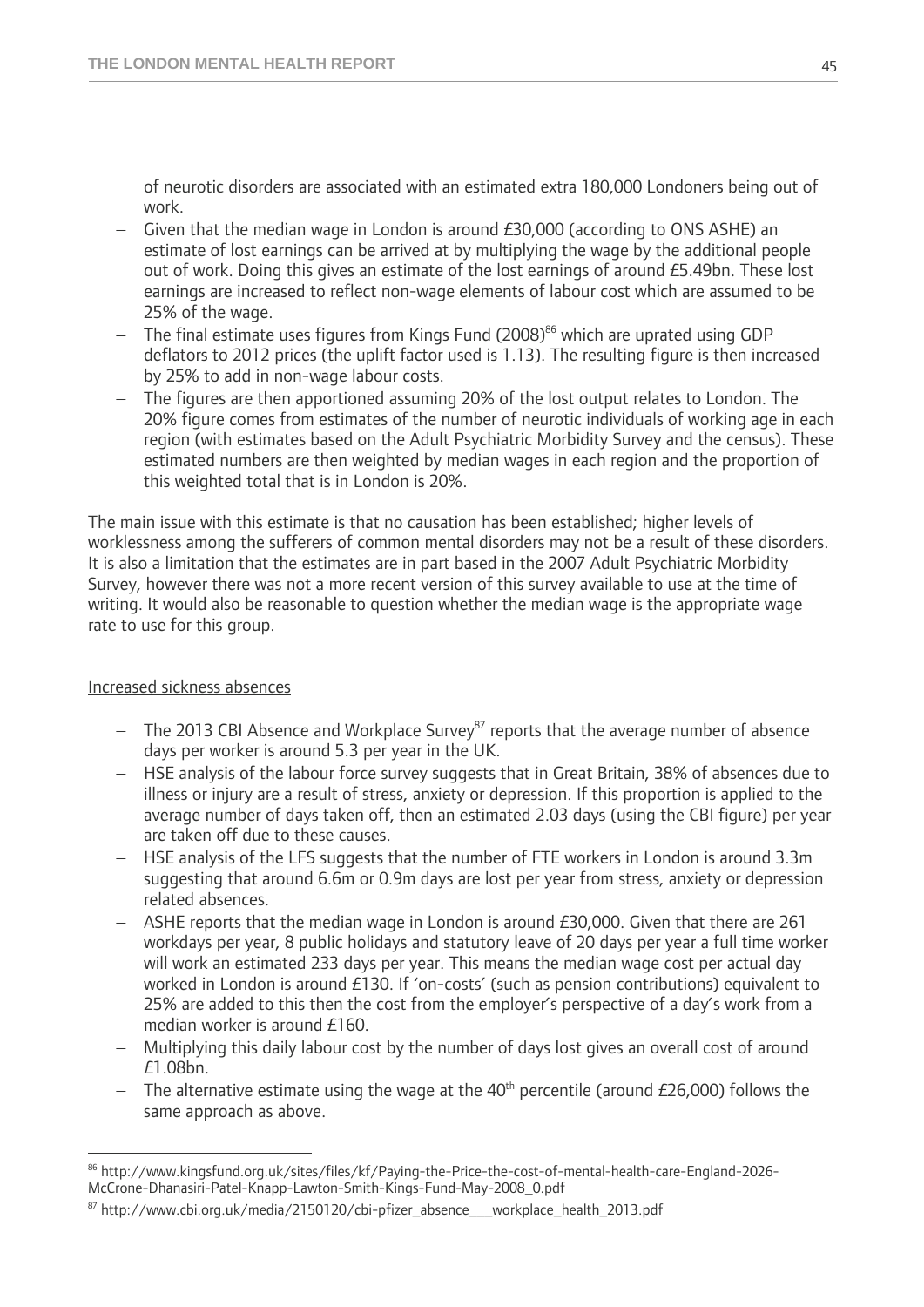of neurotic disorders are associated with an estimated extra 180,000 Londoners being out of work.

- Given that the median wage in London is around £30,000 (according to ONS ASHE) an estimate of lost earnings can be arrived at by multiplying the wage by the additional people out of work. Doing this gives an estimate of the lost earnings of around £5.49bn. These lost earnings are increased to reflect non-wage elements of labour cost which are assumed to be 25% of the wage.
- The final estimate uses figures from Kings Fund (2008)[86] which are uprated using GDP deflators to 2012 prices (the uplift factor used is 1.13). The resulting figure is then increased by 25% to add in non-wage labour costs.
- The figures are then apportioned assuming 20% of the lost output relates to London. The 20% figure comes from estimates of the number of neurotic individuals of working age in each region (with estimates based on the Adult Psychiatric Morbidity Survey and the census). These estimated numbers are then weighted by median wages in each region and the proportion of this weighted total that is in London is 20%.

The main issue with this estimate is that no causation has been established; higher levels of worklessness among the sufferers of common mental disorders may not be a result of these disorders. It is also a limitation that the estimates are in part based in the 2007 Adult Psychiatric Morbidity Survey, however there was not a more recent version of this survey available to use at the time of writing. It would also be reasonable to question whether the median wage is the appropriate wage rate to use for this group.

Increased sickness absences

- The 2013 CBI Absence and Workplace Survey[87] reports that the average number of absence days per worker is around 5.3 per year in the UK.
- HSE analysis of the labour force survey suggests that in Great Britain, 38% of absences due to illness or injury are a result of stress, anxiety or depression. If this proportion is applied to the average number of days taken off, then an estimated 2.03 days (using the CBI figure) per year are taken off due to these causes.
- HSE analysis of the LFS suggests that the number of FTE workers in London is around 3.3m suggesting that around 6.6m or 0.9m days are lost per year from stress, anxiety or depression related absences.
- ASHE reports that the median wage in London is around £30,000. Given that there are 261 workdays per year, 8 public holidays and statutory leave of 20 days per year a full time worker will work an estimated 233 days per year. This means the median wage cost per actual day worked in London is around £130. If 'on-costs' (such as pension contributions) equivalent to 25% are added to this then the cost from the employer's perspective of a day's work from a median worker is around £160.
- Multiplying this daily labour cost by the number of days lost gives an overall cost of around £1.08bn.
- The alternative estimate using the wage at the 40th percentile (around £26,000) follows the same approach as above.

---

[86] http://www.kingsfund.org.uk/sites/files/kf/Paying-the-Price-the-cost-of-mental-health-care-England-2026-McCrone-Dhanasiri-Patel-Knapp-Lawton-Smith-Kings-Fund-May-2008_0.pdf

[87] http://www.cbi.org.uk/media/2150120/cbi-pfizer_absence___workplace_health_2013.pdf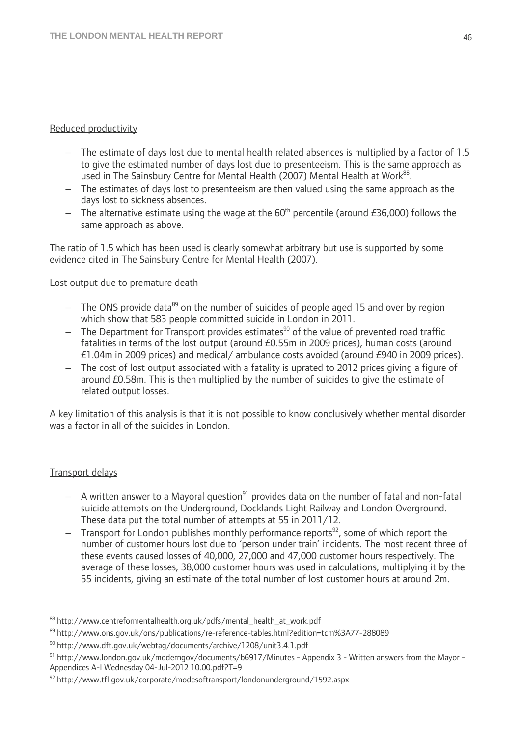Reduced productivity

- The estimate of days lost due to mental health related absences is multiplied by a factor of 1.5 to give the estimated number of days lost due to presenteeism. This is the same approach as used in The Sainsbury Centre for Mental Health (2007) Mental Health at Work[88].
- The estimates of days lost to presenteeism are then valued using the same approach as the days lost to sickness absences.
- The alternative estimate using the wage at the 60th percentile (around £36,000) follows the same approach as above.

The ratio of 1.5 which has been used is clearly somewhat arbitrary but use is supported by some evidence cited in The Sainsbury Centre for Mental Health (2007).

Lost output due to premature death

- The ONS provide data[89] on the number of suicides of people aged 15 and over by region which show that 583 people committed suicide in London in 2011.
- The Department for Transport provides estimates[90] of the value of prevented road traffic fatalities in terms of the lost output (around £0.55m in 2009 prices), human costs (around £1.04m in 2009 prices) and medical/ ambulance costs avoided (around £940 in 2009 prices).
- The cost of lost output associated with a fatality is uprated to 2012 prices giving a figure of around £0.58m. This is then multiplied by the number of suicides to give the estimate of related output losses.

A key limitation of this analysis is that it is not possible to know conclusively whether mental disorder was a factor in all of the suicides in London.

Transport delays

- A written answer to a Mayoral question[91] provides data on the number of fatal and non-fatal suicide attempts on the Underground, Docklands Light Railway and London Overground. These data put the total number of attempts at 55 in 2011/12.
- Transport for London publishes monthly performance reports[92], some of which report the number of customer hours lost due to 'person under train' incidents. The most recent three of these events caused losses of 40,000, 27,000 and 47,000 customer hours respectively. The average of these losses, 38,000 customer hours was used in calculations, multiplying it by the 55 incidents, giving an estimate of the total number of lost customer hours at around 2m.

[88] http://www.centreformentalhealth.org.uk/pdfs/mental_health_at_work.pdf

[89] http://www.ons.gov.uk/ons/publications/re-reference-tables.html?edition=tcm%3A77-288089

[90] http://www.dft.gov.uk/webtag/documents/archive/1208/unit3.4.1.pdf

[91] http://www.london.gov.uk/moderngov/documents/b6917/Minutes - Appendix 3 - Written answers from the Mayor - Appendices A-I Wednesday 04-Jul-2012 10.00.pdf?T=9

[92] http://www.tfl.gov.uk/corporate/modesoftransport/londonunderground/1592.aspx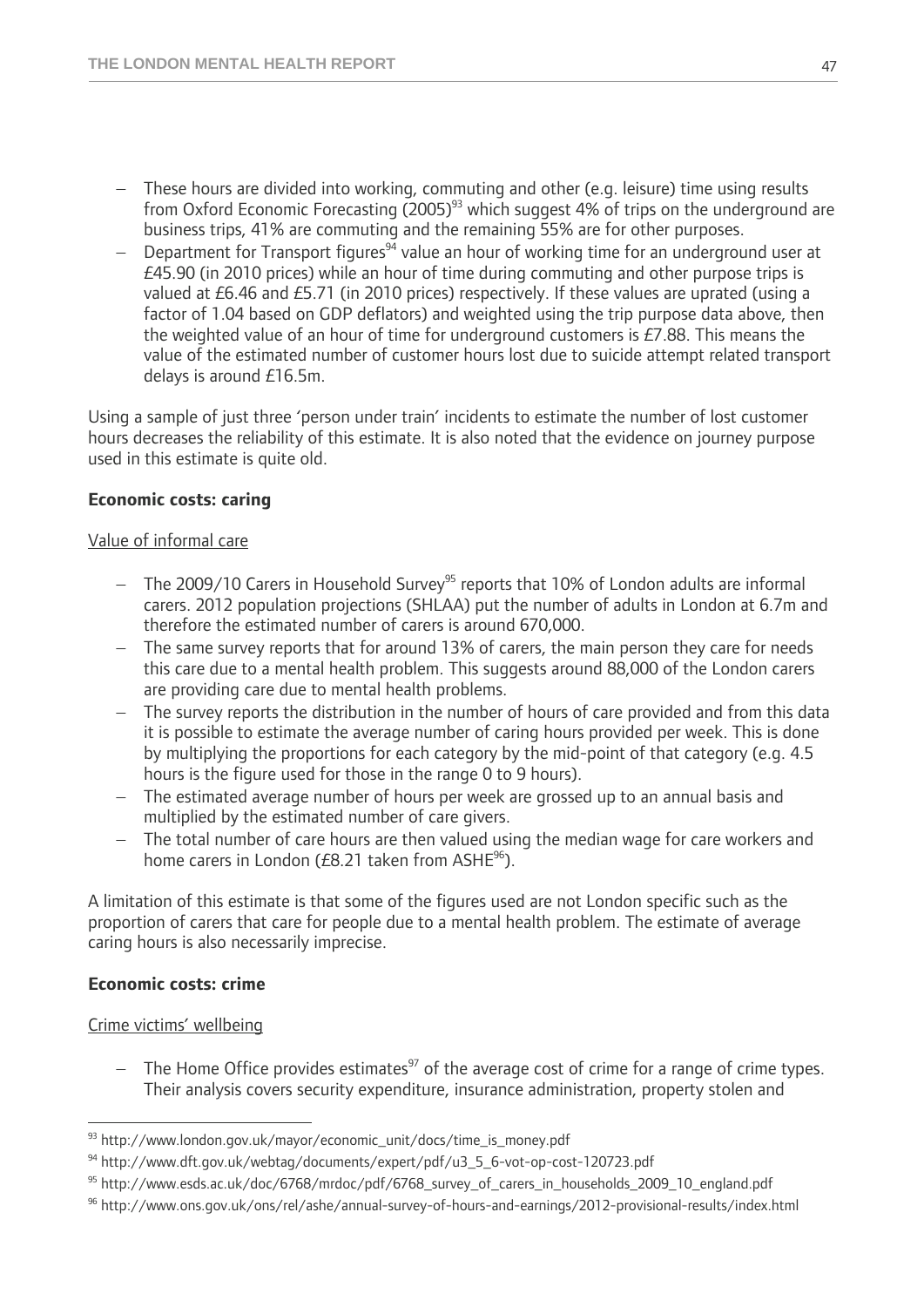- These hours are divided into working, commuting and other (e.g. leisure) time using results from Oxford Economic Forecasting (2005)[93] which suggest 4% of trips on the underground are business trips, 41% are commuting and the remaining 55% are for other purposes.
- Department for Transport figures[94] value an hour of working time for an underground user at £45.90 (in 2010 prices) while an hour of time during commuting and other purpose trips is valued at £6.46 and £5.71 (in 2010 prices) respectively. If these values are uprated (using a factor of 1.04 based on GDP deflators) and weighted using the trip purpose data above, then the weighted value of an hour of time for underground customers is £7.88. This means the value of the estimated number of customer hours lost due to suicide attempt related transport delays is around £16.5m.

Using a sample of just three 'person under train' incidents to estimate the number of lost customer hours decreases the reliability of this estimate. It is also noted that the evidence on journey purpose used in this estimate is quite old.

**Economic costs: caring**

Value of informal care

- The 2009/10 Carers in Household Survey[95] reports that 10% of London adults are informal carers. 2012 population projections (SHLAA) put the number of adults in London at 6.7m and therefore the estimated number of carers is around 670,000.
- The same survey reports that for around 13% of carers, the main person they care for needs this care due to a mental health problem. This suggests around 88,000 of the London carers are providing care due to mental health problems.
- The survey reports the distribution in the number of hours of care provided and from this data it is possible to estimate the average number of caring hours provided per week. This is done by multiplying the proportions for each category by the mid-point of that category (e.g. 4.5 hours is the figure used for those in the range 0 to 9 hours).
- The estimated average number of hours per week are grossed up to an annual basis and multiplied by the estimated number of care givers.
- The total number of care hours are then valued using the median wage for care workers and home carers in London (£8.21 taken from ASHE[96]).

A limitation of this estimate is that some of the figures used are not London specific such as the proportion of carers that care for people due to a mental health problem. The estimate of average caring hours is also necessarily imprecise.

**Economic costs: crime**

Crime victims' wellbeing

- The Home Office provides estimates[97] of the average cost of crime for a range of crime types. Their analysis covers security expenditure, insurance administration, property stolen and

---

[93] http://www.london.gov.uk/mayor/economic_unit/docs/time_is_money.pdf

[94] http://www.dft.gov.uk/webtag/documents/expert/pdf/u3_5_6-vot-op-cost-120723.pdf

[95] http://www.esds.ac.uk/doc/6768/mrdoc/pdf/6768_survey_of_carers_in_households_2009_10_england.pdf

[96] http://www.ons.gov.uk/ons/rel/ashe/annual-survey-of-hours-and-earnings/2012-provisional-results/index.html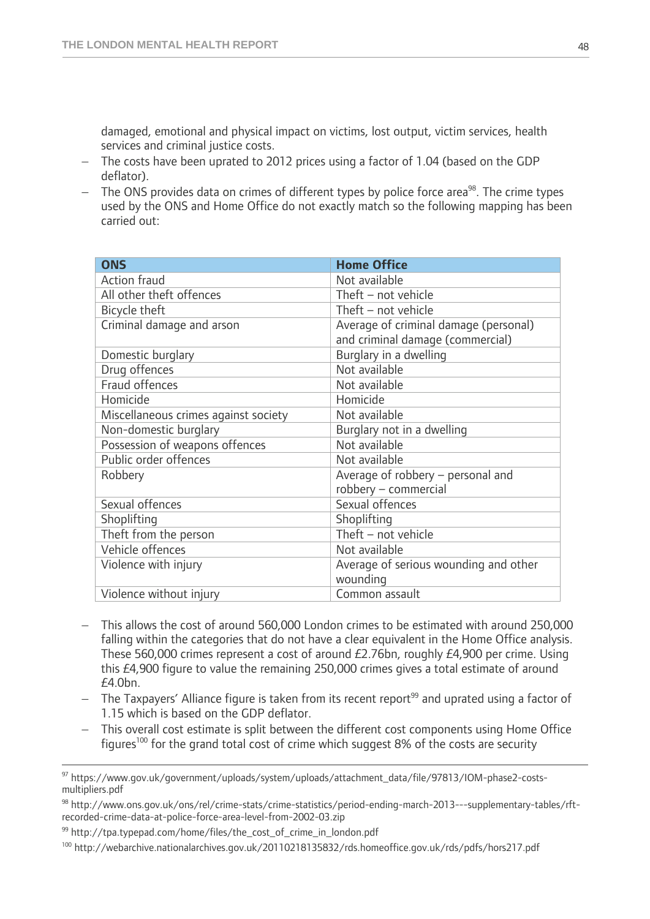damaged, emotional and physical impact on victims, lost output, victim services, health services and criminal justice costs.

- The costs have been uprated to 2012 prices using a factor of 1.04 (based on the GDP deflator).
- The ONS provides data on crimes of different types by police force area[98]. The crime types used by the ONS and Home Office do not exactly match so the following mapping has been carried out:

| ONS | Home Office |
|---|---|
| Action fraud | Not available |
| All other theft offences | Theft – not vehicle |
| Bicycle theft | Theft – not vehicle |
| Criminal damage and arson | Average of criminal damage (personal) and criminal damage (commercial) |
| Domestic burglary | Burglary in a dwelling |
| Drug offences | Not available |
| Fraud offences | Not available |
| Homicide | Homicide |
| Miscellaneous crimes against society | Not available |
| Non-domestic burglary | Burglary not in a dwelling |
| Possession of weapons offences | Not available |
| Public order offences | Not available |
| Robbery | Average of robbery – personal and robbery – commercial |
| Sexual offences | Sexual offences |
| Shoplifting | Shoplifting |
| Theft from the person | Theft – not vehicle |
| Vehicle offences | Not available |
| Violence with injury | Average of serious wounding and other wounding |
| Violence without injury | Common assault |

- This allows the cost of around 560,000 London crimes to be estimated with around 250,000 falling within the categories that do not have a clear equivalent in the Home Office analysis. These 560,000 crimes represent a cost of around £2.76bn, roughly £4,900 per crime. Using this £4,900 figure to value the remaining 250,000 crimes gives a total estimate of around £4.0bn.
- The Taxpayers' Alliance figure is taken from its recent report[99] and uprated using a factor of 1.15 which is based on the GDP deflator.
- This overall cost estimate is split between the different cost components using Home Office figures[100] for the grand total cost of crime which suggest 8% of the costs are security

---

[97] https://www.gov.uk/government/uploads/system/uploads/attachment_data/file/97813/IOM-phase2-costs-multipliers.pdf

[98] http://www.ons.gov.uk/ons/rel/crime-stats/crime-statistics/period-ending-march-2013---supplementary-tables/rft-recorded-crime-data-at-police-force-area-level-from-2002-03.zip

[99] http://tpa.typepad.com/home/files/the_cost_of_crime_in_london.pdf

[100] http://webarchive.nationalarchives.gov.uk/20110218135832/rds.homeoffice.gov.uk/rds/pdfs/hors217.pdf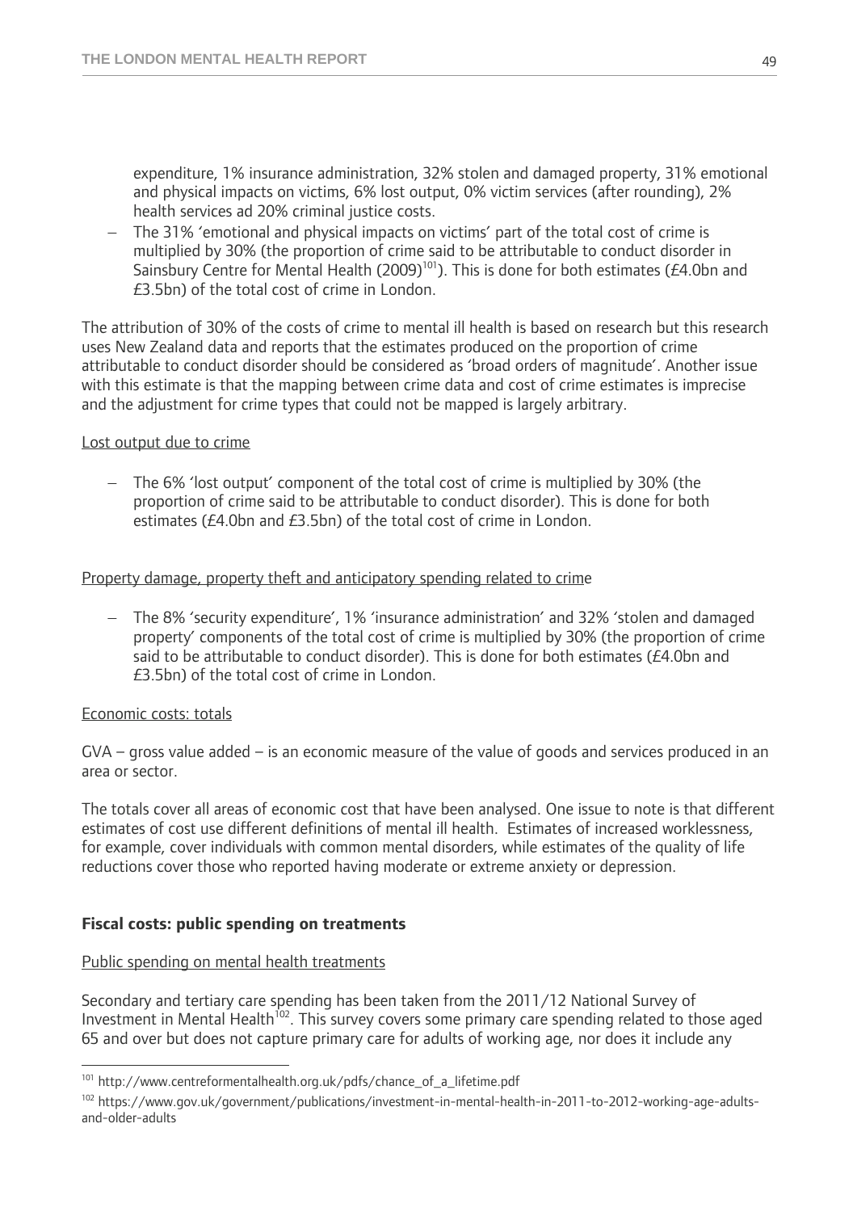expenditure, 1% insurance administration, 32% stolen and damaged property, 31% emotional and physical impacts on victims, 6% lost output, 0% victim services (after rounding), 2% health services ad 20% criminal justice costs.

- The 31% 'emotional and physical impacts on victims' part of the total cost of crime is multiplied by 30% (the proportion of crime said to be attributable to conduct disorder in Sainsbury Centre for Mental Health (2009)[101]). This is done for both estimates (£4.0bn and £3.5bn) of the total cost of crime in London.

The attribution of 30% of the costs of crime to mental ill health is based on research but this research uses New Zealand data and reports that the estimates produced on the proportion of crime attributable to conduct disorder should be considered as 'broad orders of magnitude'. Another issue with this estimate is that the mapping between crime data and cost of crime estimates is imprecise and the adjustment for crime types that could not be mapped is largely arbitrary.

Lost output due to crime

- The 6% 'lost output' component of the total cost of crime is multiplied by 30% (the proportion of crime said to be attributable to conduct disorder). This is done for both estimates (£4.0bn and £3.5bn) of the total cost of crime in London.

Property damage, property theft and anticipatory spending related to crime

- The 8% 'security expenditure', 1% 'insurance administration' and 32% 'stolen and damaged property' components of the total cost of crime is multiplied by 30% (the proportion of crime said to be attributable to conduct disorder). This is done for both estimates (£4.0bn and £3.5bn) of the total cost of crime in London.

Economic costs: totals

GVA – gross value added – is an economic measure of the value of goods and services produced in an area or sector.

The totals cover all areas of economic cost that have been analysed. One issue to note is that different estimates of cost use different definitions of mental ill health. Estimates of increased worklessness, for example, cover individuals with common mental disorders, while estimates of the quality of life reductions cover those who reported having moderate or extreme anxiety or depression.

**Fiscal costs: public spending on treatments**

Public spending on mental health treatments

Secondary and tertiary care spending has been taken from the 2011/12 National Survey of Investment in Mental Health[102]. This survey covers some primary care spending related to those aged 65 and over but does not capture primary care for adults of working age, nor does it include any

---

[101] http://www.centreformentalhealth.org.uk/pdfs/chance_of_a_lifetime.pdf

[102] https://www.gov.uk/government/publications/investment-in-mental-health-in-2011-to-2012-working-age-adults-and-older-adults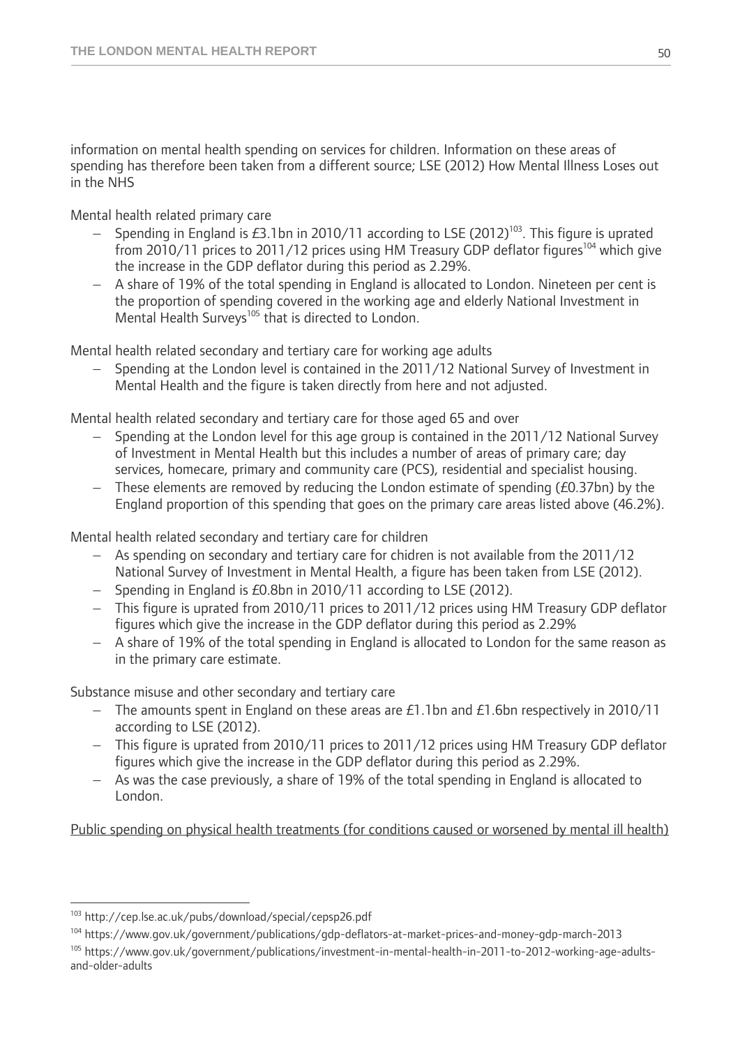information on mental health spending on services for children. Information on these areas of spending has therefore been taken from a different source; LSE (2012) How Mental Illness Loses out in the NHS

Mental health related primary care

- Spending in England is £3.1bn in 2010/11 according to LSE (2012)[103]. This figure is uprated from 2010/11 prices to 2011/12 prices using HM Treasury GDP deflator figures[104] which give the increase in the GDP deflator during this period as 2.29%.
- A share of 19% of the total spending in England is allocated to London. Nineteen per cent is the proportion of spending covered in the working age and elderly National Investment in Mental Health Surveys[105] that is directed to London.

Mental health related secondary and tertiary care for working age adults

- Spending at the London level is contained in the 2011/12 National Survey of Investment in Mental Health and the figure is taken directly from here and not adjusted.

Mental health related secondary and tertiary care for those aged 65 and over

- Spending at the London level for this age group is contained in the 2011/12 National Survey of Investment in Mental Health but this includes a number of areas of primary care; day services, homecare, primary and community care (PCS), residential and specialist housing.
- These elements are removed by reducing the London estimate of spending (£0.37bn) by the England proportion of this spending that goes on the primary care areas listed above (46.2%).

Mental health related secondary and tertiary care for children

- As spending on secondary and tertiary care for chidren is not available from the 2011/12 National Survey of Investment in Mental Health, a figure has been taken from LSE (2012).
- Spending in England is £0.8bn in 2010/11 according to LSE (2012).
- This figure is uprated from 2010/11 prices to 2011/12 prices using HM Treasury GDP deflator figures which give the increase in the GDP deflator during this period as 2.29%
- A share of 19% of the total spending in England is allocated to London for the same reason as in the primary care estimate.

Substance misuse and other secondary and tertiary care

- The amounts spent in England on these areas are £1.1bn and £1.6bn respectively in 2010/11 according to LSE (2012).
- This figure is uprated from 2010/11 prices to 2011/12 prices using HM Treasury GDP deflator figures which give the increase in the GDP deflator during this period as 2.29%.
- As was the case previously, a share of 19% of the total spending in England is allocated to London.

Public spending on physical health treatments (for conditions caused or worsened by mental ill health)

---

[103] http://cep.lse.ac.uk/pubs/download/special/cepsp26.pdf

[104] https://www.gov.uk/government/publications/gdp-deflators-at-market-prices-and-money-gdp-march-2013

[105] https://www.gov.uk/government/publications/investment-in-mental-health-in-2011-to-2012-working-age-adults-and-older-adults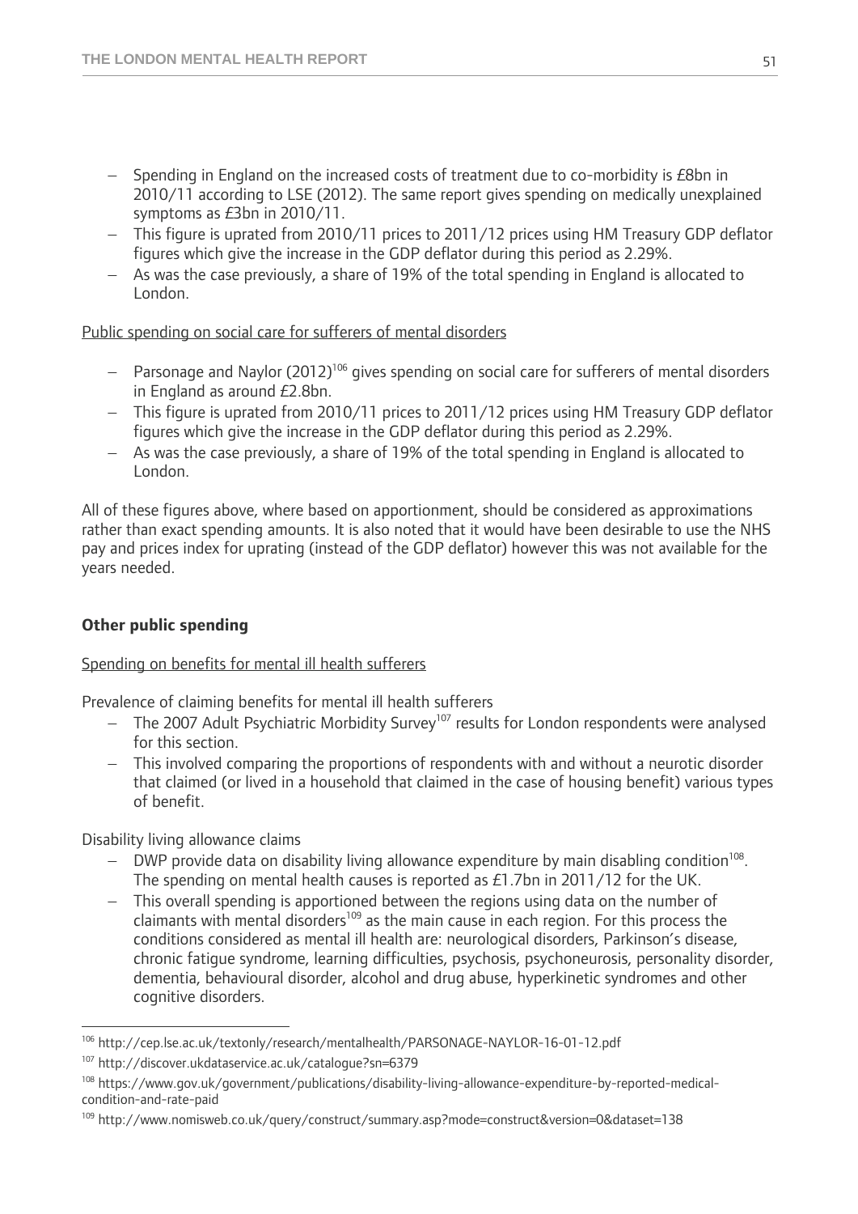- Spending in England on the increased costs of treatment due to co-morbidity is £8bn in 2010/11 according to LSE (2012). The same report gives spending on medically unexplained symptoms as £3bn in 2010/11.
- This figure is uprated from 2010/11 prices to 2011/12 prices using HM Treasury GDP deflator figures which give the increase in the GDP deflator during this period as 2.29%.
- As was the case previously, a share of 19% of the total spending in England is allocated to London.

<u>Public spending on social care for sufferers of mental disorders</u>

- Parsonage and Naylor (2012)[106] gives spending on social care for sufferers of mental disorders in England as around £2.8bn.
- This figure is uprated from 2010/11 prices to 2011/12 prices using HM Treasury GDP deflator figures which give the increase in the GDP deflator during this period as 2.29%.
- As was the case previously, a share of 19% of the total spending in England is allocated to London.

All of these figures above, where based on apportionment, should be considered as approximations rather than exact spending amounts. It is also noted that it would have been desirable to use the NHS pay and prices index for uprating (instead of the GDP deflator) however this was not available for the years needed.

### Other public spending

<u>Spending on benefits for mental ill health sufferers</u>

Prevalence of claiming benefits for mental ill health sufferers

- The 2007 Adult Psychiatric Morbidity Survey[107] results for London respondents were analysed for this section.
- This involved comparing the proportions of respondents with and without a neurotic disorder that claimed (or lived in a household that claimed in the case of housing benefit) various types of benefit.

Disability living allowance claims

- DWP provide data on disability living allowance expenditure by main disabling condition[108]. The spending on mental health causes is reported as £1.7bn in 2011/12 for the UK.
- This overall spending is apportioned between the regions using data on the number of claimants with mental disorders[109] as the main cause in each region. For this process the conditions considered as mental ill health are: neurological disorders, Parkinson's disease, chronic fatigue syndrome, learning difficulties, psychosis, psychoneurosis, personality disorder, dementia, behavioural disorder, alcohol and drug abuse, hyperkinetic syndromes and other cognitive disorders.

---

[106] http://cep.lse.ac.uk/textonly/research/mentalhealth/PARSONAGE-NAYLOR-16-01-12.pdf

[107] http://discover.ukdataservice.ac.uk/catalogue?sn=6379

[108] https://www.gov.uk/government/publications/disability-living-allowance-expenditure-by-reported-medical-condition-and-rate-paid

[109] http://www.nomisweb.co.uk/query/construct/summary.asp?mode=construct&version=0&dataset=138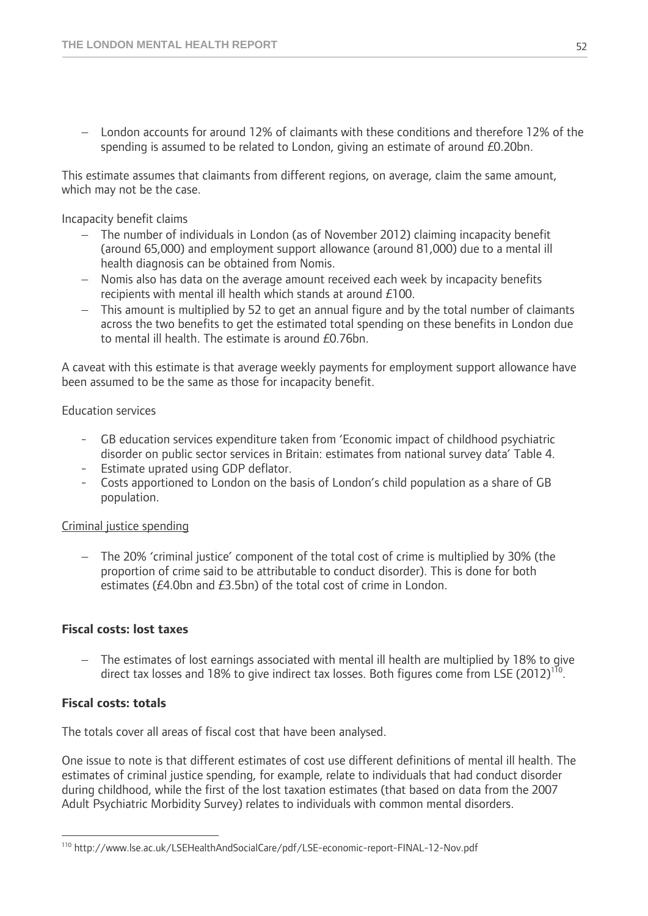- London accounts for around 12% of claimants with these conditions and therefore 12% of the spending is assumed to be related to London, giving an estimate of around £0.20bn.

This estimate assumes that claimants from different regions, on average, claim the same amount, which may not be the case.

Incapacity benefit claims

- The number of individuals in London (as of November 2012) claiming incapacity benefit (around 65,000) and employment support allowance (around 81,000) due to a mental ill health diagnosis can be obtained from Nomis.
- Nomis also has data on the average amount received each week by incapacity benefits recipients with mental ill health which stands at around £100.
- This amount is multiplied by 52 to get an annual figure and by the total number of claimants across the two benefits to get the estimated total spending on these benefits in London due to mental ill health. The estimate is around £0.76bn.

A caveat with this estimate is that average weekly payments for employment support allowance have been assumed to be the same as those for incapacity benefit.

Education services

- GB education services expenditure taken from 'Economic impact of childhood psychiatric disorder on public sector services in Britain: estimates from national survey data' Table 4.
- Estimate uprated using GDP deflator.
- Costs apportioned to London on the basis of London's child population as a share of GB population.

Criminal justice spending

- The 20% 'criminal justice' component of the total cost of crime is multiplied by 30% (the proportion of crime said to be attributable to conduct disorder). This is done for both estimates (£4.0bn and £3.5bn) of the total cost of crime in London.

**Fiscal costs: lost taxes**

- The estimates of lost earnings associated with mental ill health are multiplied by 18% to give direct tax losses and 18% to give indirect tax losses. Both figures come from LSE (2012)[110].

**Fiscal costs: totals**

The totals cover all areas of fiscal cost that have been analysed.

One issue to note is that different estimates of cost use different definitions of mental ill health. The estimates of criminal justice spending, for example, relate to individuals that had conduct disorder during childhood, while the first of the lost taxation estimates (that based on data from the 2007 Adult Psychiatric Morbidity Survey) relates to individuals with common mental disorders.

[110] http://www.lse.ac.uk/LSEHealthAndSocialCare/pdf/LSE-economic-report-FINAL-12-Nov.pdf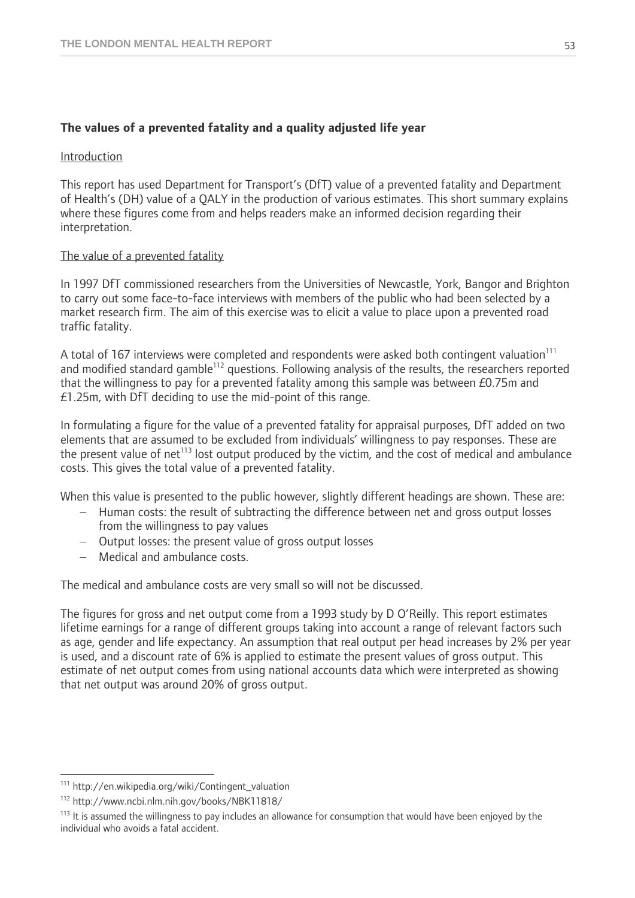## The values of a prevented fatality and a quality adjusted life year

Introduction

This report has used Department for Transport's (DfT) value of a prevented fatality and Department of Health's (DH) value of a QALY in the production of various estimates. This short summary explains where these figures come from and helps readers make an informed decision regarding their interpretation.

The value of a prevented fatality

In 1997 DfT commissioned researchers from the Universities of Newcastle, York, Bangor and Brighton to carry out some face-to-face interviews with members of the public who had been selected by a market research firm. The aim of this exercise was to elicit a value to place upon a prevented road traffic fatality.

A total of 167 interviews were completed and respondents were asked both contingent valuation[111] and modified standard gamble[112] questions. Following analysis of the results, the researchers reported that the willingness to pay for a prevented fatality among this sample was between £0.75m and £1.25m, with DfT deciding to use the mid-point of this range.

In formulating a figure for the value of a prevented fatality for appraisal purposes, DfT added on two elements that are assumed to be excluded from individuals' willingness to pay responses. These are the present value of net[113] lost output produced by the victim, and the cost of medical and ambulance costs. This gives the total value of a prevented fatality.

When this value is presented to the public however, slightly different headings are shown. These are:

- Human costs: the result of subtracting the difference between net and gross output losses from the willingness to pay values
- Output losses: the present value of gross output losses
- Medical and ambulance costs.

The medical and ambulance costs are very small so will not be discussed.

The figures for gross and net output come from a 1993 study by D O'Reilly. This report estimates lifetime earnings for a range of different groups taking into account a range of relevant factors such as age, gender and life expectancy. An assumption that real output per head increases by 2% per year is used, and a discount rate of 6% is applied to estimate the present values of gross output. This estimate of net output comes from using national accounts data which were interpreted as showing that net output was around 20% of gross output.

---

[111] http://en.wikipedia.org/wiki/Contingent_valuation

[112] http://www.ncbi.nlm.nih.gov/books/NBK11818/

[113] It is assumed the willingness to pay includes an allowance for consumption that would have been enjoyed by the individual who avoids a fatal accident.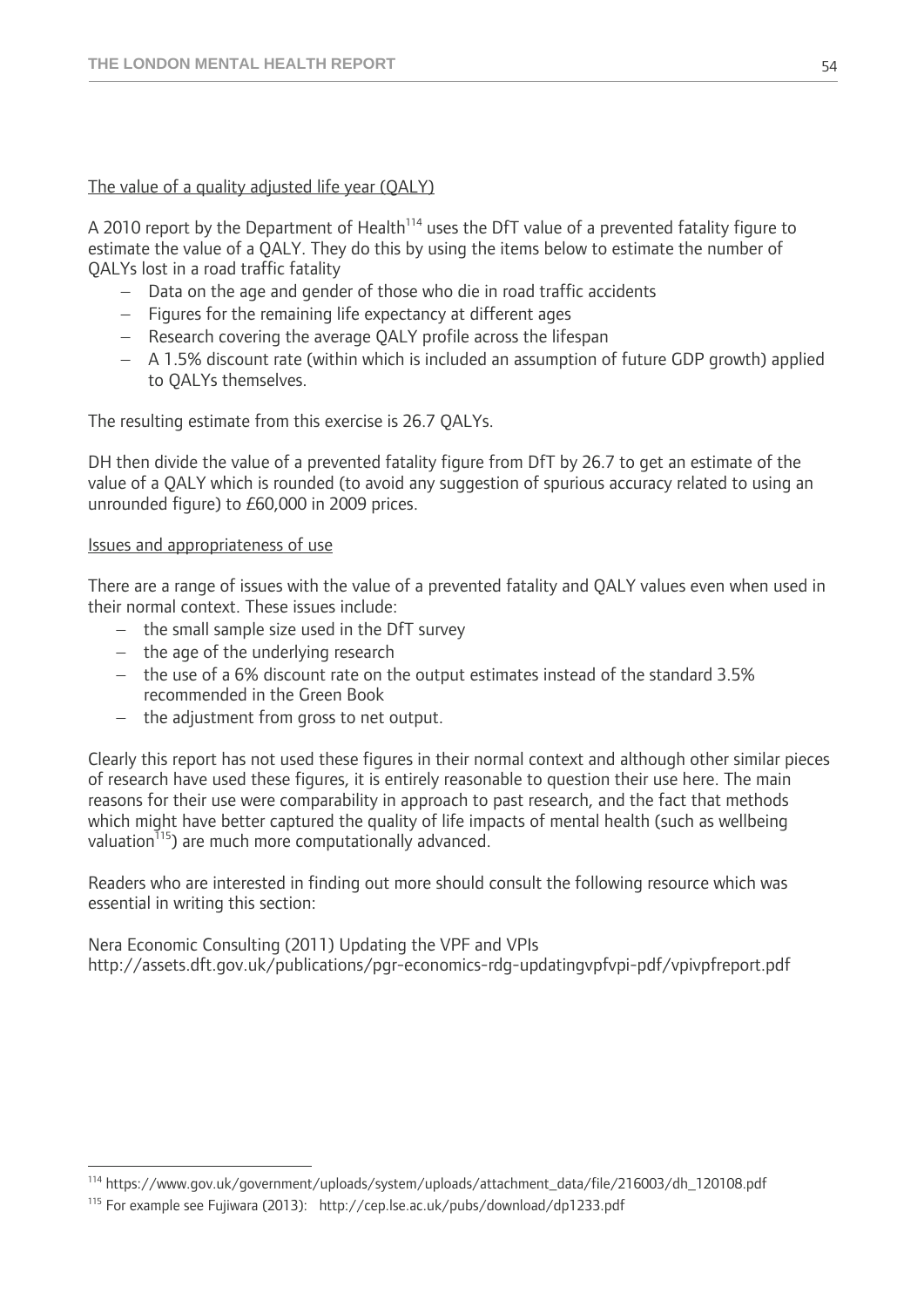The value of a quality adjusted life year (QALY)

A 2010 report by the Department of Health[114] uses the DfT value of a prevented fatality figure to estimate the value of a QALY. They do this by using the items below to estimate the number of QALYs lost in a road traffic fatality

- Data on the age and gender of those who die in road traffic accidents
- Figures for the remaining life expectancy at different ages
- Research covering the average QALY profile across the lifespan
- A 1.5% discount rate (within which is included an assumption of future GDP growth) applied to QALYs themselves.

The resulting estimate from this exercise is 26.7 QALYs.

DH then divide the value of a prevented fatality figure from DfT by 26.7 to get an estimate of the value of a QALY which is rounded (to avoid any suggestion of spurious accuracy related to using an unrounded figure) to £60,000 in 2009 prices.

Issues and appropriateness of use

There are a range of issues with the value of a prevented fatality and QALY values even when used in their normal context. These issues include:

- the small sample size used in the DfT survey
- the age of the underlying research
- the use of a 6% discount rate on the output estimates instead of the standard 3.5% recommended in the Green Book
- the adjustment from gross to net output.

Clearly this report has not used these figures in their normal context and although other similar pieces of research have used these figures, it is entirely reasonable to question their use here. The main reasons for their use were comparability in approach to past research, and the fact that methods which might have better captured the quality of life impacts of mental health (such as wellbeing valuation[115]) are much more computationally advanced.

Readers who are interested in finding out more should consult the following resource which was essential in writing this section:

Nera Economic Consulting (2011) Updating the VPF and VPIs
http://assets.dft.gov.uk/publications/pgr-economics-rdg-updatingvpfvpi-pdf/vpivpfreport.pdf

---

[114] https://www.gov.uk/government/uploads/system/uploads/attachment_data/file/216003/dh_120108.pdf

[115] For example see Fujiwara (2013): http://cep.lse.ac.uk/pubs/download/dp1233.pdf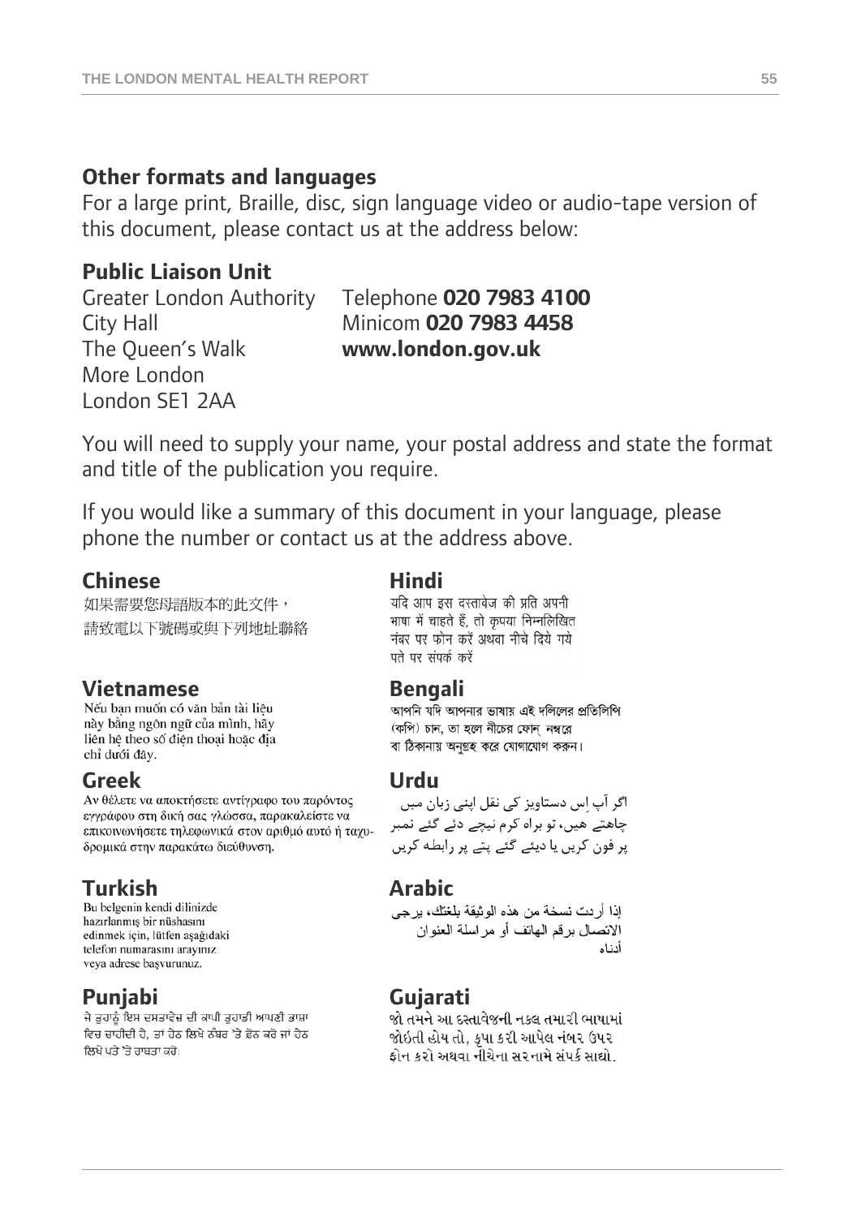## Other formats and languages

For a large print, Braille, disc, sign language video or audio-tape version of this document, please contact us at the address below:

**Public Liaison Unit**

Greater London Authority
City Hall
The Queen's Walk
More London
London SE1 2AA

Telephone **020 7983 4100**
Minicom **020 7983 4458**
**www.london.gov.uk**

You will need to supply your name, your postal address and state the format and title of the publication you require.

If you would like a summary of this document in your language, please phone the number or contact us at the address above.

### Chinese

如果需要您母語版本的此文件，
請致電以下號碼或與下列地址聯絡

### Vietnamese

Nếu bạn muốn có văn bản tài liệu này bằng ngôn ngữ của mình, hãy liên hệ theo số điện thoại hoặc địa chỉ dưới đây.

### Greek

Αν θέλετε να αποκτήσετε αντίγραφο του παρόντος εγγράφου στη δική σας γλώσσα, παρακαλείστε να επικοινωνήσετε τηλεφωνικά στον αριθμό αυτό ή ταχυδρομικά στην παρακάτω διεύθυνση.

### Turkish

Bu belgenin kendi dilinizde hazırlanmış bir nüshasını edinmek için, lütfen aşağıdaki telefon numarasını arayınız veya adrese başvurunuz.

### Punjabi

ਜੇ ਤੁਹਾਨੂੰ ਇਸ ਦਸਤਾਵੇਜ਼ ਦੀ ਕਾਪੀ ਤੁਹਾਡੀ ਆਪਣੀ ਭਾਸ਼ਾ ਵਿਚ ਚਾਹੀਦੀ ਹੈ, ਤਾਂ ਹੇਠ ਲਿਖੇ ਨੰਬਰ 'ਤੇ ਫ਼ੋਨ ਕਰੋ ਜਾਂ ਹੇਠ ਲਿਖੇ ਪਤੇ 'ਤੇ ਰਾਬਤਾ ਕਰੋ:

### Hindi

यदि आप इस दस्तावेज की प्रति अपनी भाषा में चाहते हैं, तो कृपया निम्नलिखित नंबर पर फोन करें अथवा नीचे दिये गये पते पर संपर्क करें

### Bengali

আপনি যদি আপনার ভাষায় এই দলিলের প্রতিলিপি (কপি) চান, তা হলে নীচের ফোন্ নম্বরে বা ঠিকানায় অনুগ্রহ করে যোগাযোগ করুন।

### Urdu

اگر آپ اِس دستاویز کی نقل اپنی زبان میں چاہتے ھیں، تو براہ کرم نیچے دئے گئے نمبر پر فون کریں یا دیئے گئے پتے پر رابطہ کریں

### Arabic

إذا أردت نسخة من هذه الوثيقة بلغتك، يرجى الاتصال برقم الهاتف أو مراسلة العنوان أدناه

### Gujarati

જો તમને આ દસ્તાવેજની નકલ તમારી ભાષામાં જોઈતી હોય તો, કૃપા કરી આપેલ નંબર ઉપર ફોન કરો અથવા નીચેના સરનામે સંપર્ક સાધો.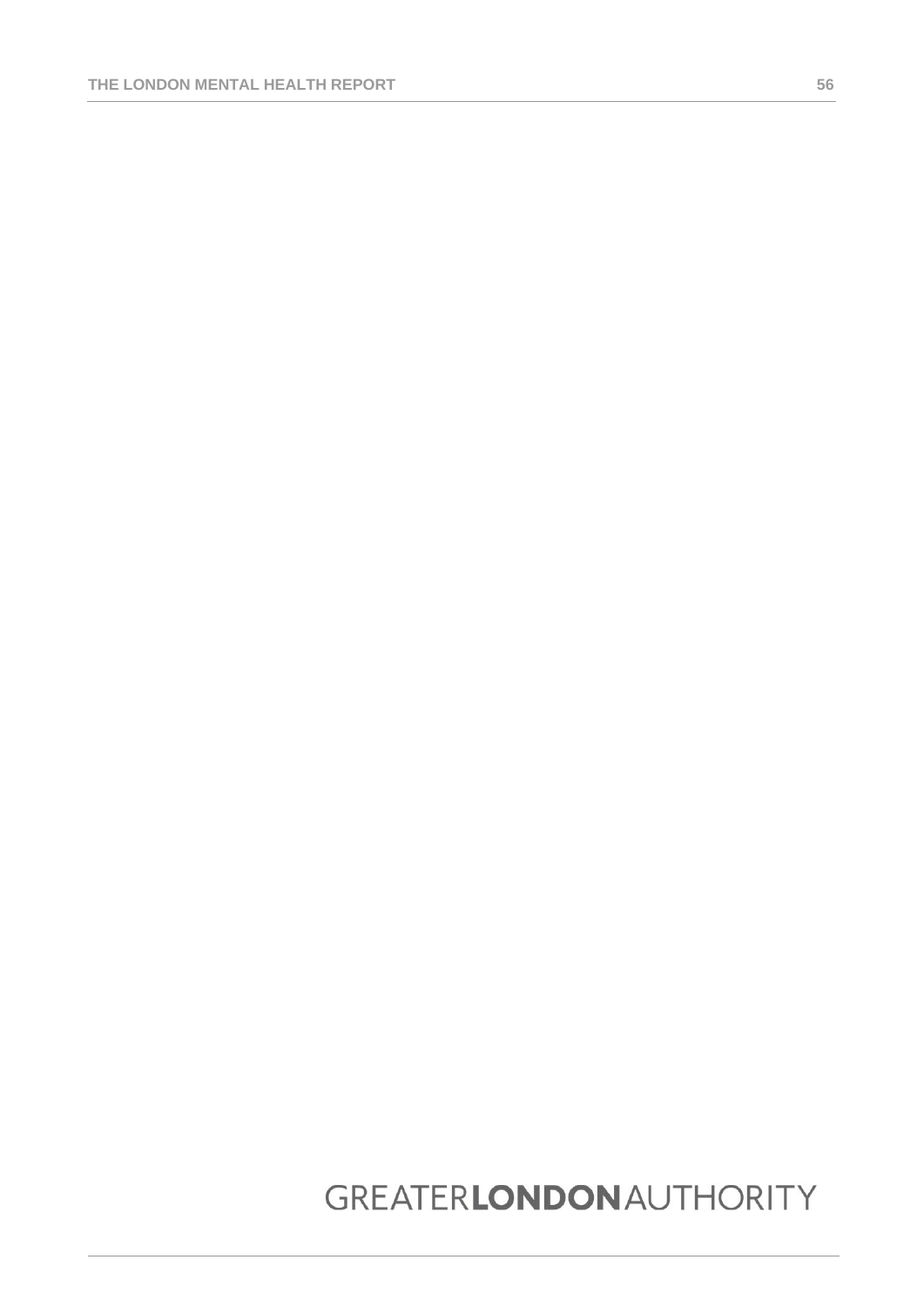GREATERLONDONAUTHORITY